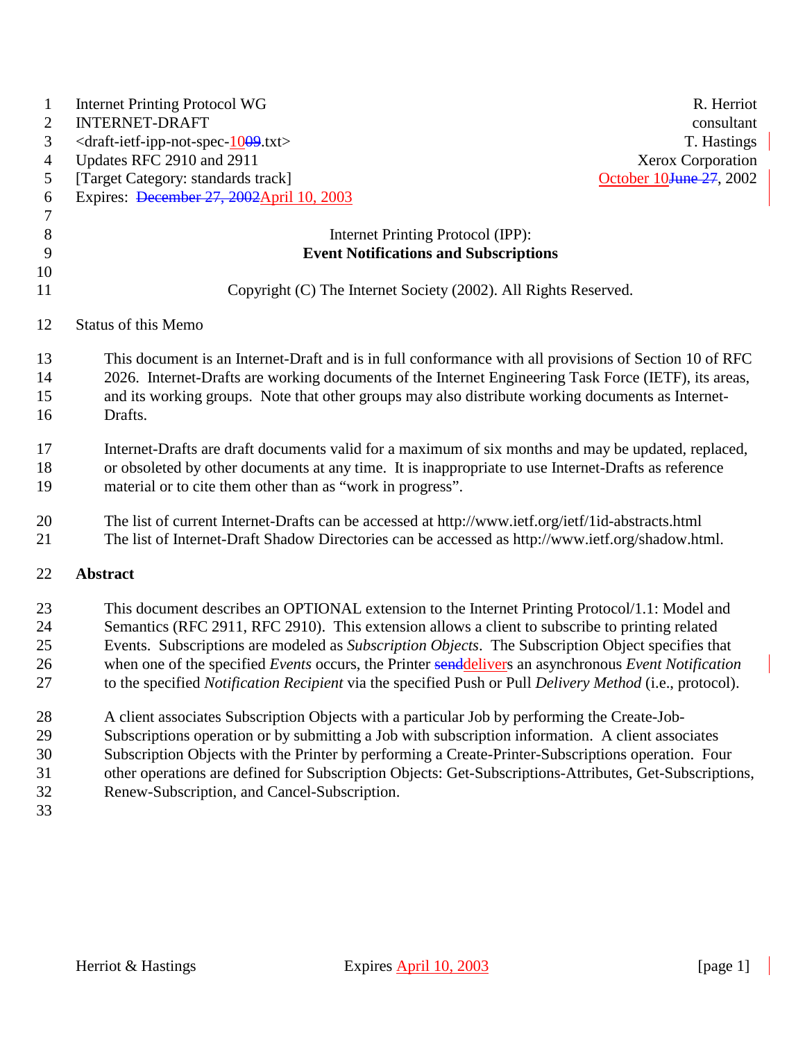Internet Printing Protocol WG R. Herriot
INTERNET-DRAFT consultant
<draft-ietf-ipp-not-spec-1009.txt> T. Hastings
Updates RFC 2910 and 2911 Xerox Corporation
[Target Category: standards track] October 10June 27, 2002
Expires: December 27, 2002April 10, 2003

Internet Printing Protocol (IPP):
**Event Notifications and Subscriptions**

Copyright (C) The Internet Society (2002). All Rights Reserved.

Status of this Memo

This document is an Internet-Draft and is in full conformance with all provisions of Section 10 of RFC 2026. Internet-Drafts are working documents of the Internet Engineering Task Force (IETF), its areas, and its working groups. Note that other groups may also distribute working documents as Internet-Drafts.

Internet-Drafts are draft documents valid for a maximum of six months and may be updated, replaced, or obsoleted by other documents at any time. It is inappropriate to use Internet-Drafts as reference material or to cite them other than as "work in progress".

The list of current Internet-Drafts can be accessed at http://www.ietf.org/ietf/1id-abstracts.html
The list of Internet-Draft Shadow Directories can be accessed as http://www.ietf.org/shadow.html.

## Abstract

This document describes an OPTIONAL extension to the Internet Printing Protocol/1.1: Model and Semantics (RFC 2911, RFC 2910). This extension allows a client to subscribe to printing related Events. Subscriptions are modeled as *Subscription Objects*. The Subscription Object specifies that when one of the specified *Events* occurs, the Printer senddelivers an asynchronous *Event Notification* to the specified *Notification Recipient* via the specified Push or Pull *Delivery Method* (i.e., protocol).

A client associates Subscription Objects with a particular Job by performing the Create-Job-Subscriptions operation or by submitting a Job with subscription information. A client associates Subscription Objects with the Printer by performing a Create-Printer-Subscriptions operation. Four other operations are defined for Subscription Objects: Get-Subscriptions-Attributes, Get-Subscriptions, Renew-Subscription, and Cancel-Subscription.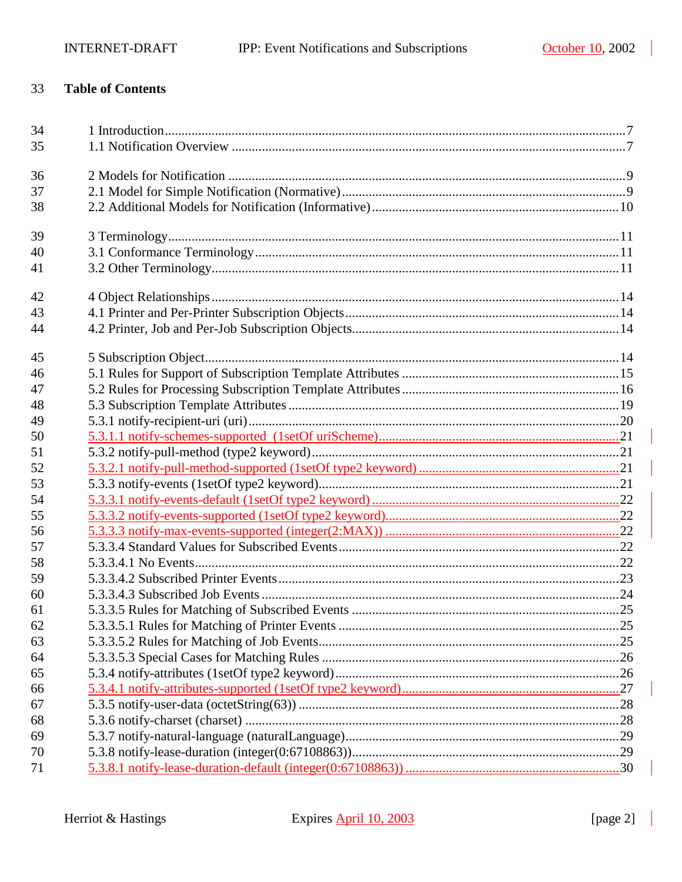## Table of Contents

1 Introduction.......................................................................................................................7
1.1 Notification Overview .....................................................................................................7

2 Models for Notification ......................................................................................................9
2.1 Model for Simple Notification (Normative).......................................................................9
2.2 Additional Models for Notification (Informative).............................................................10

3 Terminology......................................................................................................................11
3.1 Conformance Terminology.............................................................................................11
3.2 Other Terminology..........................................................................................................11

4 Object Relationships.........................................................................................................14
4.1 Printer and Per-Printer Subscription Objects...................................................................14
4.2 Printer, Job and Per-Job Subscription Objects.................................................................14

5 Subscription Object...........................................................................................................14
5.1 Rules for Support of Subscription Template Attributes ...................................................15
5.2 Rules for Processing Subscription Template Attributes ...................................................16
5.3 Subscription Template Attributes ...................................................................................19
5.3.1 notify-recipient-uri (uri)................................................................................................20
5.3.1.1 notify-schemes-supported (1setOf uriScheme).........................................................21
5.3.2 notify-pull-method (type2 keyword)...............................................................................21
5.3.2.1 notify-pull-method-supported (1setOf type2 keyword) ..............................................21
5.3.3 notify-events (1setOf type2 keyword).............................................................................21
5.3.3.1 notify-events-default (1setOf type2 keyword) ............................................................22
5.3.3.2 notify-events-supported (1setOf type2 keyword)........................................................22
5.3.3.3 notify-max-events-supported (integer(2:MAX)) ........................................................22
5.3.3.4 Standard Values for Subscribed Events.......................................................................22
5.3.3.4.1 No Events................................................................................................................22
5.3.3.4.2 Subscribed Printer Events........................................................................................23
5.3.3.4.3 Subscribed Job Events .............................................................................................24
5.3.3.5 Rules for Matching of Subscribed Events ..................................................................25
5.3.3.5.1 Rules for Matching of Printer Events .......................................................................25
5.3.3.5.2 Rules for Matching of Job Events.............................................................................25
5.3.3.5.3 Special Cases for Matching Rules ............................................................................26
5.3.4 notify-attributes (1setOf type2 keyword).......................................................................26
5.3.4.1 notify-attributes-supported (1setOf type2 keyword)...................................................27
5.3.5 notify-user-data (octetString(63)) ..................................................................................28
5.3.6 notify-charset (charset) .................................................................................................28
5.3.7 notify-natural-language (naturalLanguage)....................................................................29
5.3.8 notify-lease-duration (integer(0:67108863))...................................................................29
5.3.8.1 notify-lease-duration-default (integer(0:67108863)) ...................................................30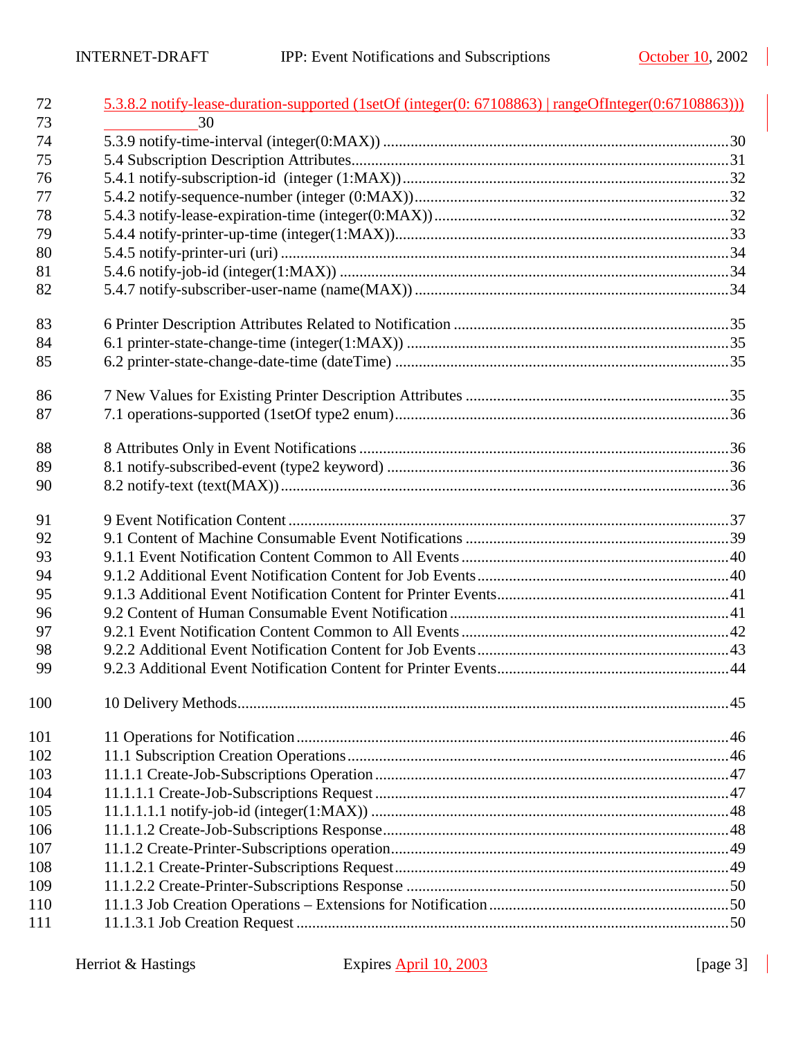72 5.3.8.2 notify-lease-duration-supported (1setOf (integer(0: 67108863) | rangeOfInteger(0:67108863)))
73 30
74 5.3.9 notify-time-interval (integer(0:MAX)) ........................................................................30
75 5.4 Subscription Description Attributes.................................................................................31
76 5.4.1 notify-subscription-id (integer (1:MAX))...................................................................32
77 5.4.2 notify-sequence-number (integer (0:MAX))................................................................32
78 5.4.3 notify-lease-expiration-time (integer(0:MAX))...........................................................32
79 5.4.4 notify-printer-up-time (integer(1:MAX))....................................................................33
80 5.4.5 notify-printer-uri (uri) .................................................................................................34
81 5.4.6 notify-job-id (integer(1:MAX)) ..................................................................................34
82 5.4.7 notify-subscriber-user-name (name(MAX)) ...............................................................34

83 6 Printer Description Attributes Related to Notification ......................................................35
84 6.1 printer-state-change-time (integer(1:MAX)) .................................................................35
85 6.2 printer-state-change-date-time (dateTime) ....................................................................35

86 7 New Values for Existing Printer Description Attributes ..................................................35
87 7.1 operations-supported (1setOf type2 enum)....................................................................36

88 8 Attributes Only in Event Notifications .............................................................................36
89 8.1 notify-subscribed-event (type2 keyword) ......................................................................36
90 8.2 notify-text (text(MAX))................................................................................................36

91 9 Event Notification Content ................................................................................................37
92 9.1 Content of Machine Consumable Event Notifications ..................................................39
93 9.1.1 Event Notification Content Common to All Events ...................................................40
94 9.1.2 Additional Event Notification Content for Job Events...............................................40
95 9.1.3 Additional Event Notification Content for Printer Events..........................................41
96 9.2 Content of Human Consumable Event Notification ......................................................41
97 9.2.1 Event Notification Content Common to All Events ...................................................42
98 9.2.2 Additional Event Notification Content for Job Events...............................................43
99 9.2.3 Additional Event Notification Content for Printer Events..........................................44

100 10 Delivery Methods............................................................................................................45

101 11 Operations for Notification............................................................................................46
102 11.1 Subscription Creation Operations................................................................................46
103 11.1.1 Create-Job-Subscriptions Operation .........................................................................47
104 11.1.1.1 Create-Job-Subscriptions Request .........................................................................47
105 11.1.1.1.1 notify-job-id (integer(1:MAX)) ..........................................................................48
106 11.1.1.2 Create-Job-Subscriptions Response.......................................................................48
107 11.1.2 Create-Printer-Subscriptions operation.....................................................................49
108 11.1.2.1 Create-Printer-Subscriptions Request....................................................................49
109 11.1.2.2 Create-Printer-Subscriptions Response .................................................................50
110 11.1.3 Job Creation Operations – Extensions for Notification............................................50
111 11.1.3.1 Job Creation Request ............................................................................................50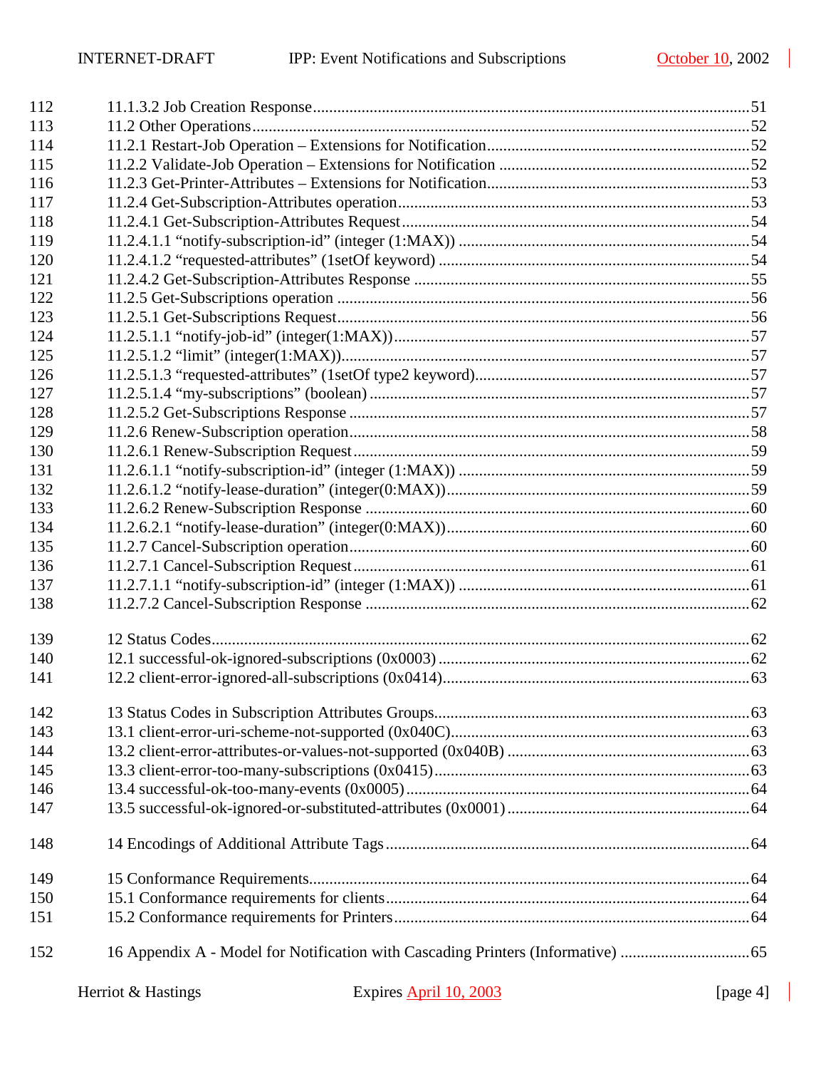112 11.1.3.2 Job Creation Response...........................................................................................................51
113 11.2 Other Operations..........................................................................................................................52
114 11.2.1 Restart-Job Operation – Extensions for Notification.................................................................52
115 11.2.2 Validate-Job Operation – Extensions for Notification ..............................................................52
116 11.2.3 Get-Printer-Attributes – Extensions for Notification.................................................................53
117 11.2.4 Get-Subscription-Attributes operation.......................................................................................53
118 11.2.4.1 Get-Subscription-Attributes Request.....................................................................................54
119 11.2.4.1.1 “notify-subscription-id” (integer (1:MAX)) .......................................................................54
120 11.2.4.1.2 “requested-attributes” (1setOf keyword) .............................................................................54
121 11.2.4.2 Get-Subscription-Attributes Response .................................................................................55
122 11.2.5 Get-Subscriptions operation .....................................................................................................56
123 11.2.5.1 Get-Subscriptions Request.....................................................................................................56
124 11.2.5.1.1 “notify-job-id” (integer(1:MAX))........................................................................................57
125 11.2.5.1.2 “limit” (integer(1:MAX))......................................................................................................57
126 11.2.5.1.3 “requested-attributes” (1setOf type2 keyword)....................................................................57
127 11.2.5.1.4 “my-subscriptions” (boolean) ..............................................................................................57
128 11.2.5.2 Get-Subscriptions Response ..................................................................................................57
129 11.2.6 Renew-Subscription operation..................................................................................................58
130 11.2.6.1 Renew-Subscription Request.................................................................................................59
131 11.2.6.1.1 “notify-subscription-id” (integer (1:MAX)) .......................................................................59
132 11.2.6.1.2 “notify-lease-duration” (integer(0:MAX))..........................................................................59
133 11.2.6.2 Renew-Subscription Response .............................................................................................60
134 11.2.6.2.1 “notify-lease-duration” (integer(0:MAX))..........................................................................60
135 11.2.7 Cancel-Subscription operation..................................................................................................60
136 11.2.7.1 Cancel-Subscription Request.................................................................................................61
137 11.2.7.1.1 “notify-subscription-id” (integer (1:MAX)) .......................................................................61
138 11.2.7.2 Cancel-Subscription Response ..............................................................................................62

139 12 Status Codes....................................................................................................................................62
140 12.1 successful-ok-ignored-subscriptions (0x0003) ...........................................................................62
141 12.2 client-error-ignored-all-subscriptions (0x0414)...........................................................................63

142 13 Status Codes in Subscription Attributes Groups.............................................................................63
143 13.1 client-error-uri-scheme-not-supported (0x040C).........................................................................63
144 13.2 client-error-attributes-or-values-not-supported (0x040B) ...........................................................63
145 13.3 client-error-too-many-subscriptions (0x0415).............................................................................63
146 13.4 successful-ok-too-many-events (0x0005)....................................................................................64
147 13.5 successful-ok-ignored-or-substituted-attributes (0x0001)...........................................................64

148 14 Encodings of Additional Attribute Tags..........................................................................................64

149 15 Conformance Requirements............................................................................................................64
150 15.1 Conformance requirements for clients.........................................................................................64
151 15.2 Conformance requirements for Printers.......................................................................................64

152 16 Appendix A - Model for Notification with Cascading Printers (Informative) ................................65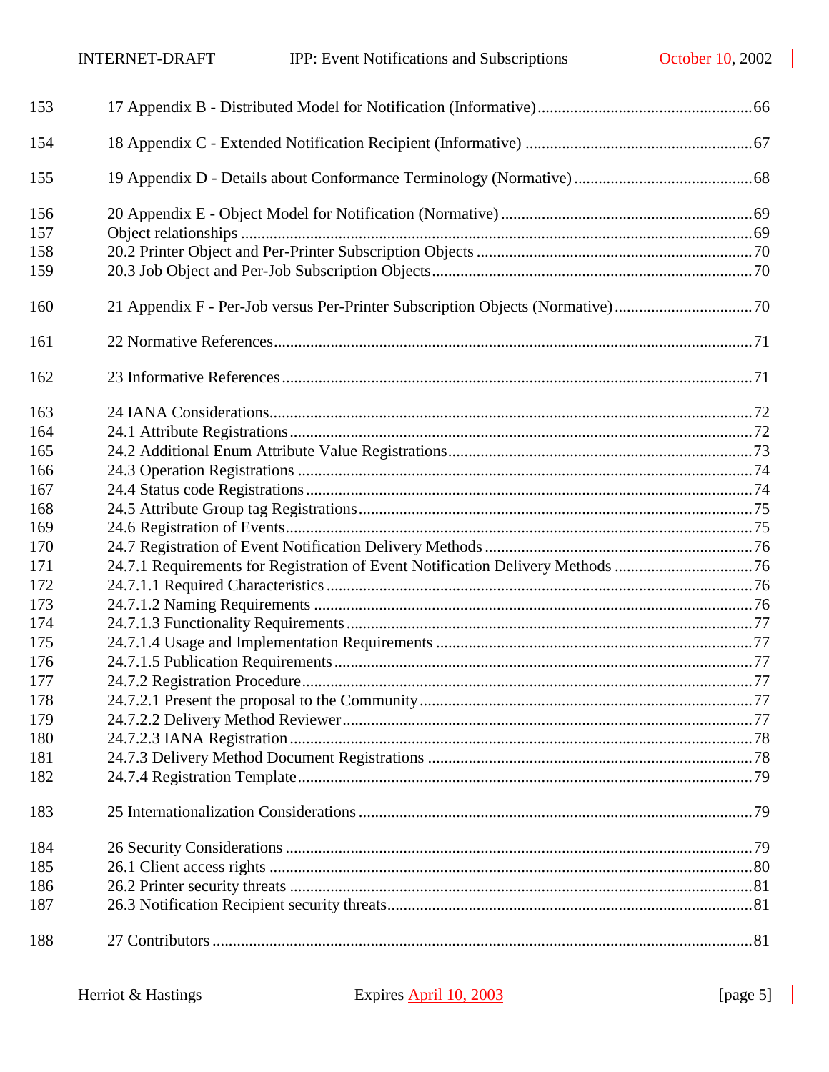153 17 Appendix B - Distributed Model for Notification (Informative)....................................................66

154 18 Appendix C - Extended Notification Recipient (Informative) .......................................................67

155 19 Appendix D - Details about Conformance Terminology (Normative)............................................68

156 20 Appendix E - Object Model for Notification (Normative) .............................................................69
157 Object relationships ..............................................................................................................................69
158 20.2 Printer Object and Per-Printer Subscription Objects ...................................................................70
159 20.3 Job Object and Per-Job Subscription Objects...............................................................................70

160 21 Appendix F - Per-Job versus Per-Printer Subscription Objects (Normative)..................................70

161 22 Normative References.....................................................................................................................71

162 23 Informative References...................................................................................................................71

163 24 IANA Considerations......................................................................................................................72
164 24.1 Attribute Registrations................................................................................................................72
165 24.2 Additional Enum Attribute Value Registrations..........................................................................73
166 24.3 Operation Registrations ...............................................................................................................74
167 24.4 Status code Registrations.............................................................................................................74
168 24.5 Attribute Group tag Registrations................................................................................................75
169 24.6 Registration of Events..................................................................................................................75
170 24.7 Registration of Event Notification Delivery Methods.................................................................76
171 24.7.1 Requirements for Registration of Event Notification Delivery Methods ..................................76
172 24.7.1.1 Required Characteristics .........................................................................................................76
173 24.7.1.2 Naming Requirements ............................................................................................................76
174 24.7.1.3 Functionality Requirements....................................................................................................77
175 24.7.1.4 Usage and Implementation Requirements ..............................................................................77
176 24.7.1.5 Publication Requirements.......................................................................................................77
177 24.7.2 Registration Procedure..............................................................................................................77
178 24.7.2.1 Present the proposal to the Community..................................................................................77
179 24.7.2.2 Delivery Method Reviewer.....................................................................................................77
180 24.7.2.3 IANA Registration .................................................................................................................78
181 24.7.3 Delivery Method Document Registrations ................................................................................78
182 24.7.4 Registration Template................................................................................................................79

183 25 Internationalization Considerations ................................................................................................79

184 26 Security Considerations ..................................................................................................................79
185 26.1 Client access rights ......................................................................................................................80
186 26.2 Printer security threats ..................................................................................................................81
187 26.3 Notification Recipient security threats..........................................................................................81

188 27 Contributors ....................................................................................................................................81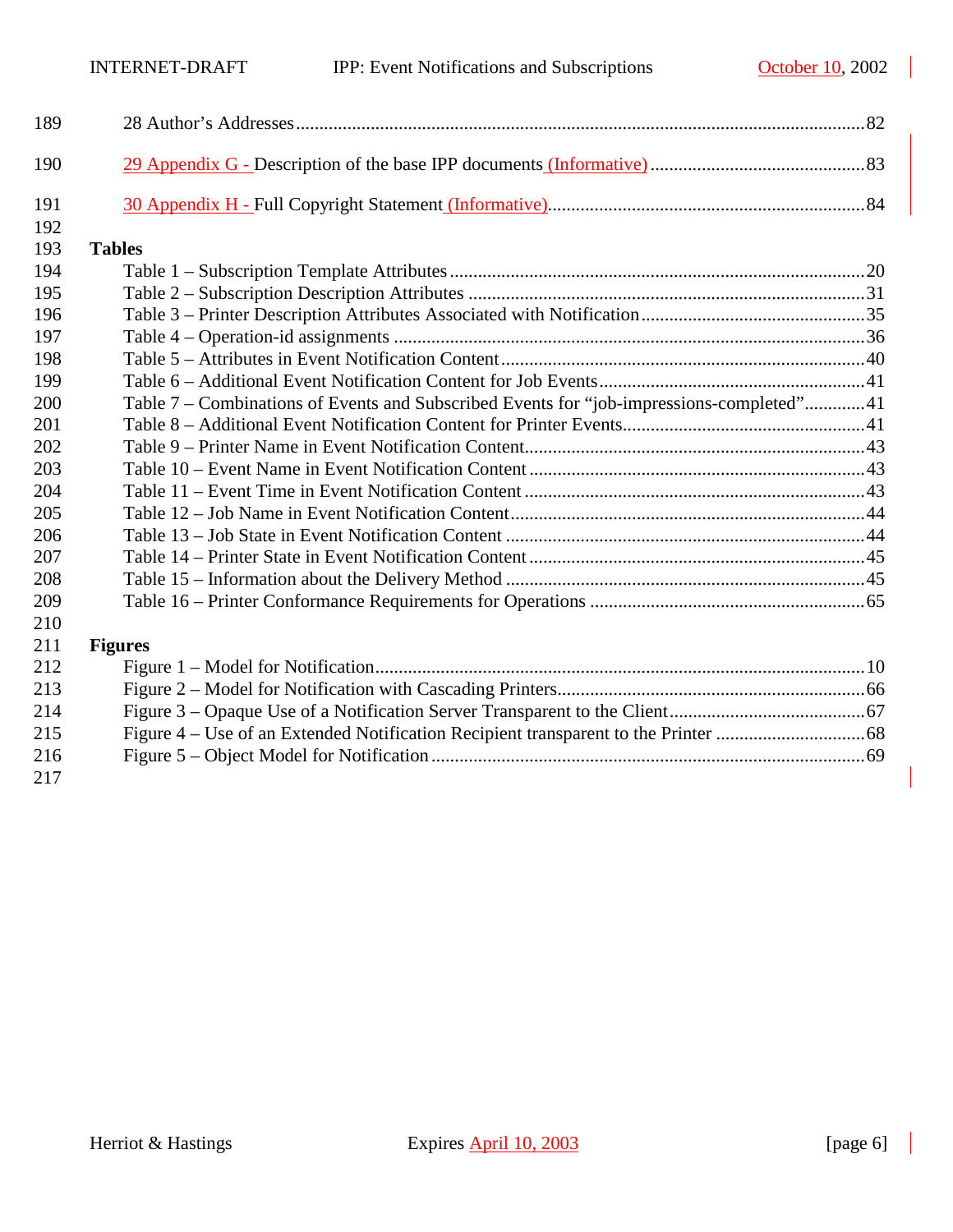28 Author's Addresses.......................................................................................................................82

29 Appendix G - Description of the base IPP documents (Informative) ............................................83

30 Appendix H - Full Copyright Statement (Informative)..................................................................84

**Tables**

Table 1 – Subscription Template Attributes........................................................................................20
Table 2 – Subscription Description Attributes ....................................................................................31
Table 3 – Printer Description Attributes Associated with Notification...............................................35
Table 4 – Operation-id assignments ...................................................................................................36
Table 5 – Attributes in Event Notification Content............................................................................40
Table 6 – Additional Event Notification Content for Job Events.......................................................41
Table 7 – Combinations of Events and Subscribed Events for "job-impressions-completed".............41
Table 8 – Additional Event Notification Content for Printer Events..................................................41
Table 9 – Printer Name in Event Notification Content.......................................................................43
Table 10 – Event Name in Event Notification Content ......................................................................43
Table 11 – Event Time in Event Notification Content .......................................................................43
Table 12 – Job Name in Event Notification Content..........................................................................44
Table 13 – Job State in Event Notification Content ...........................................................................44
Table 14 – Printer State in Event Notification Content.......................................................................45
Table 15 – Information about the Delivery Method ...........................................................................45
Table 16 – Printer Conformance Requirements for Operations .........................................................65

**Figures**

Figure 1 – Model for Notification.......................................................................................................10
Figure 2 – Model for Notification with Cascading Printers................................................................66
Figure 3 – Opaque Use of a Notification Server Transparent to the Client.........................................67
Figure 4 – Use of an Extended Notification Recipient transparent to the Printer ...............................68
Figure 5 – Object Model for Notification...........................................................................................69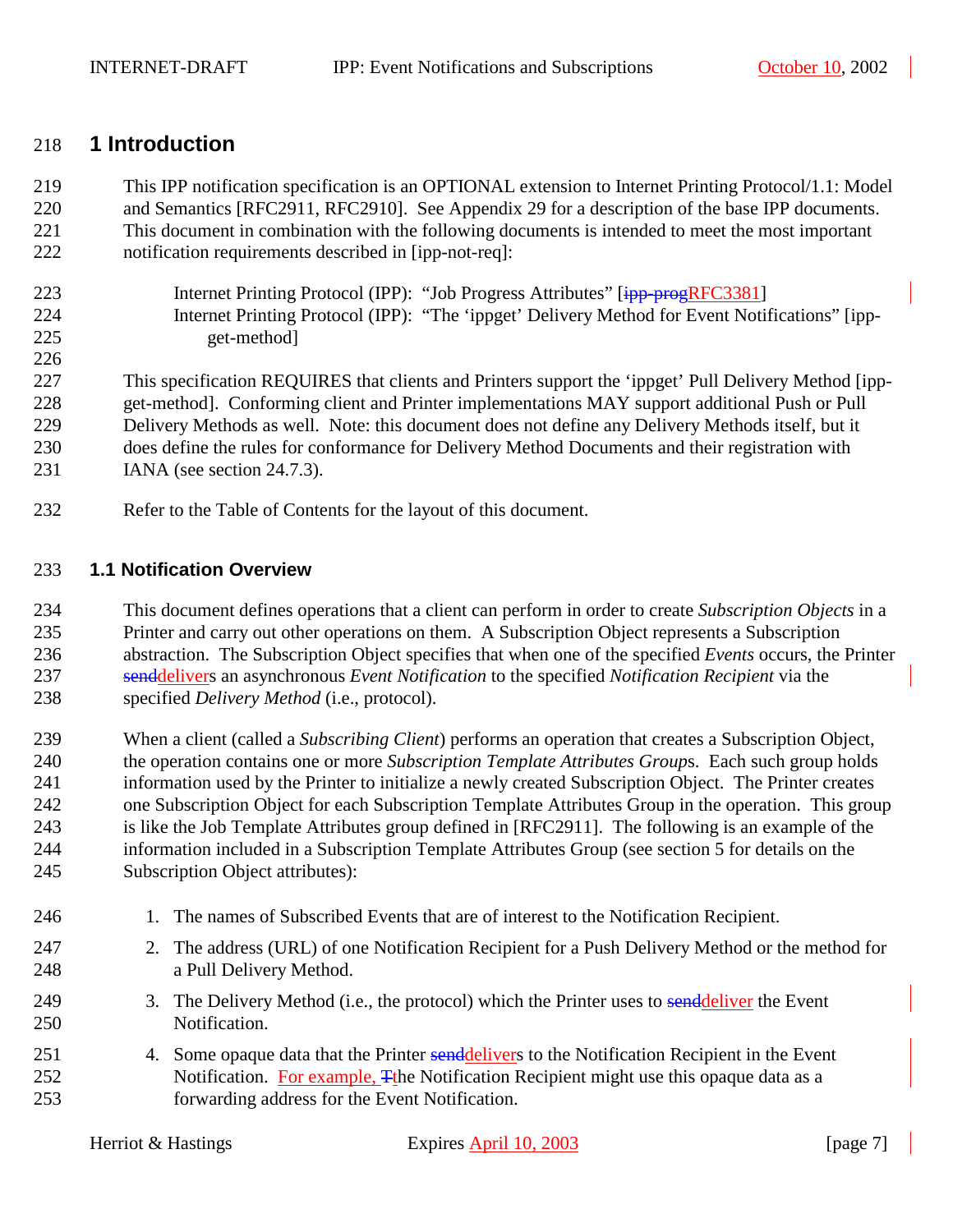# 1 Introduction

This IPP notification specification is an OPTIONAL extension to Internet Printing Protocol/1.1: Model and Semantics [RFC2911, RFC2910]. See Appendix 29 for a description of the base IPP documents. This document in combination with the following documents is intended to meet the most important notification requirements described in [ipp-not-req]:

> Internet Printing Protocol (IPP): "Job Progress Attributes" [~~ipp-prog~~RFC3381]
>
> Internet Printing Protocol (IPP): "The 'ippget' Delivery Method for Event Notifications" [ipp-get-method]

This specification REQUIRES that clients and Printers support the 'ippget' Pull Delivery Method [ipp-get-method]. Conforming client and Printer implementations MAY support additional Push or Pull Delivery Methods as well. Note: this document does not define any Delivery Methods itself, but it does define the rules for conformance for Delivery Method Documents and their registration with IANA (see section 24.7.3).

Refer to the Table of Contents for the layout of this document.

## 1.1 Notification Overview

This document defines operations that a client can perform in order to create *Subscription Objects* in a Printer and carry out other operations on them. A Subscription Object represents a Subscription abstraction. The Subscription Object specifies that when one of the specified *Events* occurs, the Printer ~~send~~delivers an asynchronous *Event Notification* to the specified *Notification Recipient* via the specified *Delivery Method* (i.e., protocol).

When a client (called a *Subscribing Client*) performs an operation that creates a Subscription Object, the operation contains one or more *Subscription Template Attributes Groups*. Each such group holds information used by the Printer to initialize a newly created Subscription Object. The Printer creates one Subscription Object for each Subscription Template Attributes Group in the operation. This group is like the Job Template Attributes group defined in [RFC2911]. The following is an example of the information included in a Subscription Template Attributes Group (see section 5 for details on the Subscription Object attributes):

1. The names of Subscribed Events that are of interest to the Notification Recipient.
2. The address (URL) of one Notification Recipient for a Push Delivery Method or the method for a Pull Delivery Method.
3. The Delivery Method (i.e., the protocol) which the Printer uses to ~~send~~deliver the Event Notification.
4. Some opaque data that the Printer ~~send~~delivers to the Notification Recipient in the Event Notification. For example, ~~T~~the Notification Recipient might use this opaque data as a forwarding address for the Event Notification.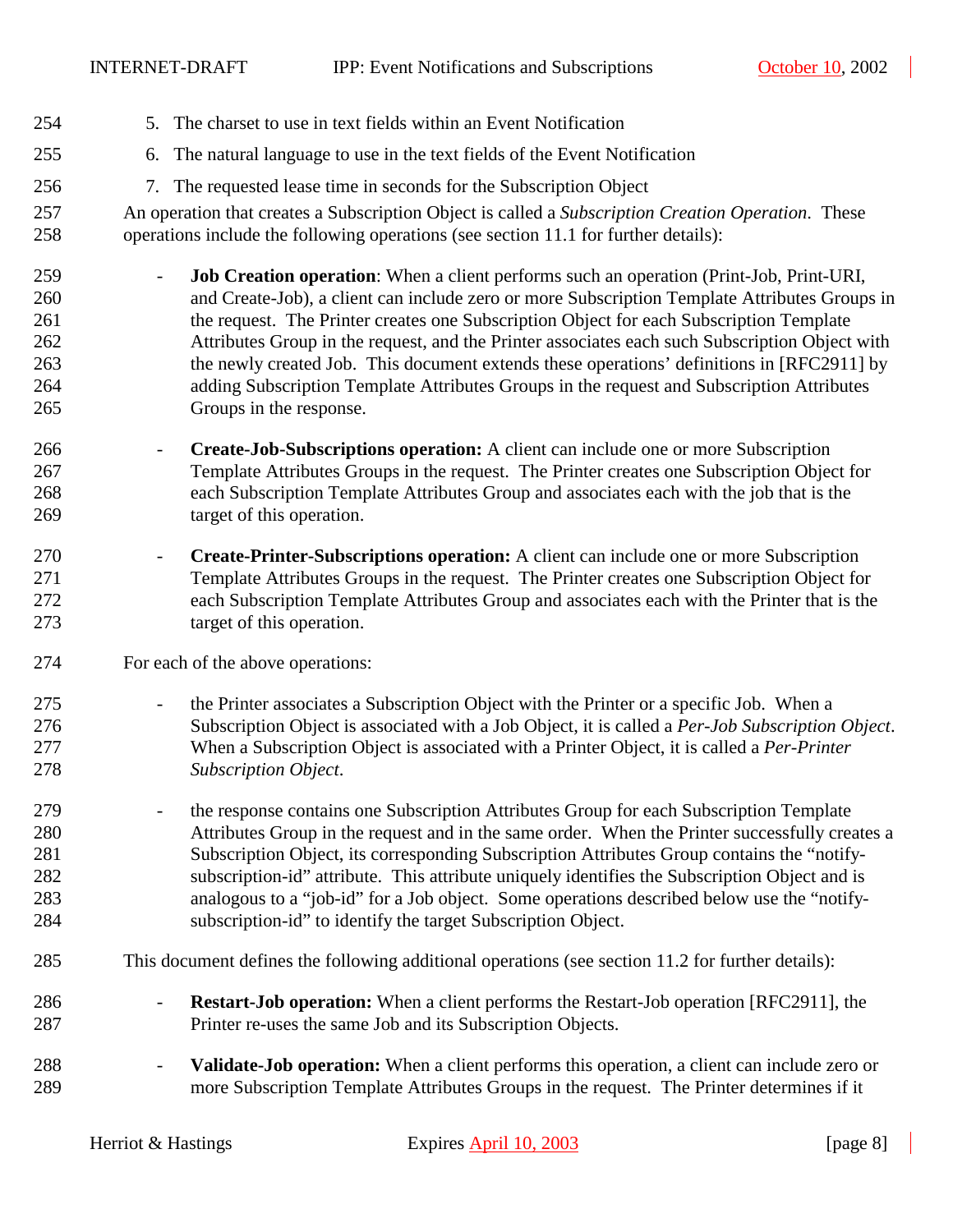5. The charset to use in text fields within an Event Notification
6. The natural language to use in the text fields of the Event Notification
7. The requested lease time in seconds for the Subscription Object

An operation that creates a Subscription Object is called a *Subscription Creation Operation*. These operations include the following operations (see section 11.1 for further details):

- **Job Creation operation**: When a client performs such an operation (Print-Job, Print-URI, and Create-Job), a client can include zero or more Subscription Template Attributes Groups in the request. The Printer creates one Subscription Object for each Subscription Template Attributes Group in the request, and the Printer associates each such Subscription Object with the newly created Job. This document extends these operations' definitions in [RFC2911] by adding Subscription Template Attributes Groups in the request and Subscription Attributes Groups in the response.

- **Create-Job-Subscriptions operation:** A client can include one or more Subscription Template Attributes Groups in the request. The Printer creates one Subscription Object for each Subscription Template Attributes Group and associates each with the job that is the target of this operation.

- **Create-Printer-Subscriptions operation:** A client can include one or more Subscription Template Attributes Groups in the request. The Printer creates one Subscription Object for each Subscription Template Attributes Group and associates each with the Printer that is the target of this operation.

For each of the above operations:

- the Printer associates a Subscription Object with the Printer or a specific Job. When a Subscription Object is associated with a Job Object, it is called a *Per-Job Subscription Object*. When a Subscription Object is associated with a Printer Object, it is called a *Per-Printer Subscription Object*.

- the response contains one Subscription Attributes Group for each Subscription Template Attributes Group in the request and in the same order. When the Printer successfully creates a Subscription Object, its corresponding Subscription Attributes Group contains the "notify-subscription-id" attribute. This attribute uniquely identifies the Subscription Object and is analogous to a "job-id" for a Job object. Some operations described below use the "notify-subscription-id" to identify the target Subscription Object.

This document defines the following additional operations (see section 11.2 for further details):

- **Restart-Job operation:** When a client performs the Restart-Job operation [RFC2911], the Printer re-uses the same Job and its Subscription Objects.

- **Validate-Job operation:** When a client performs this operation, a client can include zero or more Subscription Template Attributes Groups in the request. The Printer determines if it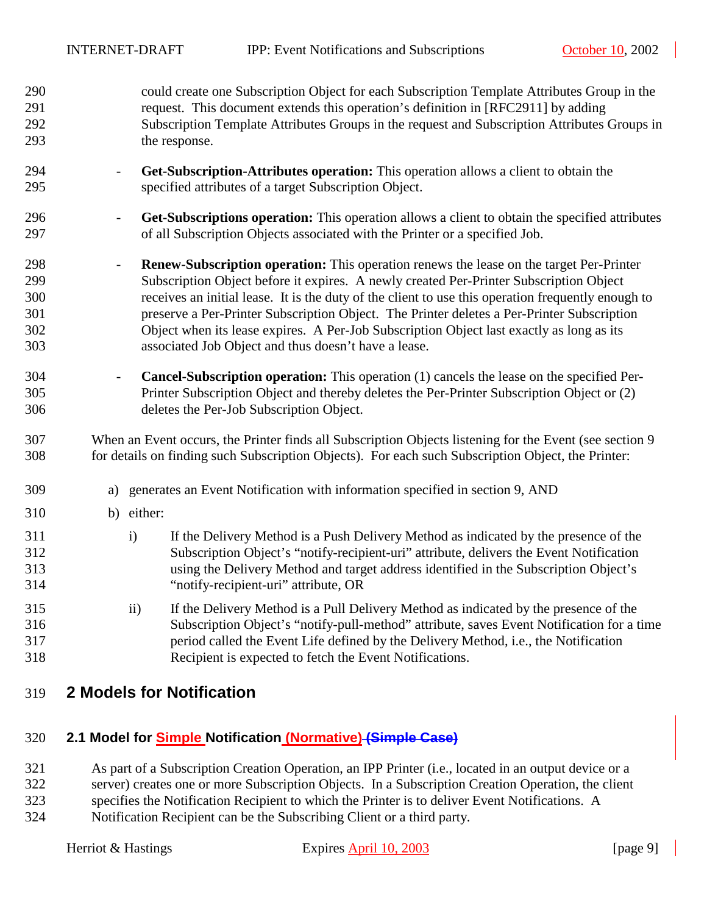could create one Subscription Object for each Subscription Template Attributes Group in the request. This document extends this operation's definition in [RFC2911] by adding Subscription Template Attributes Groups in the request and Subscription Attributes Groups in the response.

- **Get-Subscription-Attributes operation:** This operation allows a client to obtain the specified attributes of a target Subscription Object.

- **Get-Subscriptions operation:** This operation allows a client to obtain the specified attributes of all Subscription Objects associated with the Printer or a specified Job.

- **Renew-Subscription operation:** This operation renews the lease on the target Per-Printer Subscription Object before it expires. A newly created Per-Printer Subscription Object receives an initial lease. It is the duty of the client to use this operation frequently enough to preserve a Per-Printer Subscription Object. The Printer deletes a Per-Printer Subscription Object when its lease expires. A Per-Job Subscription Object last exactly as long as its associated Job Object and thus doesn't have a lease.

- **Cancel-Subscription operation:** This operation (1) cancels the lease on the specified Per-Printer Subscription Object and thereby deletes the Per-Printer Subscription Object or (2) deletes the Per-Job Subscription Object.

When an Event occurs, the Printer finds all Subscription Objects listening for the Event (see section 9 for details on finding such Subscription Objects). For each such Subscription Object, the Printer:

a) generates an Event Notification with information specified in section 9, AND

b) either:

   i) If the Delivery Method is a Push Delivery Method as indicated by the presence of the Subscription Object's "notify-recipient-uri" attribute, delivers the Event Notification using the Delivery Method and target address identified in the Subscription Object's "notify-recipient-uri" attribute, OR

   ii) If the Delivery Method is a Pull Delivery Method as indicated by the presence of the Subscription Object's "notify-pull-method" attribute, saves Event Notification for a time period called the Event Life defined by the Delivery Method, i.e., the Notification Recipient is expected to fetch the Event Notifications.

# 2 Models for Notification

## 2.1 Model for Simple Notification (Normative) ~~(Simple Case)~~

As part of a Subscription Creation Operation, an IPP Printer (i.e., located in an output device or a server) creates one or more Subscription Objects. In a Subscription Creation Operation, the client specifies the Notification Recipient to which the Printer is to deliver Event Notifications. A Notification Recipient can be the Subscribing Client or a third party.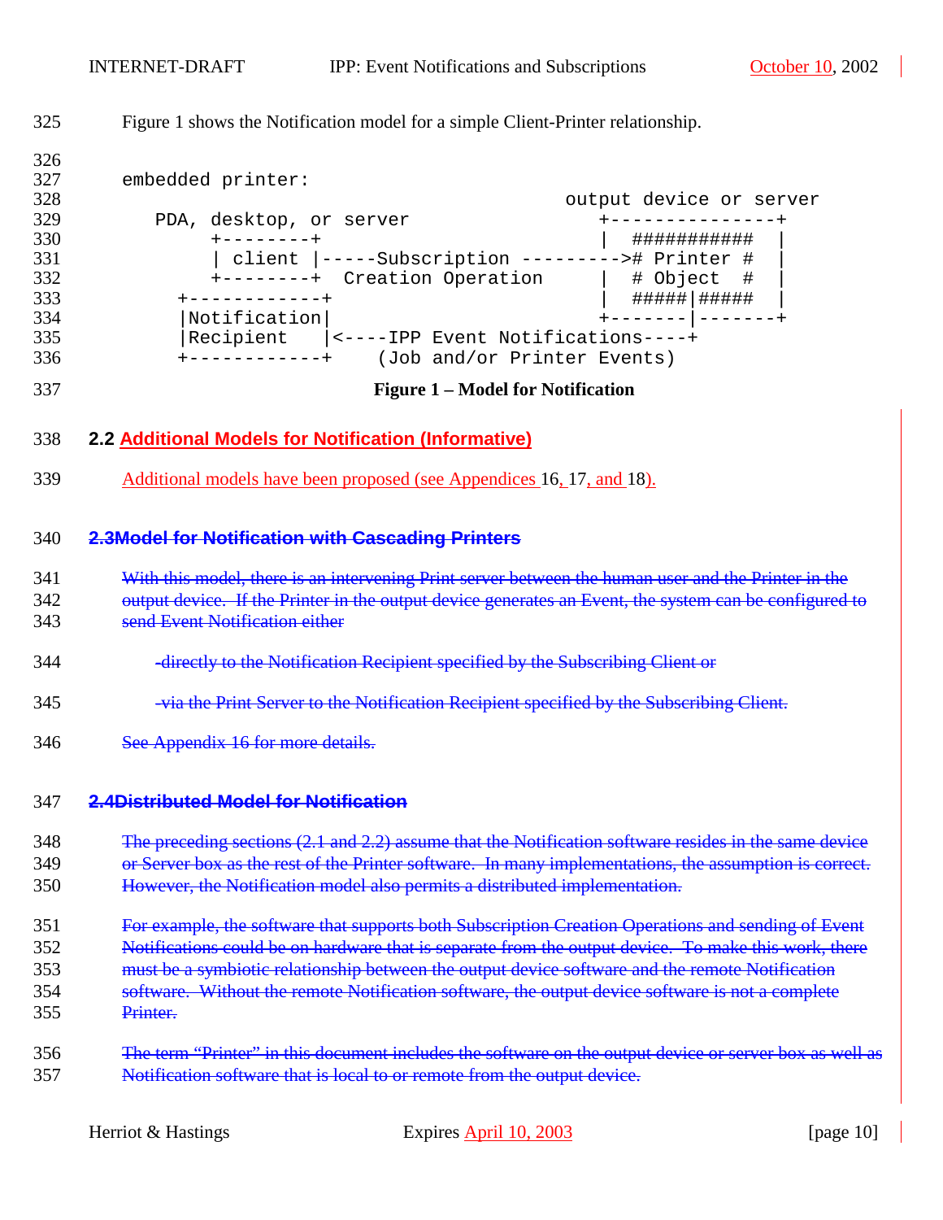Figure 1 shows the Notification model for a simple Client-Printer relationship.

```
embedded printer:
                                                output device or server
   PDA, desktop, or server                        +---------------+
        +--------+                                |  ###########  |
        | client |-----Subscription --------->#  Printer #  |
        +--------+  Creation Operation            |  # Object  #  |
     +------------+                               |  #####|#####  |
     |Notification|                               +-------|-------+
     |Recipient   |<----IPP Event Notifications----+
     +------------+    (Job and/or Printer Events)
```

**Figure 1 – Model for Notification**

## 2.2 Additional Models for Notification (Informative)

Additional models have been proposed (see Appendices 16, 17, and 18).

## ~~2.3 Model for Notification with Cascading Printers~~

~~With this model, there is an intervening Print server between the human user and the Printer in the output device. If the Printer in the output device generates an Event, the system can be configured to send Event Notification either~~

- ~~directly to the Notification Recipient specified by the Subscribing Client or~~
- ~~via the Print Server to the Notification Recipient specified by the Subscribing Client.~~

~~See Appendix 16 for more details.~~

## ~~2.4 Distributed Model for Notification~~

~~The preceding sections (2.1 and 2.2) assume that the Notification software resides in the same device or Server box as the rest of the Printer software. In many implementations, the assumption is correct. However, the Notification model also permits a distributed implementation.~~

~~For example, the software that supports both Subscription Creation Operations and sending of Event Notifications could be on hardware that is separate from the output device. To make this work, there must be a symbiotic relationship between the output device software and the remote Notification software. Without the remote Notification software, the output device software is not a complete Printer.~~

~~The term "Printer" in this document includes the software on the output device or server box as well as Notification software that is local to or remote from the output device.~~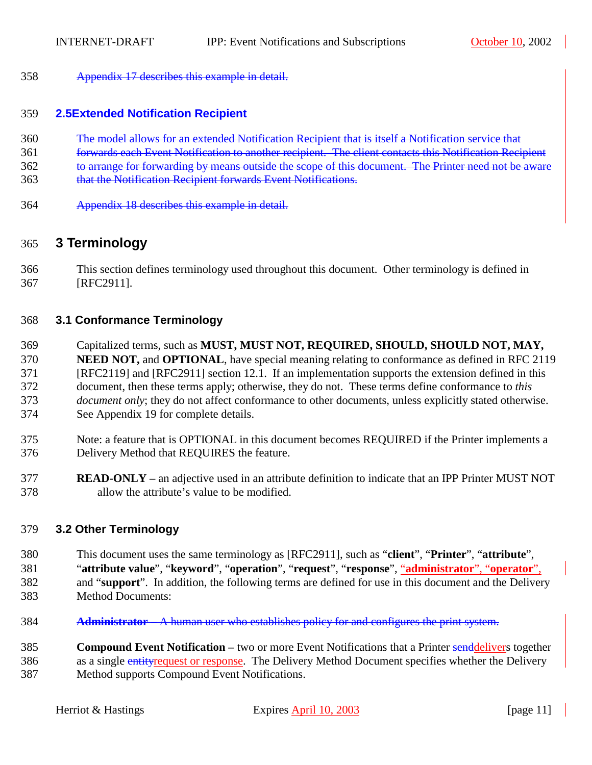~~Appendix 17 describes this example in detail.~~

## ~~2.5Extended Notification Recipient~~

~~The model allows for an extended Notification Recipient that is itself a Notification service that forwards each Event Notification to another recipient. The client contacts this Notification Recipient to arrange for forwarding by means outside the scope of this document. The Printer need not be aware that the Notification Recipient forwards Event Notifications.~~

~~Appendix 18 describes this example in detail.~~

# 3 Terminology

This section defines terminology used throughout this document. Other terminology is defined in [RFC2911].

## 3.1 Conformance Terminology

Capitalized terms, such as **MUST, MUST NOT, REQUIRED, SHOULD, SHOULD NOT, MAY, NEED NOT,** and **OPTIONAL**, have special meaning relating to conformance as defined in RFC 2119 [RFC2119] and [RFC2911] section 12.1. If an implementation supports the extension defined in this document, then these terms apply; otherwise, they do not. These terms define conformance to *this document only*; they do not affect conformance to other documents, unless explicitly stated otherwise. See Appendix 19 for complete details.

Note: a feature that is OPTIONAL in this document becomes REQUIRED if the Printer implements a Delivery Method that REQUIRES the feature.

**READ-ONLY –** an adjective used in an attribute definition to indicate that an IPP Printer MUST NOT allow the attribute's value to be modified.

## 3.2 Other Terminology

This document uses the same terminology as [RFC2911], such as "**client**", "**Printer**", "**attribute**", "**attribute value**", "**keyword**", "**operation**", "**request**", "**response**", "**administrator**", "**operator**", and "**support**". In addition, the following terms are defined for use in this document and the Delivery Method Documents:

~~**Administrator** – A human user who establishes policy for and configures the print system.~~

**Compound Event Notification –** two or more Event Notifications that a Printer ~~send~~delivers together as a single ~~entity~~request or response. The Delivery Method Document specifies whether the Delivery Method supports Compound Event Notifications.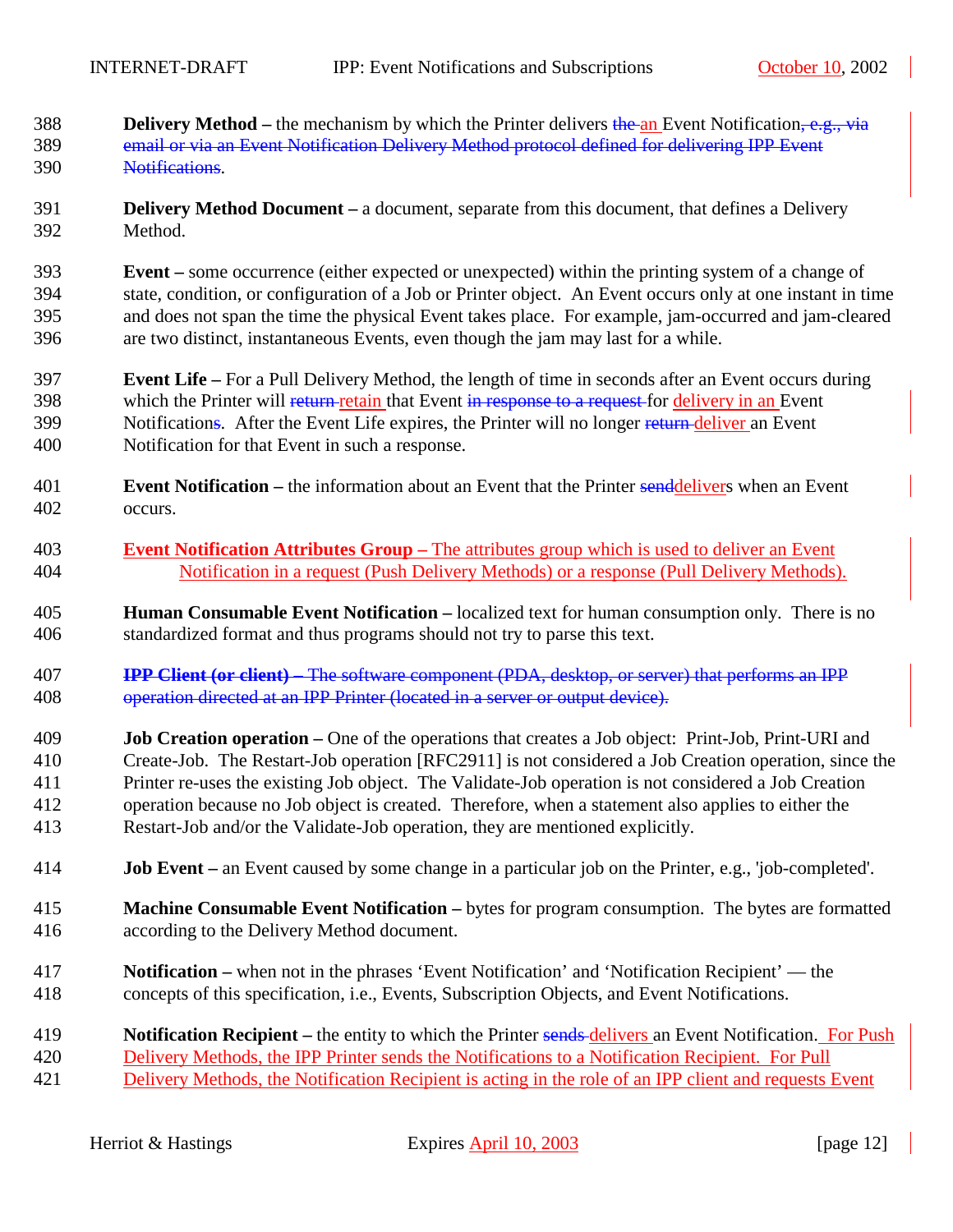**Delivery Method –** the mechanism by which the Printer delivers ~~the~~ an Event Notification~~, e.g., via email or via an Event Notification Delivery Method protocol defined for delivering IPP Event Notifications~~.

**Delivery Method Document –** a document, separate from this document, that defines a Delivery Method.

**Event –** some occurrence (either expected or unexpected) within the printing system of a change of state, condition, or configuration of a Job or Printer object. An Event occurs only at one instant in time and does not span the time the physical Event takes place. For example, jam-occurred and jam-cleared are two distinct, instantaneous Events, even though the jam may last for a while.

**Event Life –** For a Pull Delivery Method, the length of time in seconds after an Event occurs during which the Printer will ~~return~~ retain that Event ~~in response to a request~~ for delivery in an Event Notification~~s~~. After the Event Life expires, the Printer will no longer ~~return~~ deliver an Event Notification for that Event in such a response.

**Event Notification –** the information about an Event that the Printer ~~send~~delivers when an Event occurs.

**Event Notification Attributes Group –** The attributes group which is used to deliver an Event Notification in a request (Push Delivery Methods) or a response (Pull Delivery Methods).

**Human Consumable Event Notification –** localized text for human consumption only. There is no standardized format and thus programs should not try to parse this text.

~~**IPP Client (or client) –** The software component (PDA, desktop, or server) that performs an IPP operation directed at an IPP Printer (located in a server or output device).~~

**Job Creation operation –** One of the operations that creates a Job object: Print-Job, Print-URI and Create-Job. The Restart-Job operation [RFC2911] is not considered a Job Creation operation, since the Printer re-uses the existing Job object. The Validate-Job operation is not considered a Job Creation operation because no Job object is created. Therefore, when a statement also applies to either the Restart-Job and/or the Validate-Job operation, they are mentioned explicitly.

**Job Event –** an Event caused by some change in a particular job on the Printer, e.g., 'job-completed'.

**Machine Consumable Event Notification –** bytes for program consumption. The bytes are formatted according to the Delivery Method document.

**Notification –** when not in the phrases 'Event Notification' and 'Notification Recipient' — the concepts of this specification, i.e., Events, Subscription Objects, and Event Notifications.

**Notification Recipient –** the entity to which the Printer ~~sends~~ delivers an Event Notification. For Push Delivery Methods, the IPP Printer sends the Notifications to a Notification Recipient. For Pull Delivery Methods, the Notification Recipient is acting in the role of an IPP client and requests Event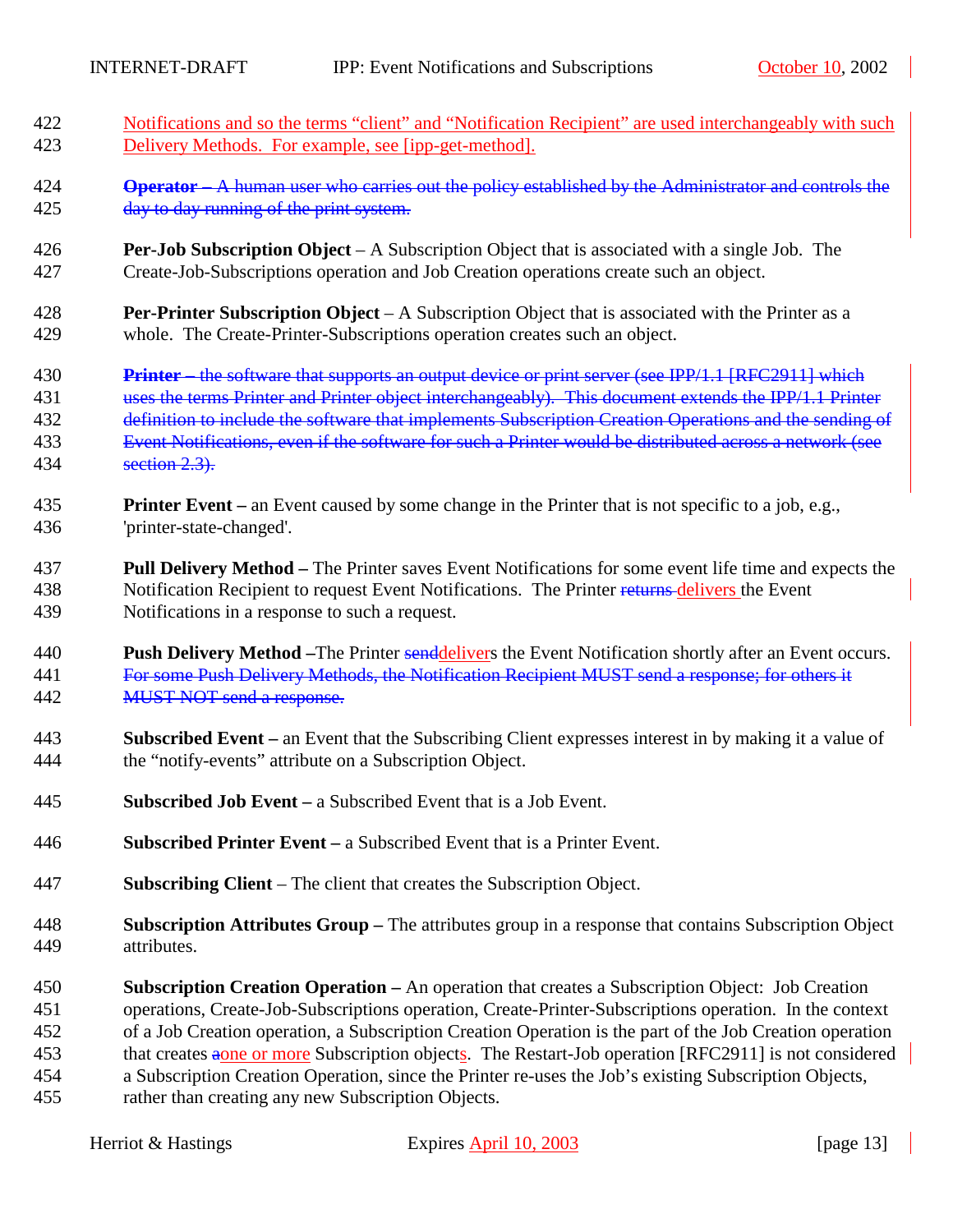Notifications and so the terms “client” and “Notification Recipient” are used interchangeably with such Delivery Methods. For example, see [ipp-get-method].

~~**Operator** – A human user who carries out the policy established by the Administrator and controls the day to day running of the print system.~~

**Per-Job Subscription Object** – A Subscription Object that is associated with a single Job. The Create-Job-Subscriptions operation and Job Creation operations create such an object.

**Per-Printer Subscription Object** – A Subscription Object that is associated with the Printer as a whole. The Create-Printer-Subscriptions operation creates such an object.

~~**Printer** – the software that supports an output device or print server (see IPP/1.1 [RFC2911] which uses the terms Printer and Printer object interchangeably). This document extends the IPP/1.1 Printer definition to include the software that implements Subscription Creation Operations and the sending of Event Notifications, even if the software for such a Printer would be distributed across a network (see section 2.3).~~

**Printer Event –** an Event caused by some change in the Printer that is not specific to a job, e.g., 'printer-state-changed'.

**Pull Delivery Method –** The Printer saves Event Notifications for some event life time and expects the Notification Recipient to request Event Notifications. The Printer ~~returns~~ delivers the Event Notifications in a response to such a request.

**Push Delivery Method –**The Printer ~~send~~delivers the Event Notification shortly after an Event occurs. ~~For some Push Delivery Methods, the Notification Recipient MUST send a response; for others it MUST NOT send a response.~~

**Subscribed Event –** an Event that the Subscribing Client expresses interest in by making it a value of the “notify-events” attribute on a Subscription Object.

**Subscribed Job Event –** a Subscribed Event that is a Job Event.

**Subscribed Printer Event –** a Subscribed Event that is a Printer Event.

**Subscribing Client** – The client that creates the Subscription Object.

**Subscription Attributes Group –** The attributes group in a response that contains Subscription Object attributes.

**Subscription Creation Operation –** An operation that creates a Subscription Object: Job Creation operations, Create-Job-Subscriptions operation, Create-Printer-Subscriptions operation. In the context of a Job Creation operation, a Subscription Creation Operation is the part of the Job Creation operation that creates ~~a~~one or more Subscription objects. The Restart-Job operation [RFC2911] is not considered a Subscription Creation Operation, since the Printer re-uses the Job’s existing Subscription Objects, rather than creating any new Subscription Objects.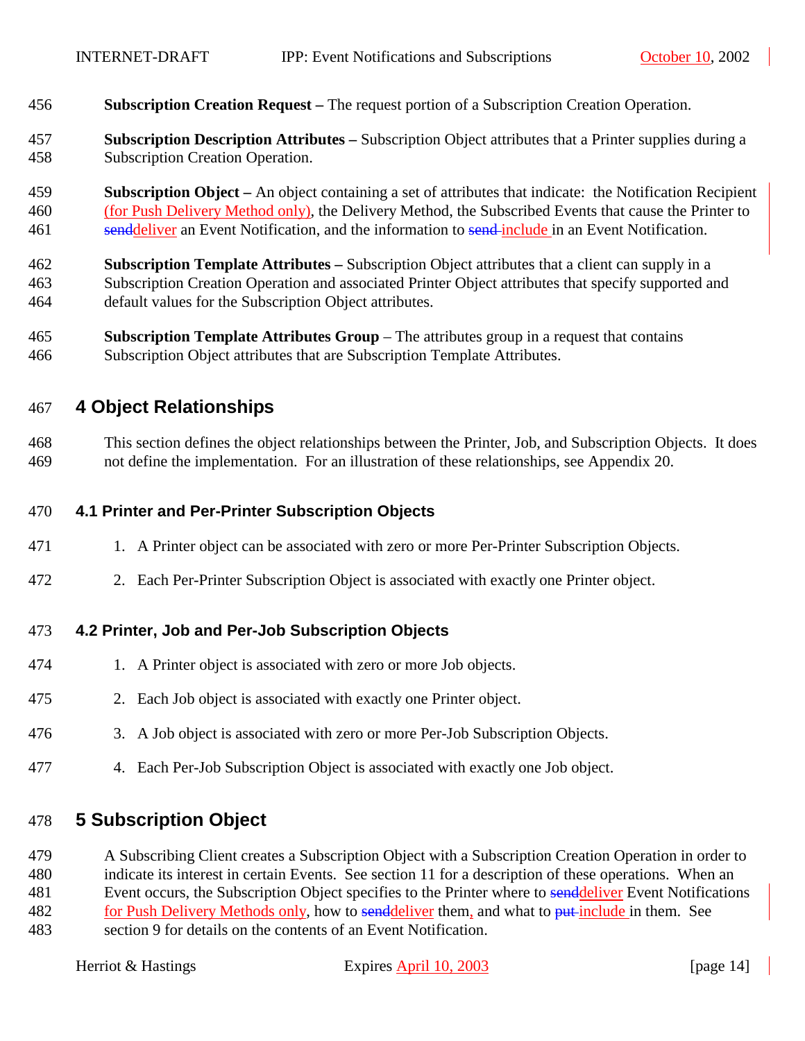456 **Subscription Creation Request –** The request portion of a Subscription Creation Operation.

457 **Subscription Description Attributes –** Subscription Object attributes that a Printer supplies during a
458 Subscription Creation Operation.

459 **Subscription Object –** An object containing a set of attributes that indicate: the Notification Recipient
460 (for Push Delivery Method only), the Delivery Method, the Subscribed Events that cause the Printer to
461 ~~send~~deliver an Event Notification, and the information to ~~send~~ include in an Event Notification.

462 **Subscription Template Attributes –** Subscription Object attributes that a client can supply in a
463 Subscription Creation Operation and associated Printer Object attributes that specify supported and
464 default values for the Subscription Object attributes.

465 **Subscription Template Attributes Group** – The attributes group in a request that contains
466 Subscription Object attributes that are Subscription Template Attributes.

## 467 4 Object Relationships

468 This section defines the object relationships between the Printer, Job, and Subscription Objects. It does
469 not define the implementation. For an illustration of these relationships, see Appendix 20.

### 470 4.1 Printer and Per-Printer Subscription Objects

471 1. A Printer object can be associated with zero or more Per-Printer Subscription Objects.

472 2. Each Per-Printer Subscription Object is associated with exactly one Printer object.

### 473 4.2 Printer, Job and Per-Job Subscription Objects

474 1. A Printer object is associated with zero or more Job objects.

475 2. Each Job object is associated with exactly one Printer object.

476 3. A Job object is associated with zero or more Per-Job Subscription Objects.

477 4. Each Per-Job Subscription Object is associated with exactly one Job object.

## 478 5 Subscription Object

479 A Subscribing Client creates a Subscription Object with a Subscription Creation Operation in order to
480 indicate its interest in certain Events. See section 11 for a description of these operations. When an
481 Event occurs, the Subscription Object specifies to the Printer where to ~~send~~deliver Event Notifications
482 for Push Delivery Methods only, how to ~~send~~deliver them, and what to ~~put~~ include in them. See
483 section 9 for details on the contents of an Event Notification.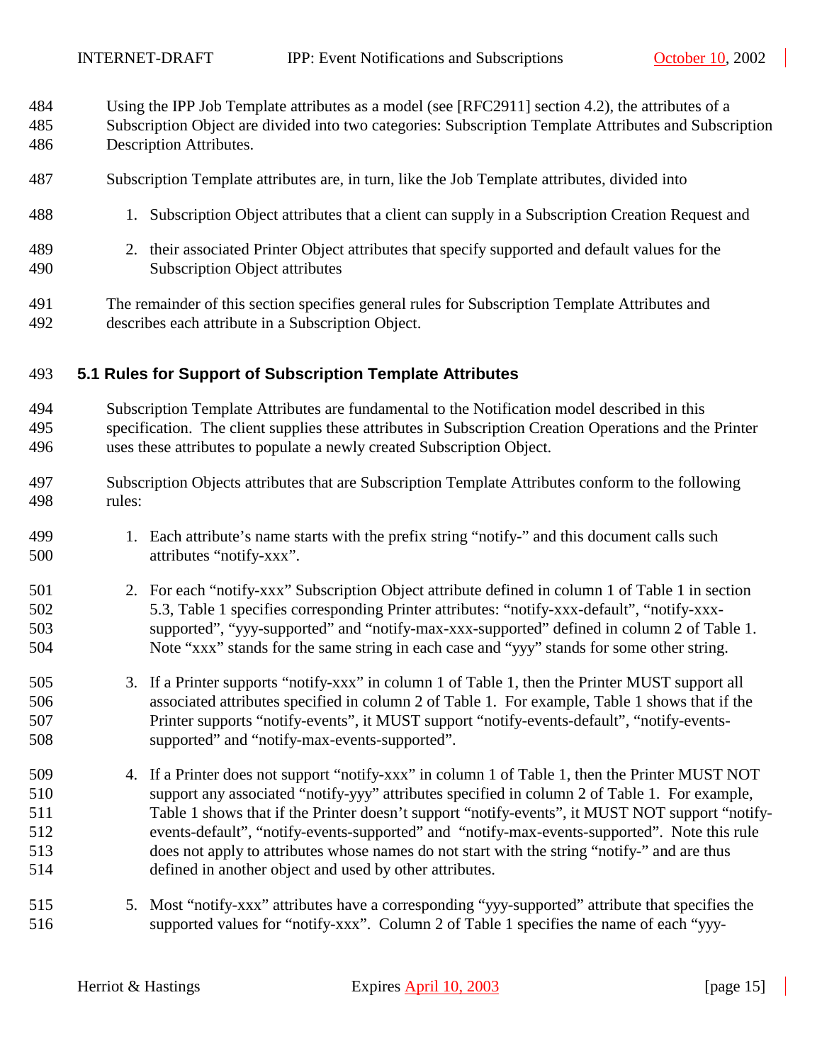Using the IPP Job Template attributes as a model (see [RFC2911] section 4.2), the attributes of a Subscription Object are divided into two categories: Subscription Template Attributes and Subscription Description Attributes.

Subscription Template attributes are, in turn, like the Job Template attributes, divided into

1. Subscription Object attributes that a client can supply in a Subscription Creation Request and

2. their associated Printer Object attributes that specify supported and default values for the Subscription Object attributes

The remainder of this section specifies general rules for Subscription Template Attributes and describes each attribute in a Subscription Object.

## 5.1 Rules for Support of Subscription Template Attributes

Subscription Template Attributes are fundamental to the Notification model described in this specification. The client supplies these attributes in Subscription Creation Operations and the Printer uses these attributes to populate a newly created Subscription Object.

Subscription Objects attributes that are Subscription Template Attributes conform to the following rules:

1. Each attribute's name starts with the prefix string "notify-" and this document calls such attributes "notify-xxx".

2. For each "notify-xxx" Subscription Object attribute defined in column 1 of Table 1 in section 5.3, Table 1 specifies corresponding Printer attributes: "notify-xxx-default", "notify-xxx-supported", "yyy-supported" and "notify-max-xxx-supported" defined in column 2 of Table 1. Note "xxx" stands for the same string in each case and "yyy" stands for some other string.

3. If a Printer supports "notify-xxx" in column 1 of Table 1, then the Printer MUST support all associated attributes specified in column 2 of Table 1. For example, Table 1 shows that if the Printer supports "notify-events", it MUST support "notify-events-default", "notify-events-supported" and "notify-max-events-supported".

4. If a Printer does not support "notify-xxx" in column 1 of Table 1, then the Printer MUST NOT support any associated "notify-yyy" attributes specified in column 2 of Table 1. For example, Table 1 shows that if the Printer doesn't support "notify-events", it MUST NOT support "notify-events-default", "notify-events-supported" and "notify-max-events-supported". Note this rule does not apply to attributes whose names do not start with the string "notify-" and are thus defined in another object and used by other attributes.

5. Most "notify-xxx" attributes have a corresponding "yyy-supported" attribute that specifies the supported values for "notify-xxx". Column 2 of Table 1 specifies the name of each "yyy-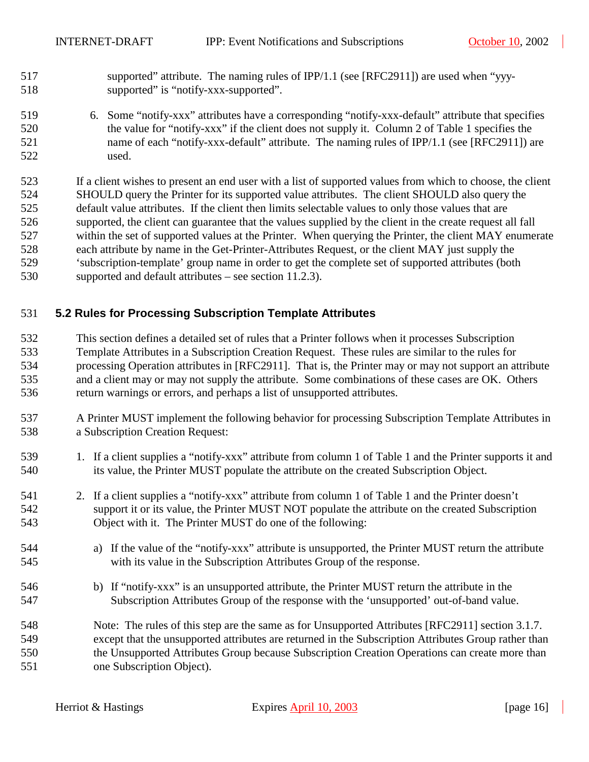supported" attribute. The naming rules of IPP/1.1 (see [RFC2911]) are used when "yyy-supported" is "notify-xxx-supported".

6. Some "notify-xxx" attributes have a corresponding "notify-xxx-default" attribute that specifies the value for "notify-xxx" if the client does not supply it. Column 2 of Table 1 specifies the name of each "notify-xxx-default" attribute. The naming rules of IPP/1.1 (see [RFC2911]) are used.

If a client wishes to present an end user with a list of supported values from which to choose, the client SHOULD query the Printer for its supported value attributes. The client SHOULD also query the default value attributes. If the client then limits selectable values to only those values that are supported, the client can guarantee that the values supplied by the client in the create request all fall within the set of supported values at the Printer. When querying the Printer, the client MAY enumerate each attribute by name in the Get-Printer-Attributes Request, or the client MAY just supply the 'subscription-template' group name in order to get the complete set of supported attributes (both supported and default attributes – see section 11.2.3).

## 5.2 Rules for Processing Subscription Template Attributes

This section defines a detailed set of rules that a Printer follows when it processes Subscription Template Attributes in a Subscription Creation Request. These rules are similar to the rules for processing Operation attributes in [RFC2911]. That is, the Printer may or may not support an attribute and a client may or may not supply the attribute. Some combinations of these cases are OK. Others return warnings or errors, and perhaps a list of unsupported attributes.

A Printer MUST implement the following behavior for processing Subscription Template Attributes in a Subscription Creation Request:

1. If a client supplies a "notify-xxx" attribute from column 1 of Table 1 and the Printer supports it and its value, the Printer MUST populate the attribute on the created Subscription Object.

2. If a client supplies a "notify-xxx" attribute from column 1 of Table 1 and the Printer doesn't support it or its value, the Printer MUST NOT populate the attribute on the created Subscription Object with it. The Printer MUST do one of the following:

   a) If the value of the "notify-xxx" attribute is unsupported, the Printer MUST return the attribute with its value in the Subscription Attributes Group of the response.

   b) If "notify-xxx" is an unsupported attribute, the Printer MUST return the attribute in the Subscription Attributes Group of the response with the 'unsupported' out-of-band value.

   Note: The rules of this step are the same as for Unsupported Attributes [RFC2911] section 3.1.7. except that the unsupported attributes are returned in the Subscription Attributes Group rather than the Unsupported Attributes Group because Subscription Creation Operations can create more than one Subscription Object).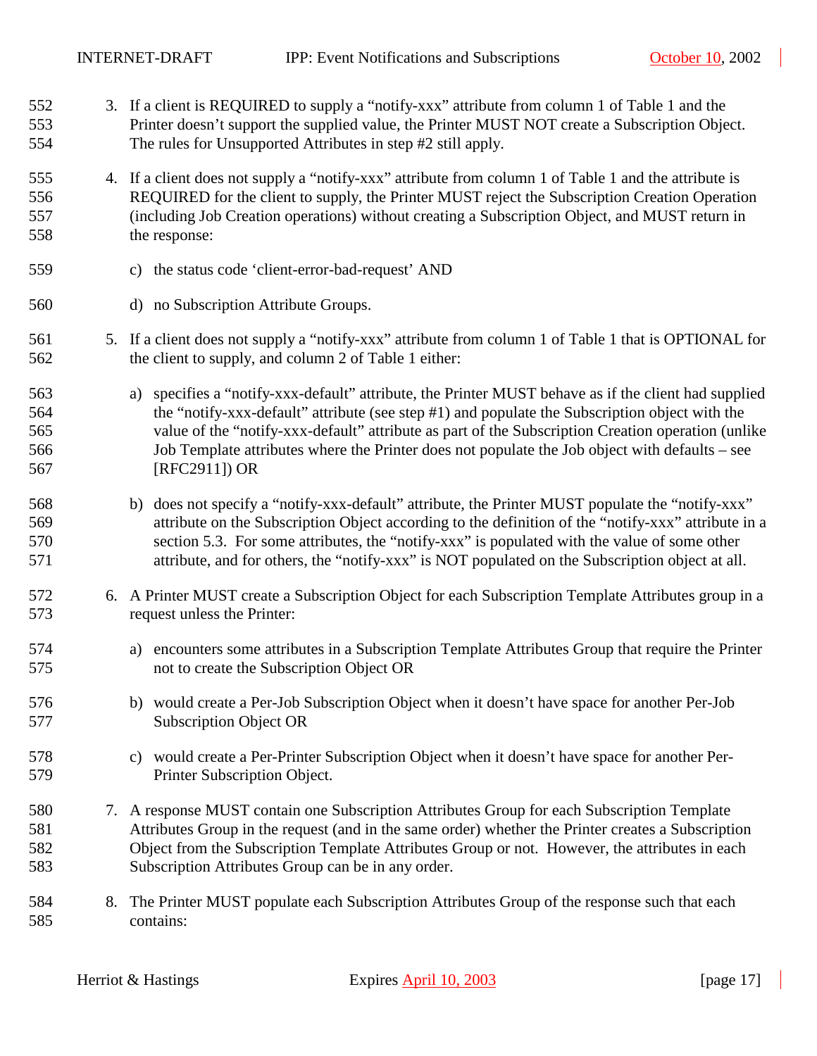3. If a client is REQUIRED to supply a "notify-xxx" attribute from column 1 of Table 1 and the Printer doesn't support the supplied value, the Printer MUST NOT create a Subscription Object. The rules for Unsupported Attributes in step #2 still apply.

4. If a client does not supply a "notify-xxx" attribute from column 1 of Table 1 and the attribute is REQUIRED for the client to supply, the Printer MUST reject the Subscription Creation Operation (including Job Creation operations) without creating a Subscription Object, and MUST return in the response:

   c) the status code 'client-error-bad-request' AND

   d) no Subscription Attribute Groups.

5. If a client does not supply a "notify-xxx" attribute from column 1 of Table 1 that is OPTIONAL for the client to supply, and column 2 of Table 1 either:

   a) specifies a "notify-xxx-default" attribute, the Printer MUST behave as if the client had supplied the "notify-xxx-default" attribute (see step #1) and populate the Subscription object with the value of the "notify-xxx-default" attribute as part of the Subscription Creation operation (unlike Job Template attributes where the Printer does not populate the Job object with defaults – see [RFC2911]) OR

   b) does not specify a "notify-xxx-default" attribute, the Printer MUST populate the "notify-xxx" attribute on the Subscription Object according to the definition of the "notify-xxx" attribute in a section 5.3. For some attributes, the "notify-xxx" is populated with the value of some other attribute, and for others, the "notify-xxx" is NOT populated on the Subscription object at all.

6. A Printer MUST create a Subscription Object for each Subscription Template Attributes group in a request unless the Printer:

   a) encounters some attributes in a Subscription Template Attributes Group that require the Printer not to create the Subscription Object OR

   b) would create a Per-Job Subscription Object when it doesn't have space for another Per-Job Subscription Object OR

   c) would create a Per-Printer Subscription Object when it doesn't have space for another Per-Printer Subscription Object.

7. A response MUST contain one Subscription Attributes Group for each Subscription Template Attributes Group in the request (and in the same order) whether the Printer creates a Subscription Object from the Subscription Template Attributes Group or not. However, the attributes in each Subscription Attributes Group can be in any order.

8. The Printer MUST populate each Subscription Attributes Group of the response such that each contains: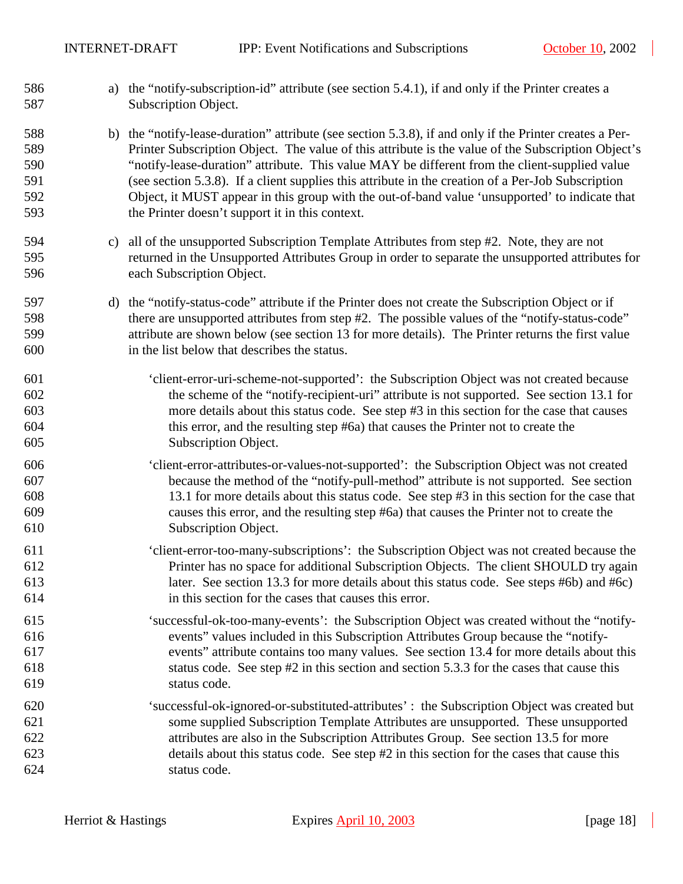a) the "notify-subscription-id" attribute (see section 5.4.1), if and only if the Printer creates a Subscription Object.

b) the "notify-lease-duration" attribute (see section 5.3.8), if and only if the Printer creates a Per-Printer Subscription Object. The value of this attribute is the value of the Subscription Object's "notify-lease-duration" attribute. This value MAY be different from the client-supplied value (see section 5.3.8). If a client supplies this attribute in the creation of a Per-Job Subscription Object, it MUST appear in this group with the out-of-band value 'unsupported' to indicate that the Printer doesn't support it in this context.

c) all of the unsupported Subscription Template Attributes from step #2. Note, they are not returned in the Unsupported Attributes Group in order to separate the unsupported attributes for each Subscription Object.

d) the "notify-status-code" attribute if the Printer does not create the Subscription Object or if there are unsupported attributes from step #2. The possible values of the "notify-status-code" attribute are shown below (see section 13 for more details). The Printer returns the first value in the list below that describes the status.

'client-error-uri-scheme-not-supported': the Subscription Object was not created because the scheme of the "notify-recipient-uri" attribute is not supported. See section 13.1 for more details about this status code. See step #3 in this section for the case that causes this error, and the resulting step #6a) that causes the Printer not to create the Subscription Object.

'client-error-attributes-or-values-not-supported': the Subscription Object was not created because the method of the "notify-pull-method" attribute is not supported. See section 13.1 for more details about this status code. See step #3 in this section for the case that causes this error, and the resulting step #6a) that causes the Printer not to create the Subscription Object.

'client-error-too-many-subscriptions': the Subscription Object was not created because the Printer has no space for additional Subscription Objects. The client SHOULD try again later. See section 13.3 for more details about this status code. See steps #6b) and #6c) in this section for the cases that causes this error.

'successful-ok-too-many-events': the Subscription Object was created without the "notify-events" values included in this Subscription Attributes Group because the "notify-events" attribute contains too many values. See section 13.4 for more details about this status code. See step #2 in this section and section 5.3.3 for the cases that cause this status code.

'successful-ok-ignored-or-substituted-attributes' : the Subscription Object was created but some supplied Subscription Template Attributes are unsupported. These unsupported attributes are also in the Subscription Attributes Group. See section 13.5 for more details about this status code. See step #2 in this section for the cases that cause this status code.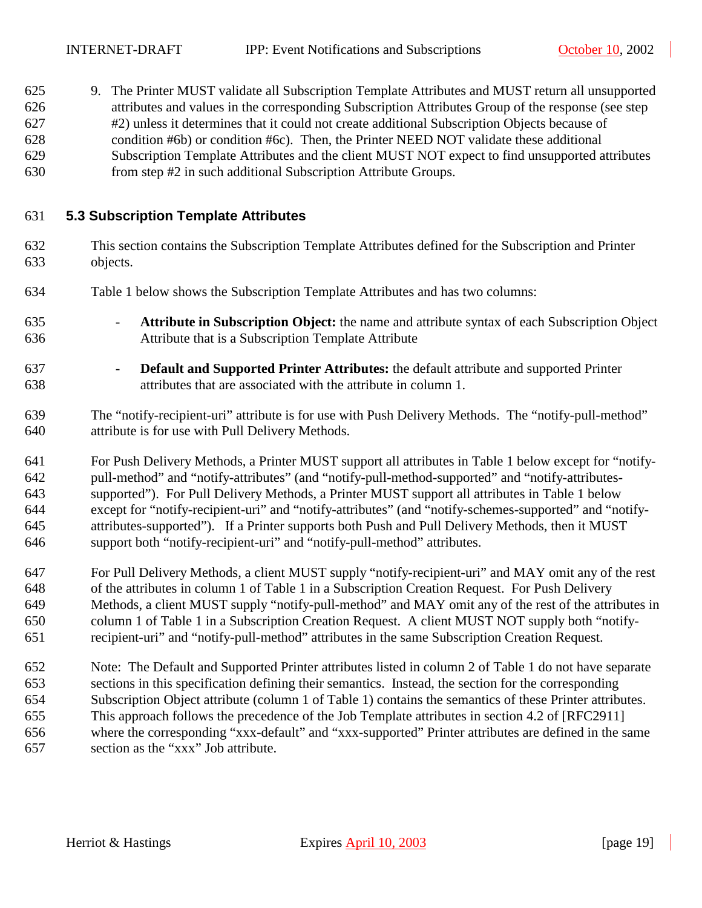9. The Printer MUST validate all Subscription Template Attributes and MUST return all unsupported attributes and values in the corresponding Subscription Attributes Group of the response (see step #2) unless it determines that it could not create additional Subscription Objects because of condition #6b) or condition #6c). Then, the Printer NEED NOT validate these additional Subscription Template Attributes and the client MUST NOT expect to find unsupported attributes from step #2 in such additional Subscription Attribute Groups.

## 5.3 Subscription Template Attributes

This section contains the Subscription Template Attributes defined for the Subscription and Printer objects.

Table 1 below shows the Subscription Template Attributes and has two columns:

- **Attribute in Subscription Object:** the name and attribute syntax of each Subscription Object Attribute that is a Subscription Template Attribute
- **Default and Supported Printer Attributes:** the default attribute and supported Printer attributes that are associated with the attribute in column 1.

The "notify-recipient-uri" attribute is for use with Push Delivery Methods. The "notify-pull-method" attribute is for use with Pull Delivery Methods.

For Push Delivery Methods, a Printer MUST support all attributes in Table 1 below except for "notify-pull-method" and "notify-attributes" (and "notify-pull-method-supported" and "notify-attributes-supported"). For Pull Delivery Methods, a Printer MUST support all attributes in Table 1 below except for "notify-recipient-uri" and "notify-attributes" (and "notify-schemes-supported" and "notify-attributes-supported"). If a Printer supports both Push and Pull Delivery Methods, then it MUST support both "notify-recipient-uri" and "notify-pull-method" attributes.

For Pull Delivery Methods, a client MUST supply "notify-recipient-uri" and MAY omit any of the rest of the attributes in column 1 of Table 1 in a Subscription Creation Request. For Push Delivery Methods, a client MUST supply "notify-pull-method" and MAY omit any of the rest of the attributes in column 1 of Table 1 in a Subscription Creation Request. A client MUST NOT supply both "notify-recipient-uri" and "notify-pull-method" attributes in the same Subscription Creation Request.

Note: The Default and Supported Printer attributes listed in column 2 of Table 1 do not have separate sections in this specification defining their semantics. Instead, the section for the corresponding Subscription Object attribute (column 1 of Table 1) contains the semantics of these Printer attributes. This approach follows the precedence of the Job Template attributes in section 4.2 of [RFC2911] where the corresponding "xxx-default" and "xxx-supported" Printer attributes are defined in the same section as the "xxx" Job attribute.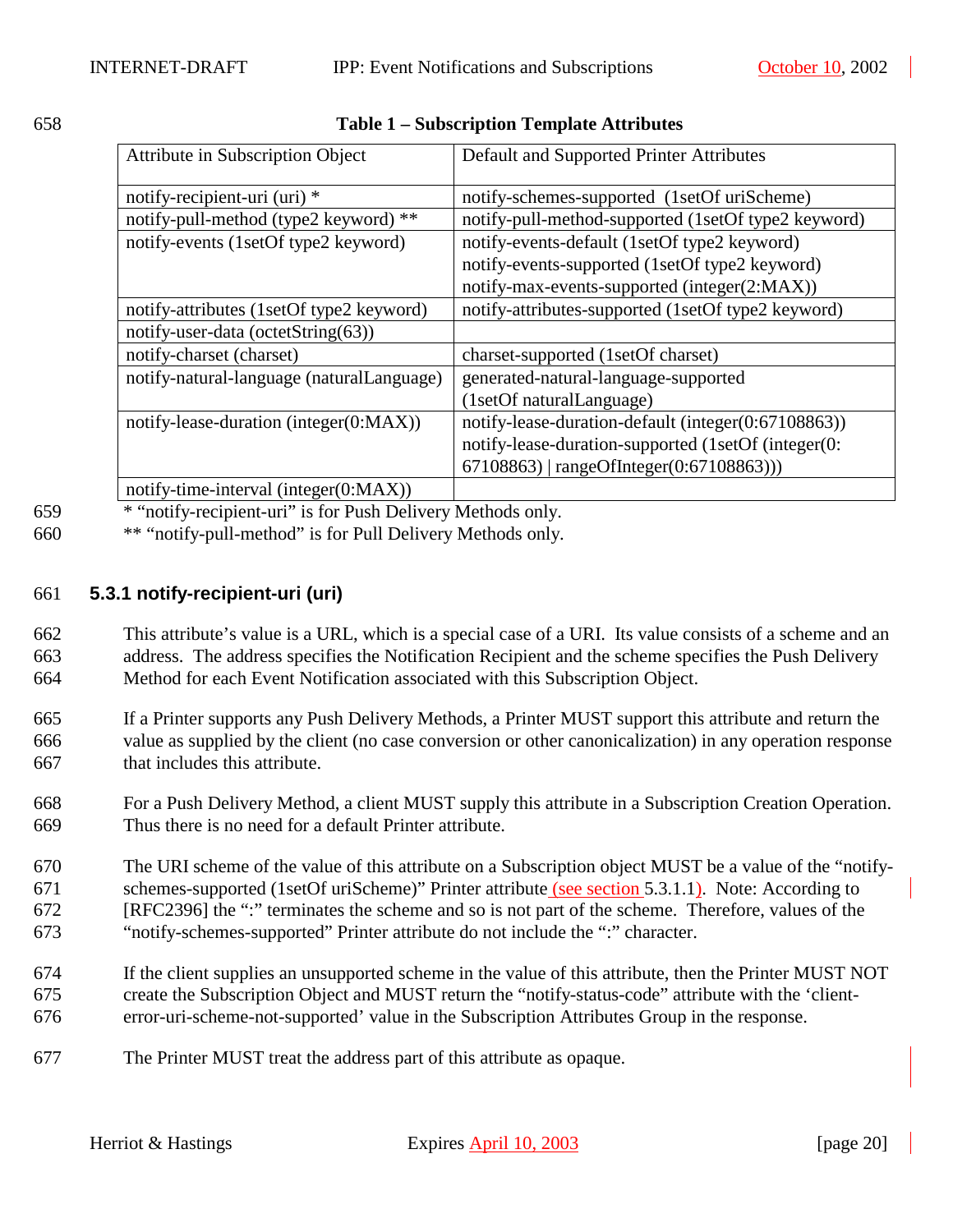**Table 1 – Subscription Template Attributes**

| Attribute in Subscription Object | Default and Supported Printer Attributes |
| --- | --- |
| notify-recipient-uri (uri) * | notify-schemes-supported (1setOf uriScheme) |
| notify-pull-method (type2 keyword) ** | notify-pull-method-supported (1setOf type2 keyword) |
| notify-events (1setOf type2 keyword) | notify-events-default (1setOf type2 keyword)<br>notify-events-supported (1setOf type2 keyword)<br>notify-max-events-supported (integer(2:MAX)) |
| notify-attributes (1setOf type2 keyword) | notify-attributes-supported (1setOf type2 keyword) |
| notify-user-data (octetString(63)) | |
| notify-charset (charset) | charset-supported (1setOf charset) |
| notify-natural-language (naturalLanguage) | generated-natural-language-supported (1setOf naturalLanguage) |
| notify-lease-duration (integer(0:MAX)) | notify-lease-duration-default (integer(0:67108863))<br>notify-lease-duration-supported (1setOf (integer(0: 67108863) \| rangeOfInteger(0:67108863))) |
| notify-time-interval (integer(0:MAX)) | |

* "notify-recipient-uri" is for Push Delivery Methods only.

** "notify-pull-method" is for Pull Delivery Methods only.

### 5.3.1 notify-recipient-uri (uri)

This attribute's value is a URL, which is a special case of a URI. Its value consists of a scheme and an address. The address specifies the Notification Recipient and the scheme specifies the Push Delivery Method for each Event Notification associated with this Subscription Object.

If a Printer supports any Push Delivery Methods, a Printer MUST support this attribute and return the value as supplied by the client (no case conversion or other canonicalization) in any operation response that includes this attribute.

For a Push Delivery Method, a client MUST supply this attribute in a Subscription Creation Operation. Thus there is no need for a default Printer attribute.

The URI scheme of the value of this attribute on a Subscription object MUST be a value of the "notify-schemes-supported (1setOf uriScheme)" Printer attribute (see section 5.3.1.1). Note: According to [RFC2396] the ":" terminates the scheme and so is not part of the scheme. Therefore, values of the "notify-schemes-supported" Printer attribute do not include the ":" character.

If the client supplies an unsupported scheme in the value of this attribute, then the Printer MUST NOT create the Subscription Object and MUST return the "notify-status-code" attribute with the 'client-error-uri-scheme-not-supported' value in the Subscription Attributes Group in the response.

The Printer MUST treat the address part of this attribute as opaque.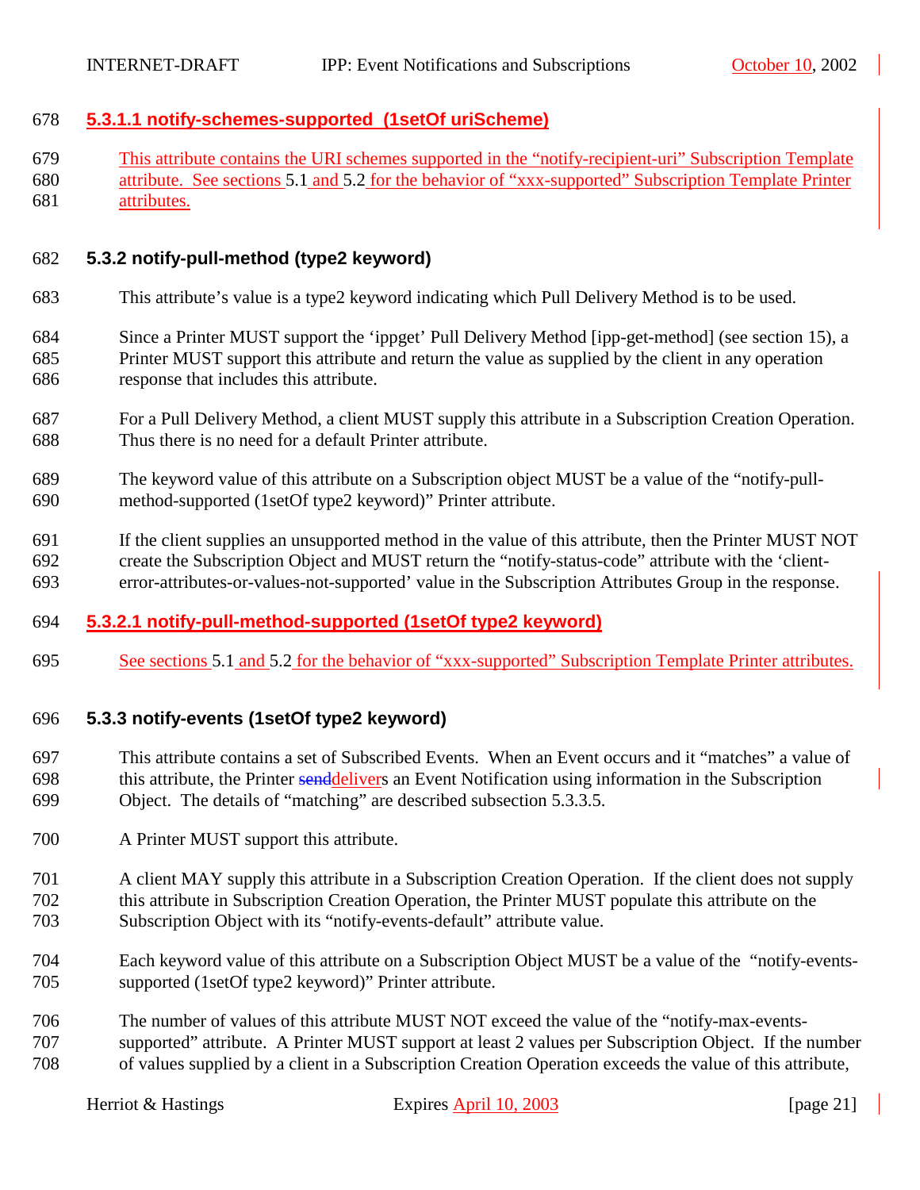#### 5.3.1.1 notify-schemes-supported (1setOf uriScheme)

This attribute contains the URI schemes supported in the "notify-recipient-uri" Subscription Template attribute. See sections 5.1 and 5.2 for the behavior of "xxx-supported" Subscription Template Printer attributes.

### 5.3.2 notify-pull-method (type2 keyword)

This attribute's value is a type2 keyword indicating which Pull Delivery Method is to be used.

Since a Printer MUST support the 'ippget' Pull Delivery Method [ipp-get-method] (see section 15), a Printer MUST support this attribute and return the value as supplied by the client in any operation response that includes this attribute.

For a Pull Delivery Method, a client MUST supply this attribute in a Subscription Creation Operation. Thus there is no need for a default Printer attribute.

The keyword value of this attribute on a Subscription object MUST be a value of the "notify-pull-method-supported (1setOf type2 keyword)" Printer attribute.

If the client supplies an unsupported method in the value of this attribute, then the Printer MUST NOT create the Subscription Object and MUST return the "notify-status-code" attribute with the 'client-error-attributes-or-values-not-supported' value in the Subscription Attributes Group in the response.

#### 5.3.2.1 notify-pull-method-supported (1setOf type2 keyword)

See sections 5.1 and 5.2 for the behavior of "xxx-supported" Subscription Template Printer attributes.

### 5.3.3 notify-events (1setOf type2 keyword)

This attribute contains a set of Subscribed Events. When an Event occurs and it "matches" a value of this attribute, the Printer ~~send~~delivers an Event Notification using information in the Subscription Object. The details of "matching" are described subsection 5.3.3.5.

A Printer MUST support this attribute.

A client MAY supply this attribute in a Subscription Creation Operation. If the client does not supply this attribute in Subscription Creation Operation, the Printer MUST populate this attribute on the Subscription Object with its "notify-events-default" attribute value.

Each keyword value of this attribute on a Subscription Object MUST be a value of the "notify-events-supported (1setOf type2 keyword)" Printer attribute.

The number of values of this attribute MUST NOT exceed the value of the "notify-max-events-supported" attribute. A Printer MUST support at least 2 values per Subscription Object. If the number of values supplied by a client in a Subscription Creation Operation exceeds the value of this attribute,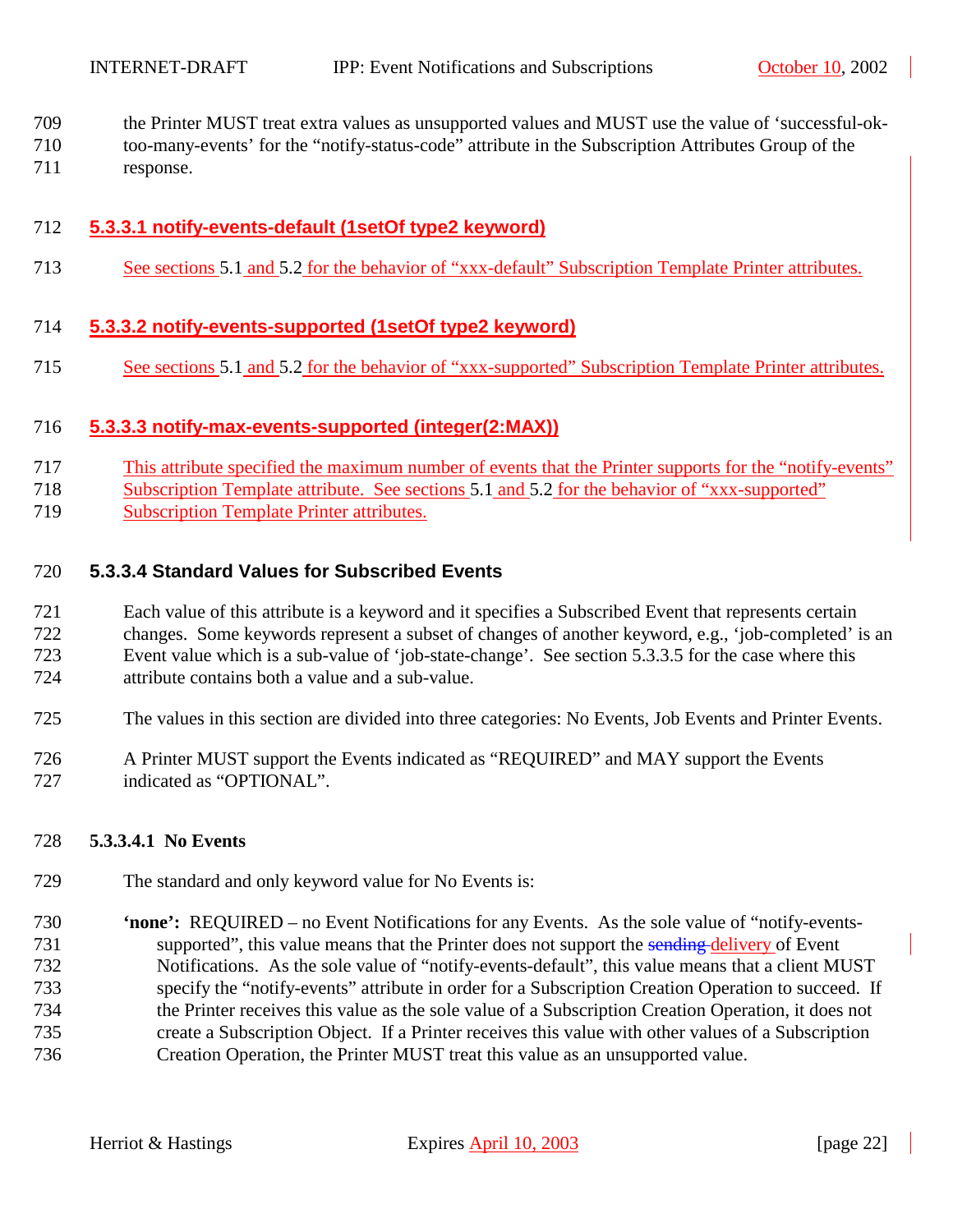the Printer MUST treat extra values as unsupported values and MUST use the value of 'successful-ok-too-many-events' for the "notify-status-code" attribute in the Subscription Attributes Group of the response.

#### 5.3.3.1 notify-events-default (1setOf type2 keyword)

See sections 5.1 and 5.2 for the behavior of "xxx-default" Subscription Template Printer attributes.

#### 5.3.3.2 notify-events-supported (1setOf type2 keyword)

See sections 5.1 and 5.2 for the behavior of "xxx-supported" Subscription Template Printer attributes.

#### 5.3.3.3 notify-max-events-supported (integer(2:MAX))

This attribute specified the maximum number of events that the Printer supports for the "notify-events" Subscription Template attribute. See sections 5.1 and 5.2 for the behavior of "xxx-supported" Subscription Template Printer attributes.

#### 5.3.3.4 Standard Values for Subscribed Events

Each value of this attribute is a keyword and it specifies a Subscribed Event that represents certain changes. Some keywords represent a subset of changes of another keyword, e.g., 'job-completed' is an Event value which is a sub-value of 'job-state-change'. See section 5.3.3.5 for the case where this attribute contains both a value and a sub-value.

The values in this section are divided into three categories: No Events, Job Events and Printer Events.

A Printer MUST support the Events indicated as "REQUIRED" and MAY support the Events indicated as "OPTIONAL".

##### 5.3.3.4.1 No Events

The standard and only keyword value for No Events is:

**'none':** REQUIRED – no Event Notifications for any Events. As the sole value of "notify-events-supported", this value means that the Printer does not support the ~~sending~~ delivery of Event Notifications. As the sole value of "notify-events-default", this value means that a client MUST specify the "notify-events" attribute in order for a Subscription Creation Operation to succeed. If the Printer receives this value as the sole value of a Subscription Creation Operation, it does not create a Subscription Object. If a Printer receives this value with other values of a Subscription Creation Operation, the Printer MUST treat this value as an unsupported value.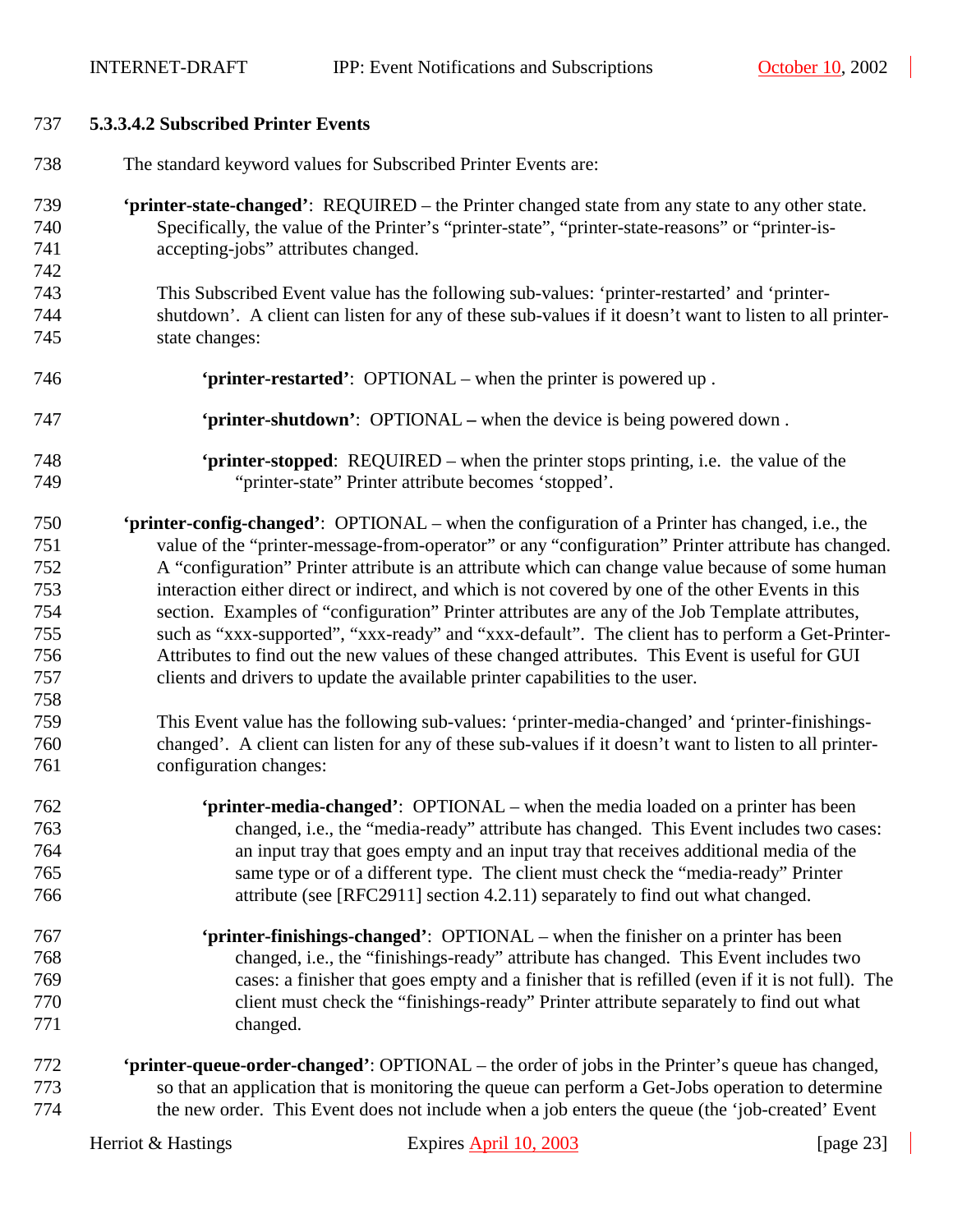#### 5.3.3.4.2 Subscribed Printer Events

The standard keyword values for Subscribed Printer Events are:

**'printer-state-changed'**: REQUIRED – the Printer changed state from any state to any other state. Specifically, the value of the Printer's "printer-state", "printer-state-reasons" or "printer-is-accepting-jobs" attributes changed.

This Subscribed Event value has the following sub-values: 'printer-restarted' and 'printer-shutdown'. A client can listen for any of these sub-values if it doesn't want to listen to all printer-state changes:

- **'printer-restarted'**: OPTIONAL – when the printer is powered up .
- **'printer-shutdown'**: OPTIONAL **–** when the device is being powered down .
- **'printer-stopped**: REQUIRED – when the printer stops printing, i.e. the value of the "printer-state" Printer attribute becomes 'stopped'.

**'printer-config-changed'**: OPTIONAL – when the configuration of a Printer has changed, i.e., the value of the "printer-message-from-operator" or any "configuration" Printer attribute has changed. A "configuration" Printer attribute is an attribute which can change value because of some human interaction either direct or indirect, and which is not covered by one of the other Events in this section. Examples of "configuration" Printer attributes are any of the Job Template attributes, such as "xxx-supported", "xxx-ready" and "xxx-default". The client has to perform a Get-Printer-Attributes to find out the new values of these changed attributes. This Event is useful for GUI clients and drivers to update the available printer capabilities to the user.

This Event value has the following sub-values: 'printer-media-changed' and 'printer-finishings-changed'. A client can listen for any of these sub-values if it doesn't want to listen to all printer-configuration changes:

- **'printer-media-changed'**: OPTIONAL – when the media loaded on a printer has been changed, i.e., the "media-ready" attribute has changed. This Event includes two cases: an input tray that goes empty and an input tray that receives additional media of the same type or of a different type. The client must check the "media-ready" Printer attribute (see [RFC2911] section 4.2.11) separately to find out what changed.
- **'printer-finishings-changed'**: OPTIONAL – when the finisher on a printer has been changed, i.e., the "finishings-ready" attribute has changed. This Event includes two cases: a finisher that goes empty and a finisher that is refilled (even if it is not full). The client must check the "finishings-ready" Printer attribute separately to find out what changed.

**'printer-queue-order-changed'**: OPTIONAL – the order of jobs in the Printer's queue has changed, so that an application that is monitoring the queue can perform a Get-Jobs operation to determine the new order. This Event does not include when a job enters the queue (the 'job-created' Event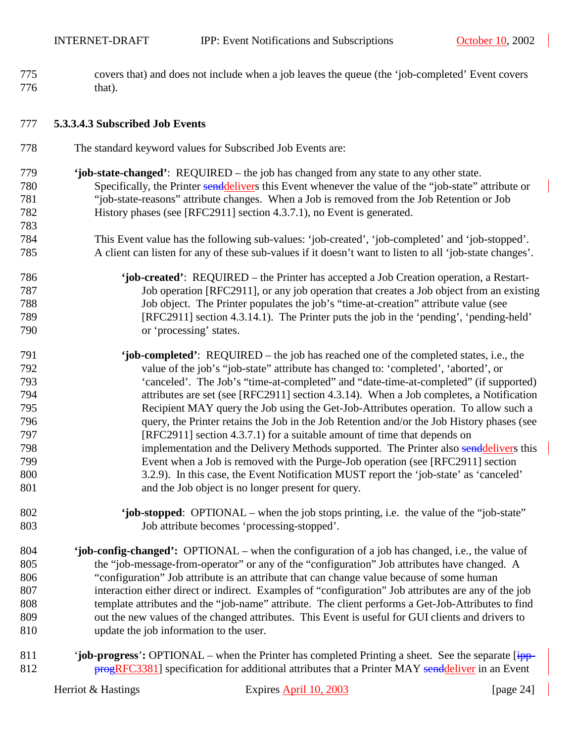covers that) and does not include when a job leaves the queue (the 'job-completed' Event covers that).

##### 5.3.3.4.3 Subscribed Job Events

The standard keyword values for Subscribed Job Events are:

**'job-state-changed'**: REQUIRED – the job has changed from any state to any other state. Specifically, the Printer ~~send~~delivers this Event whenever the value of the "job-state" attribute or "job-state-reasons" attribute changes. When a Job is removed from the Job Retention or Job History phases (see [RFC2911] section 4.3.7.1), no Event is generated.

This Event value has the following sub-values: 'job-created', 'job-completed' and 'job-stopped'. A client can listen for any of these sub-values if it doesn't want to listen to all 'job-state changes'.

> **'job-created'**: REQUIRED – the Printer has accepted a Job Creation operation, a Restart-Job operation [RFC2911], or any job operation that creates a Job object from an existing Job object. The Printer populates the job's "time-at-creation" attribute value (see [RFC2911] section 4.3.14.1). The Printer puts the job in the 'pending', 'pending-held' or 'processing' states.
>
> **'job-completed'**: REQUIRED – the job has reached one of the completed states, i.e., the value of the job's "job-state" attribute has changed to: 'completed', 'aborted', or 'canceled'. The Job's "time-at-completed" and "date-time-at-completed" (if supported) attributes are set (see [RFC2911] section 4.3.14). When a Job completes, a Notification Recipient MAY query the Job using the Get-Job-Attributes operation. To allow such a query, the Printer retains the Job in the Job Retention and/or the Job History phases (see [RFC2911] section 4.3.7.1) for a suitable amount of time that depends on implementation and the Delivery Methods supported. The Printer also ~~send~~delivers this Event when a Job is removed with the Purge-Job operation (see [RFC2911] section 3.2.9). In this case, the Event Notification MUST report the 'job-state' as 'canceled' and the Job object is no longer present for query.
>
> **'job-stopped**: OPTIONAL – when the job stops printing, i.e. the value of the "job-state" Job attribute becomes 'processing-stopped'.

**'job-config-changed':** OPTIONAL – when the configuration of a job has changed, i.e., the value of the "job-message-from-operator" or any of the "configuration" Job attributes have changed. A "configuration" Job attribute is an attribute that can change value because of some human interaction either direct or indirect. Examples of "configuration" Job attributes are any of the job template attributes and the "job-name" attribute. The client performs a Get-Job-Attributes to find out the new values of the changed attributes. This Event is useful for GUI clients and drivers to update the job information to the user.

'**job-progress**'**:** OPTIONAL – when the Printer has completed Printing a sheet. See the separate [~~ipp-prog~~RFC3381] specification for additional attributes that a Printer MAY ~~send~~deliver in an Event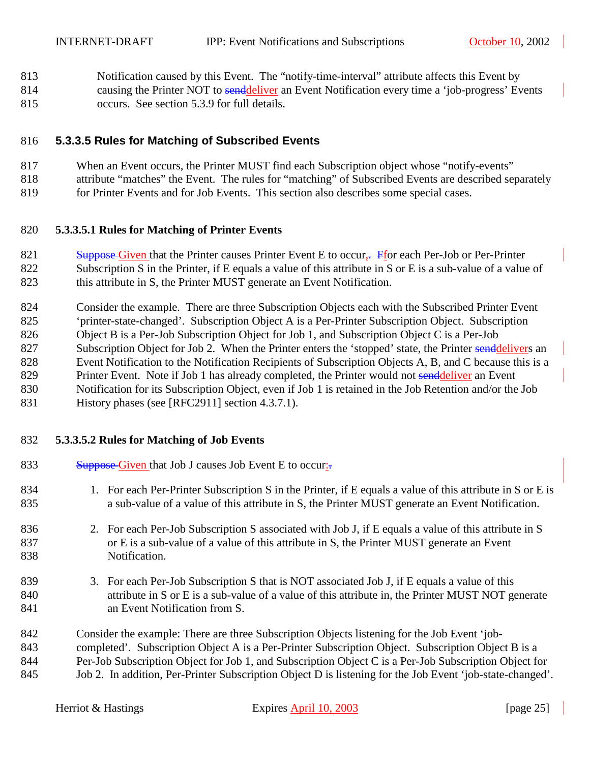Notification caused by this Event. The "notify-time-interval" attribute affects this Event by causing the Printer NOT to ~~send~~deliver an Event Notification every time a 'job-progress' Events occurs. See section 5.3.9 for full details.

#### 5.3.3.5 Rules for Matching of Subscribed Events

When an Event occurs, the Printer MUST find each Subscription object whose "notify-events" attribute "matches" the Event. The rules for "matching" of Subscribed Events are described separately for Printer Events and for Job Events. This section also describes some special cases.

##### 5.3.3.5.1 Rules for Matching of Printer Events

~~Suppose~~ Given that the Printer causes Printer Event E to occur,~~.~~ ~~F~~for each Per-Job or Per-Printer Subscription S in the Printer, if E equals a value of this attribute in S or E is a sub-value of a value of this attribute in S, the Printer MUST generate an Event Notification.

Consider the example. There are three Subscription Objects each with the Subscribed Printer Event 'printer-state-changed'. Subscription Object A is a Per-Printer Subscription Object. Subscription Object B is a Per-Job Subscription Object for Job 1, and Subscription Object C is a Per-Job Subscription Object for Job 2. When the Printer enters the 'stopped' state, the Printer ~~send~~delivers an Event Notification to the Notification Recipients of Subscription Objects A, B, and C because this is a Printer Event. Note if Job 1 has already completed, the Printer would not ~~send~~deliver an Event Notification for its Subscription Object, even if Job 1 is retained in the Job Retention and/or the Job History phases (see [RFC2911] section 4.3.7.1).

##### 5.3.3.5.2 Rules for Matching of Job Events

~~Suppose~~ Given that Job J causes Job Event E to occur:~~.~~

1. For each Per-Printer Subscription S in the Printer, if E equals a value of this attribute in S or E is a sub-value of a value of this attribute in S, the Printer MUST generate an Event Notification.

2. For each Per-Job Subscription S associated with Job J, if E equals a value of this attribute in S or E is a sub-value of a value of this attribute in S, the Printer MUST generate an Event Notification.

3. For each Per-Job Subscription S that is NOT associated Job J, if E equals a value of this attribute in S or E is a sub-value of a value of this attribute in, the Printer MUST NOT generate an Event Notification from S.

Consider the example: There are three Subscription Objects listening for the Job Event 'job-completed'. Subscription Object A is a Per-Printer Subscription Object. Subscription Object B is a Per-Job Subscription Object for Job 1, and Subscription Object C is a Per-Job Subscription Object for Job 2. In addition, Per-Printer Subscription Object D is listening for the Job Event 'job-state-changed'.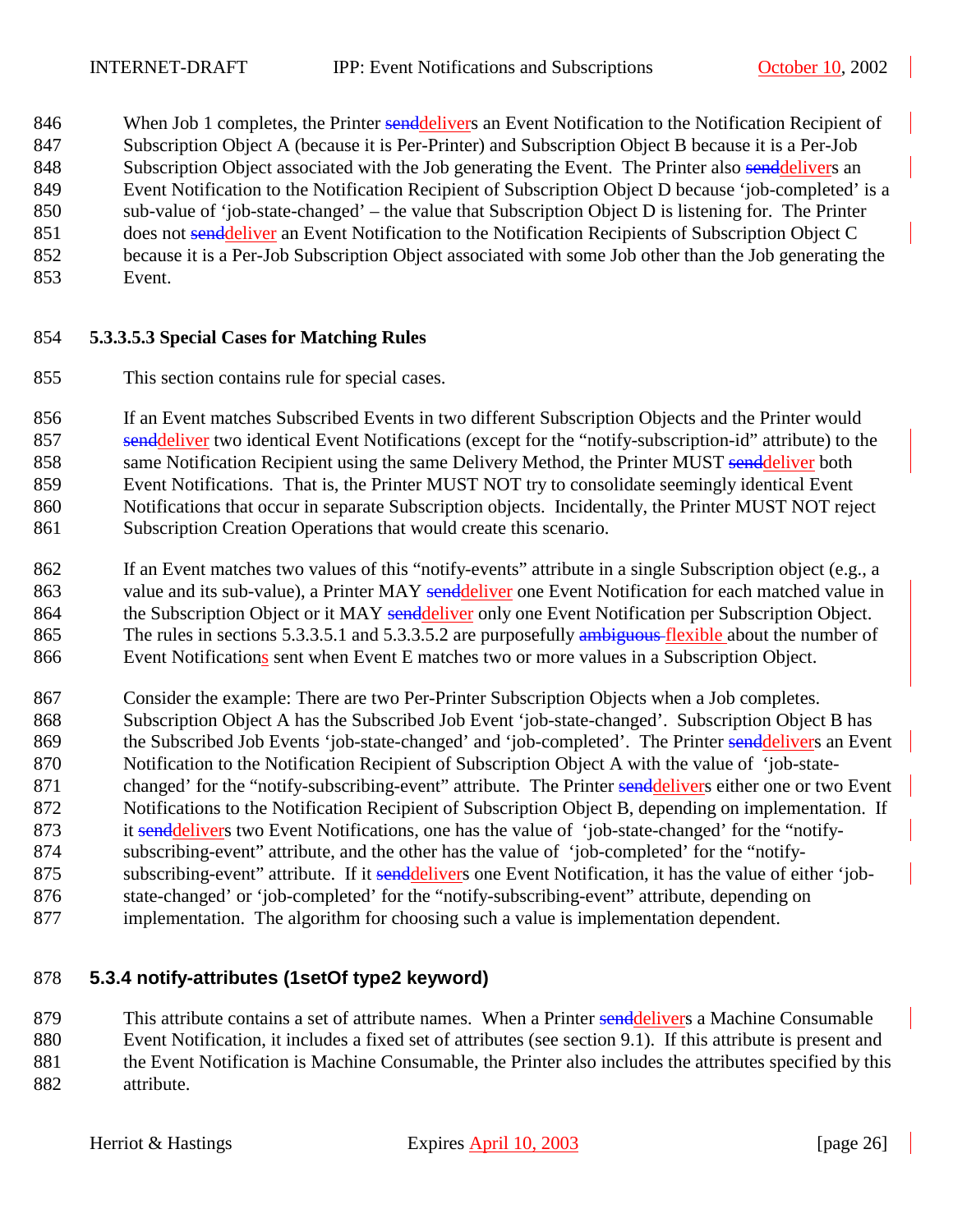When Job 1 completes, the Printer ~~send~~delivers an Event Notification to the Notification Recipient of Subscription Object A (because it is Per-Printer) and Subscription Object B because it is a Per-Job Subscription Object associated with the Job generating the Event. The Printer also ~~send~~delivers an Event Notification to the Notification Recipient of Subscription Object D because 'job-completed' is a sub-value of 'job-state-changed' – the value that Subscription Object D is listening for. The Printer does not ~~send~~deliver an Event Notification to the Notification Recipients of Subscription Object C because it is a Per-Job Subscription Object associated with some Job other than the Job generating the Event.

#### 5.3.3.5.3 Special Cases for Matching Rules

This section contains rule for special cases.

If an Event matches Subscribed Events in two different Subscription Objects and the Printer would ~~send~~deliver two identical Event Notifications (except for the "notify-subscription-id" attribute) to the same Notification Recipient using the same Delivery Method, the Printer MUST ~~send~~deliver both Event Notifications. That is, the Printer MUST NOT try to consolidate seemingly identical Event Notifications that occur in separate Subscription objects. Incidentally, the Printer MUST NOT reject Subscription Creation Operations that would create this scenario.

If an Event matches two values of this "notify-events" attribute in a single Subscription object (e.g., a value and its sub-value), a Printer MAY ~~send~~deliver one Event Notification for each matched value in the Subscription Object or it MAY ~~send~~deliver only one Event Notification per Subscription Object. The rules in sections 5.3.3.5.1 and 5.3.3.5.2 are purposefully ~~ambiguous~~ flexible about the number of Event Notifications sent when Event E matches two or more values in a Subscription Object.

Consider the example: There are two Per-Printer Subscription Objects when a Job completes. Subscription Object A has the Subscribed Job Event 'job-state-changed'. Subscription Object B has the Subscribed Job Events 'job-state-changed' and 'job-completed'. The Printer ~~send~~delivers an Event Notification to the Notification Recipient of Subscription Object A with the value of 'job-state-changed' for the "notify-subscribing-event" attribute. The Printer ~~send~~delivers either one or two Event Notifications to the Notification Recipient of Subscription Object B, depending on implementation. If it ~~send~~delivers two Event Notifications, one has the value of 'job-state-changed' for the "notify-subscribing-event" attribute, and the other has the value of 'job-completed' for the "notify-subscribing-event" attribute. If it ~~send~~delivers one Event Notification, it has the value of either 'job-state-changed' or 'job-completed' for the "notify-subscribing-event" attribute, depending on implementation. The algorithm for choosing such a value is implementation dependent.

### 5.3.4 notify-attributes (1setOf type2 keyword)

This attribute contains a set of attribute names. When a Printer ~~send~~delivers a Machine Consumable Event Notification, it includes a fixed set of attributes (see section 9.1). If this attribute is present and the Event Notification is Machine Consumable, the Printer also includes the attributes specified by this attribute.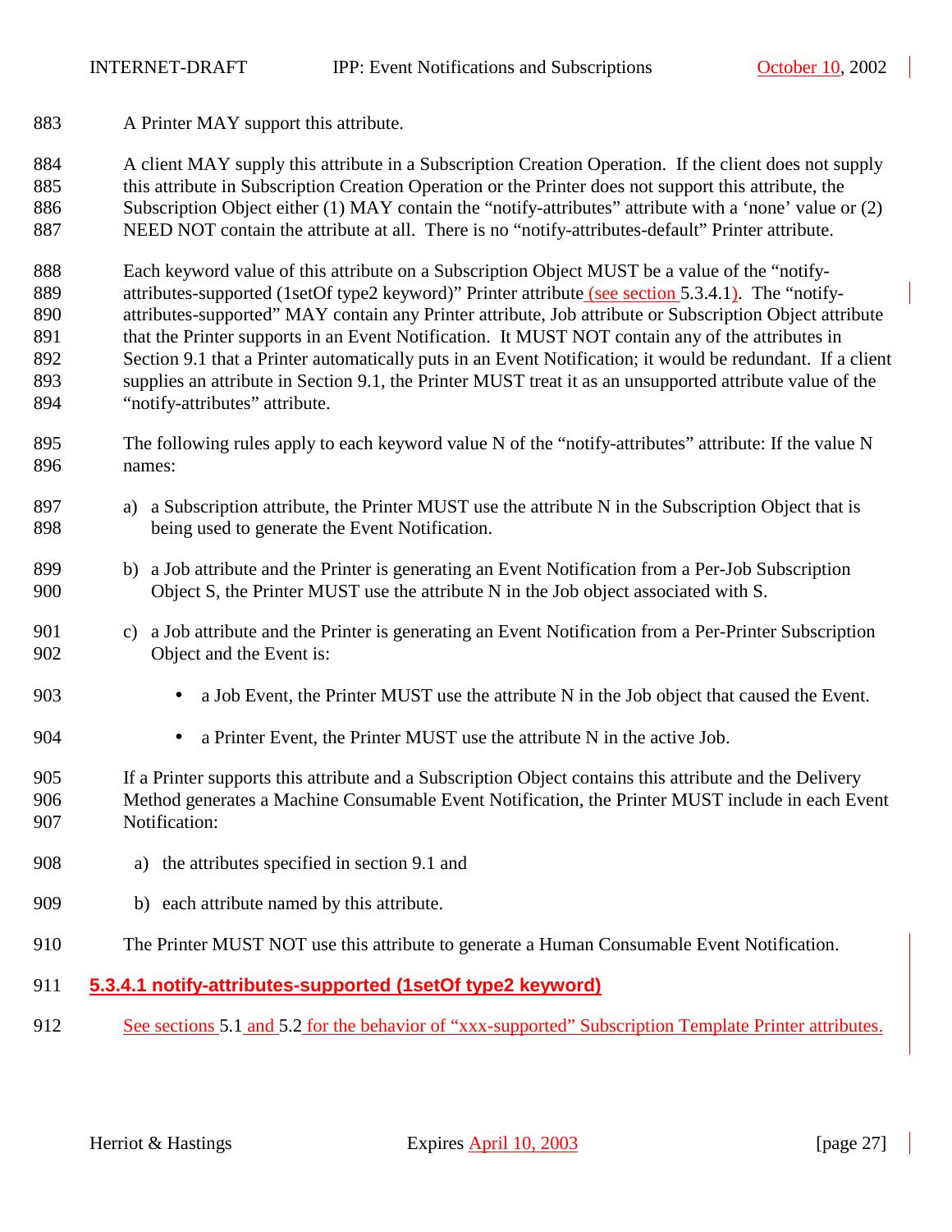A Printer MAY support this attribute.

A client MAY supply this attribute in a Subscription Creation Operation. If the client does not supply this attribute in Subscription Creation Operation or the Printer does not support this attribute, the Subscription Object either (1) MAY contain the "notify-attributes" attribute with a 'none' value or (2) NEED NOT contain the attribute at all. There is no "notify-attributes-default" Printer attribute.

Each keyword value of this attribute on a Subscription Object MUST be a value of the "notify-attributes-supported (1setOf type2 keyword)" Printer attribute (see section 5.3.4.1). The "notify-attributes-supported" MAY contain any Printer attribute, Job attribute or Subscription Object attribute that the Printer supports in an Event Notification. It MUST NOT contain any of the attributes in Section 9.1 that a Printer automatically puts in an Event Notification; it would be redundant. If a client supplies an attribute in Section 9.1, the Printer MUST treat it as an unsupported attribute value of the "notify-attributes" attribute.

The following rules apply to each keyword value N of the "notify-attributes" attribute: If the value N names:

a) a Subscription attribute, the Printer MUST use the attribute N in the Subscription Object that is being used to generate the Event Notification.

b) a Job attribute and the Printer is generating an Event Notification from a Per-Job Subscription Object S, the Printer MUST use the attribute N in the Job object associated with S.

c) a Job attribute and the Printer is generating an Event Notification from a Per-Printer Subscription Object and the Event is:

- a Job Event, the Printer MUST use the attribute N in the Job object that caused the Event.
- a Printer Event, the Printer MUST use the attribute N in the active Job.

If a Printer supports this attribute and a Subscription Object contains this attribute and the Delivery Method generates a Machine Consumable Event Notification, the Printer MUST include in each Event Notification:

a) the attributes specified in section 9.1 and

b) each attribute named by this attribute.

The Printer MUST NOT use this attribute to generate a Human Consumable Event Notification.

#### 5.3.4.1 notify-attributes-supported (1setOf type2 keyword)

See sections 5.1 and 5.2 for the behavior of "xxx-supported" Subscription Template Printer attributes.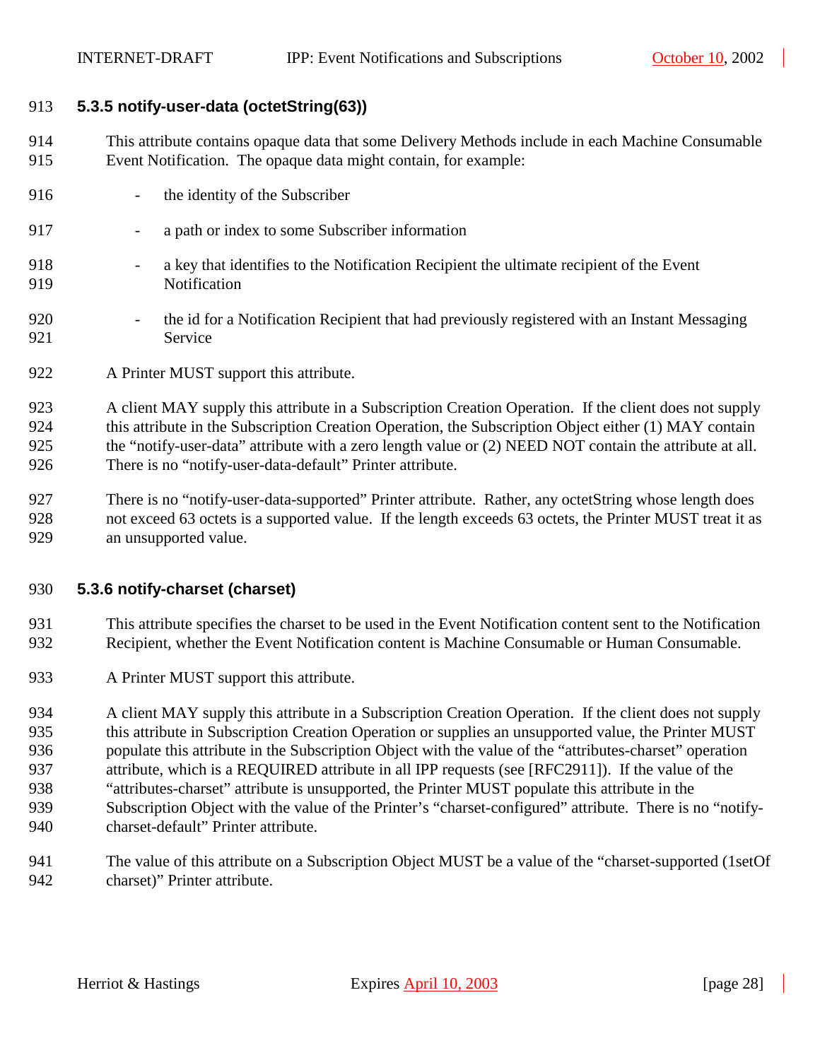### 5.3.5 notify-user-data (octetString(63))

This attribute contains opaque data that some Delivery Methods include in each Machine Consumable Event Notification. The opaque data might contain, for example:

- the identity of the Subscriber
- a path or index to some Subscriber information
- a key that identifies to the Notification Recipient the ultimate recipient of the Event Notification
- the id for a Notification Recipient that had previously registered with an Instant Messaging Service

A Printer MUST support this attribute.

A client MAY supply this attribute in a Subscription Creation Operation. If the client does not supply this attribute in the Subscription Creation Operation, the Subscription Object either (1) MAY contain the “notify-user-data” attribute with a zero length value or (2) NEED NOT contain the attribute at all. There is no “notify-user-data-default” Printer attribute.

There is no “notify-user-data-supported” Printer attribute. Rather, any octetString whose length does not exceed 63 octets is a supported value. If the length exceeds 63 octets, the Printer MUST treat it as an unsupported value.

### 5.3.6 notify-charset (charset)

This attribute specifies the charset to be used in the Event Notification content sent to the Notification Recipient, whether the Event Notification content is Machine Consumable or Human Consumable.

A Printer MUST support this attribute.

A client MAY supply this attribute in a Subscription Creation Operation. If the client does not supply this attribute in Subscription Creation Operation or supplies an unsupported value, the Printer MUST populate this attribute in the Subscription Object with the value of the “attributes-charset” operation attribute, which is a REQUIRED attribute in all IPP requests (see [RFC2911]). If the value of the “attributes-charset” attribute is unsupported, the Printer MUST populate this attribute in the Subscription Object with the value of the Printer’s “charset-configured” attribute. There is no “notify-charset-default” Printer attribute.

The value of this attribute on a Subscription Object MUST be a value of the “charset-supported (1setOf charset)” Printer attribute.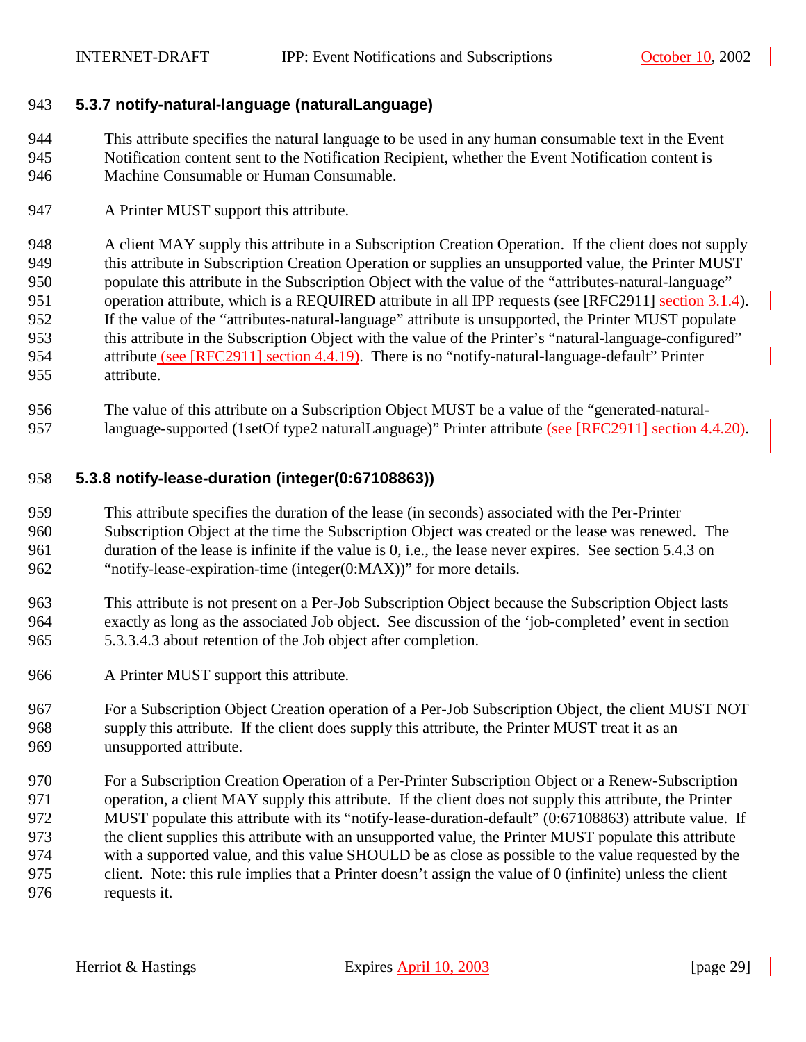### 5.3.7 notify-natural-language (naturalLanguage)

This attribute specifies the natural language to be used in any human consumable text in the Event Notification content sent to the Notification Recipient, whether the Event Notification content is Machine Consumable or Human Consumable.

A Printer MUST support this attribute.

A client MAY supply this attribute in a Subscription Creation Operation. If the client does not supply this attribute in Subscription Creation Operation or supplies an unsupported value, the Printer MUST populate this attribute in the Subscription Object with the value of the "attributes-natural-language" operation attribute, which is a REQUIRED attribute in all IPP requests (see [RFC2911] section 3.1.4). If the value of the "attributes-natural-language" attribute is unsupported, the Printer MUST populate this attribute in the Subscription Object with the value of the Printer's "natural-language-configured" attribute (see [RFC2911] section 4.4.19). There is no "notify-natural-language-default" Printer attribute.

The value of this attribute on a Subscription Object MUST be a value of the "generated-natural-language-supported (1setOf type2 naturalLanguage)" Printer attribute (see [RFC2911] section 4.4.20).

### 5.3.8 notify-lease-duration (integer(0:67108863))

This attribute specifies the duration of the lease (in seconds) associated with the Per-Printer Subscription Object at the time the Subscription Object was created or the lease was renewed. The duration of the lease is infinite if the value is 0, i.e., the lease never expires. See section 5.4.3 on "notify-lease-expiration-time (integer(0:MAX))" for more details.

This attribute is not present on a Per-Job Subscription Object because the Subscription Object lasts exactly as long as the associated Job object. See discussion of the 'job-completed' event in section 5.3.3.4.3 about retention of the Job object after completion.

A Printer MUST support this attribute.

For a Subscription Object Creation operation of a Per-Job Subscription Object, the client MUST NOT supply this attribute. If the client does supply this attribute, the Printer MUST treat it as an unsupported attribute.

For a Subscription Creation Operation of a Per-Printer Subscription Object or a Renew-Subscription operation, a client MAY supply this attribute. If the client does not supply this attribute, the Printer MUST populate this attribute with its "notify-lease-duration-default" (0:67108863) attribute value. If the client supplies this attribute with an unsupported value, the Printer MUST populate this attribute with a supported value, and this value SHOULD be as close as possible to the value requested by the client. Note: this rule implies that a Printer doesn't assign the value of 0 (infinite) unless the client requests it.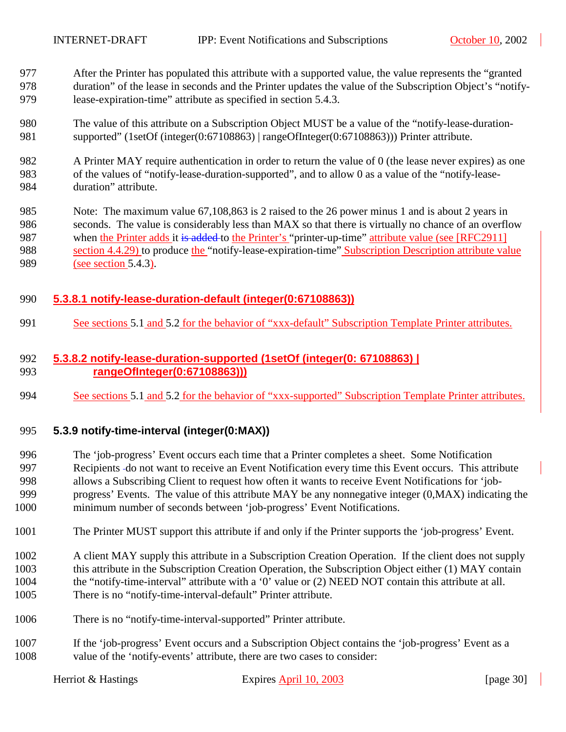After the Printer has populated this attribute with a supported value, the value represents the "granted duration" of the lease in seconds and the Printer updates the value of the Subscription Object's "notify-lease-expiration-time" attribute as specified in section 5.4.3.

The value of this attribute on a Subscription Object MUST be a value of the "notify-lease-duration-supported" (1setOf (integer(0:67108863) | rangeOfInteger(0:67108863))) Printer attribute.

A Printer MAY require authentication in order to return the value of 0 (the lease never expires) as one of the values of "notify-lease-duration-supported", and to allow 0 as a value of the "notify-lease-duration" attribute.

Note: The maximum value 67,108,863 is 2 raised to the 26 power minus 1 and is about 2 years in seconds. The value is considerably less than MAX so that there is virtually no chance of an overflow when the Printer adds it ~~is added~~ to the Printer's "printer-up-time" attribute value (see [RFC2911] section 4.4.29) to produce the "notify-lease-expiration-time" Subscription Description attribute value (see section 5.4.3).

#### 5.3.8.1 notify-lease-duration-default (integer(0:67108863))

See sections 5.1 and 5.2 for the behavior of "xxx-default" Subscription Template Printer attributes.

#### 5.3.8.2 notify-lease-duration-supported (1setOf (integer(0: 67108863) | rangeOfInteger(0:67108863)))

See sections 5.1 and 5.2 for the behavior of "xxx-supported" Subscription Template Printer attributes.

### 5.3.9 notify-time-interval (integer(0:MAX))

The 'job-progress' Event occurs each time that a Printer completes a sheet. Some Notification Recipients do not want to receive an Event Notification every time this Event occurs. This attribute allows a Subscribing Client to request how often it wants to receive Event Notifications for 'job-progress' Events. The value of this attribute MAY be any nonnegative integer (0,MAX) indicating the minimum number of seconds between 'job-progress' Event Notifications.

The Printer MUST support this attribute if and only if the Printer supports the 'job-progress' Event.

A client MAY supply this attribute in a Subscription Creation Operation. If the client does not supply this attribute in the Subscription Creation Operation, the Subscription Object either (1) MAY contain the "notify-time-interval" attribute with a '0' value or (2) NEED NOT contain this attribute at all. There is no "notify-time-interval-default" Printer attribute.

There is no "notify-time-interval-supported" Printer attribute.

If the 'job-progress' Event occurs and a Subscription Object contains the 'job-progress' Event as a value of the 'notify-events' attribute, there are two cases to consider: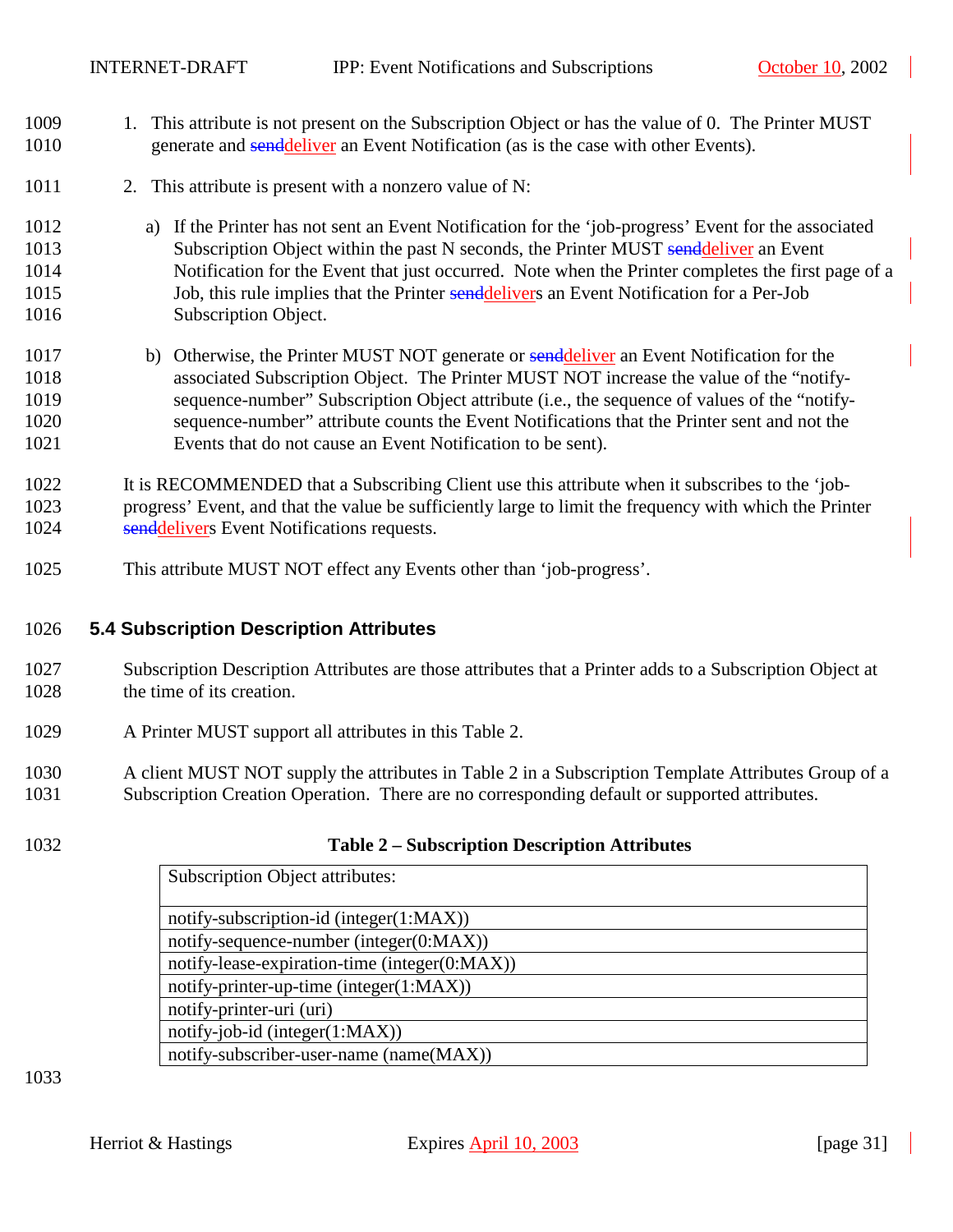1. This attribute is not present on the Subscription Object or has the value of 0. The Printer MUST generate and ~~send~~deliver an Event Notification (as is the case with other Events).

2. This attribute is present with a nonzero value of N:

   a) If the Printer has not sent an Event Notification for the 'job-progress' Event for the associated Subscription Object within the past N seconds, the Printer MUST ~~send~~deliver an Event Notification for the Event that just occurred. Note when the Printer completes the first page of a Job, this rule implies that the Printer ~~send~~delivers an Event Notification for a Per-Job Subscription Object.

   b) Otherwise, the Printer MUST NOT generate or ~~send~~deliver an Event Notification for the associated Subscription Object. The Printer MUST NOT increase the value of the "notify-sequence-number" Subscription Object attribute (i.e., the sequence of values of the "notify-sequence-number" attribute counts the Event Notifications that the Printer sent and not the Events that do not cause an Event Notification to be sent).

It is RECOMMENDED that a Subscribing Client use this attribute when it subscribes to the 'job-progress' Event, and that the value be sufficiently large to limit the frequency with which the Printer ~~send~~delivers Event Notifications requests.

This attribute MUST NOT effect any Events other than 'job-progress'.

## 5.4 Subscription Description Attributes

Subscription Description Attributes are those attributes that a Printer adds to a Subscription Object at the time of its creation.

A Printer MUST support all attributes in this Table 2.

A client MUST NOT supply the attributes in Table 2 in a Subscription Template Attributes Group of a Subscription Creation Operation. There are no corresponding default or supported attributes.

**Table 2 – Subscription Description Attributes**

| Subscription Object attributes: |
|---|
| notify-subscription-id (integer(1:MAX)) |
| notify-sequence-number (integer(0:MAX)) |
| notify-lease-expiration-time (integer(0:MAX)) |
| notify-printer-up-time (integer(1:MAX)) |
| notify-printer-uri (uri) |
| notify-job-id (integer(1:MAX)) |
| notify-subscriber-user-name (name(MAX)) |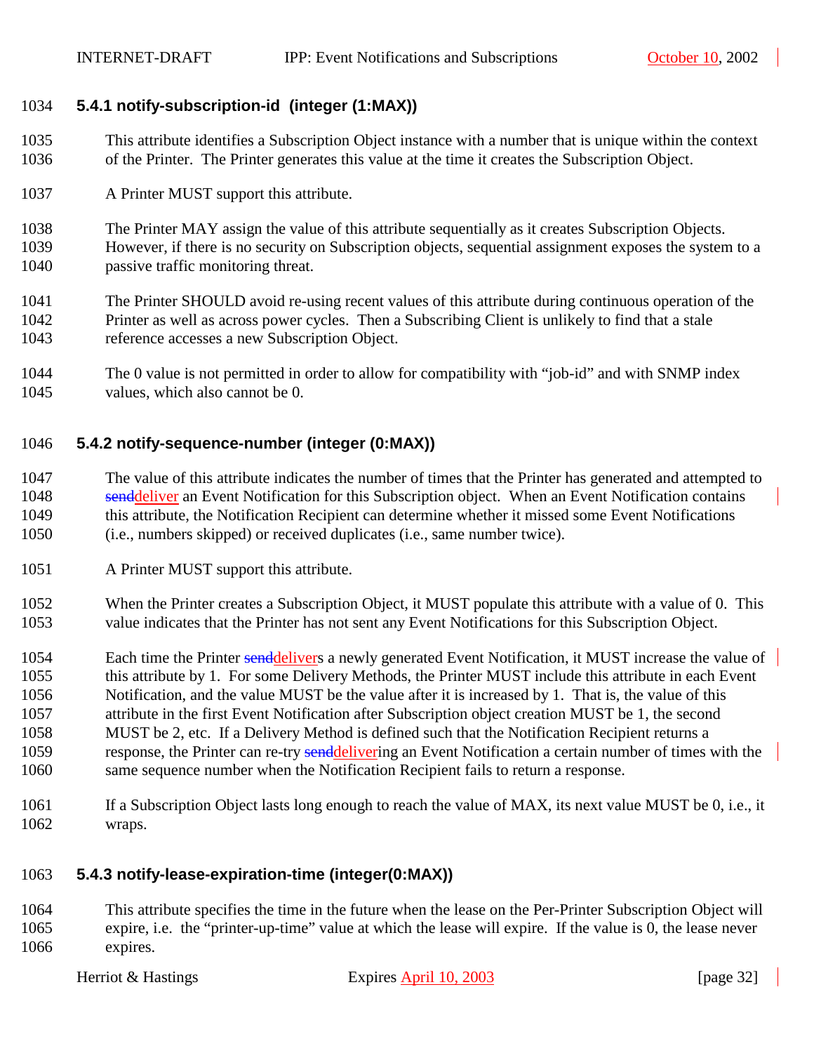### 5.4.1 notify-subscription-id (integer (1:MAX))

This attribute identifies a Subscription Object instance with a number that is unique within the context of the Printer. The Printer generates this value at the time it creates the Subscription Object.

A Printer MUST support this attribute.

The Printer MAY assign the value of this attribute sequentially as it creates Subscription Objects. However, if there is no security on Subscription objects, sequential assignment exposes the system to a passive traffic monitoring threat.

The Printer SHOULD avoid re-using recent values of this attribute during continuous operation of the Printer as well as across power cycles. Then a Subscribing Client is unlikely to find that a stale reference accesses a new Subscription Object.

The 0 value is not permitted in order to allow for compatibility with "job-id" and with SNMP index values, which also cannot be 0.

### 5.4.2 notify-sequence-number (integer (0:MAX))

The value of this attribute indicates the number of times that the Printer has generated and attempted to ~~send~~deliver an Event Notification for this Subscription object. When an Event Notification contains this attribute, the Notification Recipient can determine whether it missed some Event Notifications (i.e., numbers skipped) or received duplicates (i.e., same number twice).

A Printer MUST support this attribute.

When the Printer creates a Subscription Object, it MUST populate this attribute with a value of 0. This value indicates that the Printer has not sent any Event Notifications for this Subscription Object.

Each time the Printer ~~send~~delivers a newly generated Event Notification, it MUST increase the value of this attribute by 1. For some Delivery Methods, the Printer MUST include this attribute in each Event Notification, and the value MUST be the value after it is increased by 1. That is, the value of this attribute in the first Event Notification after Subscription object creation MUST be 1, the second MUST be 2, etc. If a Delivery Method is defined such that the Notification Recipient returns a response, the Printer can re-try ~~send~~delivering an Event Notification a certain number of times with the same sequence number when the Notification Recipient fails to return a response.

If a Subscription Object lasts long enough to reach the value of MAX, its next value MUST be 0, i.e., it wraps.

### 5.4.3 notify-lease-expiration-time (integer(0:MAX))

This attribute specifies the time in the future when the lease on the Per-Printer Subscription Object will expire, i.e. the "printer-up-time" value at which the lease will expire. If the value is 0, the lease never expires.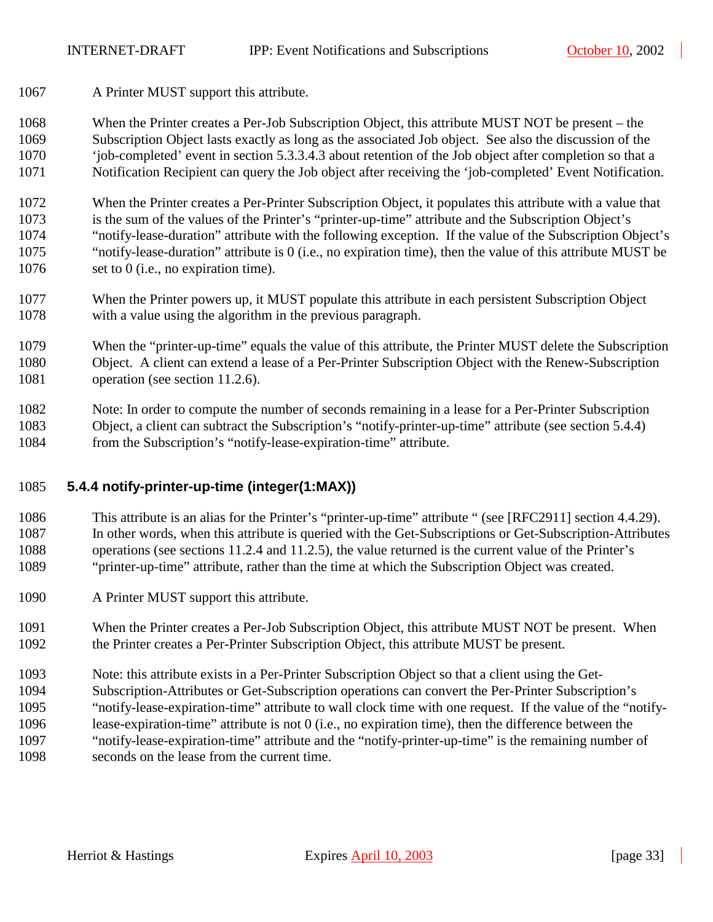A Printer MUST support this attribute.

When the Printer creates a Per-Job Subscription Object, this attribute MUST NOT be present – the Subscription Object lasts exactly as long as the associated Job object. See also the discussion of the ‘job-completed’ event in section 5.3.3.4.3 about retention of the Job object after completion so that a Notification Recipient can query the Job object after receiving the ‘job-completed’ Event Notification.

When the Printer creates a Per-Printer Subscription Object, it populates this attribute with a value that is the sum of the values of the Printer’s “printer-up-time” attribute and the Subscription Object’s “notify-lease-duration” attribute with the following exception. If the value of the Subscription Object’s “notify-lease-duration” attribute is 0 (i.e., no expiration time), then the value of this attribute MUST be set to 0 (i.e., no expiration time).

When the Printer powers up, it MUST populate this attribute in each persistent Subscription Object with a value using the algorithm in the previous paragraph.

When the “printer-up-time” equals the value of this attribute, the Printer MUST delete the Subscription Object. A client can extend a lease of a Per-Printer Subscription Object with the Renew-Subscription operation (see section 11.2.6).

Note: In order to compute the number of seconds remaining in a lease for a Per-Printer Subscription Object, a client can subtract the Subscription’s “notify-printer-up-time” attribute (see section 5.4.4) from the Subscription’s “notify-lease-expiration-time” attribute.

### 5.4.4 notify-printer-up-time (integer(1:MAX))

This attribute is an alias for the Printer’s “printer-up-time” attribute “ (see [RFC2911] section 4.4.29). In other words, when this attribute is queried with the Get-Subscriptions or Get-Subscription-Attributes operations (see sections 11.2.4 and 11.2.5), the value returned is the current value of the Printer’s “printer-up-time” attribute, rather than the time at which the Subscription Object was created.

A Printer MUST support this attribute.

When the Printer creates a Per-Job Subscription Object, this attribute MUST NOT be present. When the Printer creates a Per-Printer Subscription Object, this attribute MUST be present.

Note: this attribute exists in a Per-Printer Subscription Object so that a client using the Get-Subscription-Attributes or Get-Subscription operations can convert the Per-Printer Subscription’s “notify-lease-expiration-time” attribute to wall clock time with one request. If the value of the “notify-lease-expiration-time” attribute is not 0 (i.e., no expiration time), then the difference between the “notify-lease-expiration-time” attribute and the “notify-printer-up-time” is the remaining number of seconds on the lease from the current time.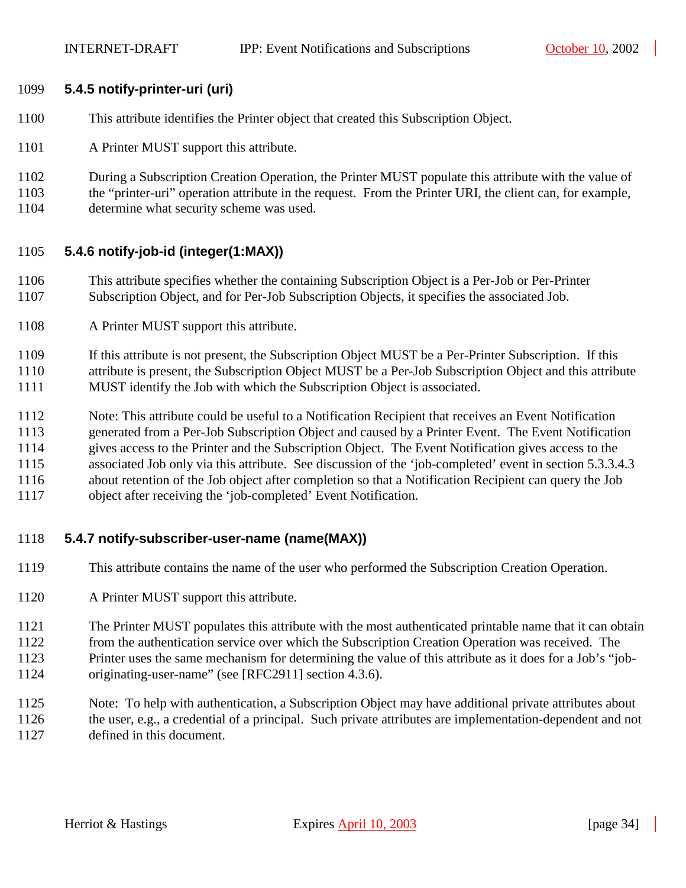### 5.4.5 notify-printer-uri (uri)

This attribute identifies the Printer object that created this Subscription Object.

A Printer MUST support this attribute.

During a Subscription Creation Operation, the Printer MUST populate this attribute with the value of the "printer-uri" operation attribute in the request. From the Printer URI, the client can, for example, determine what security scheme was used.

### 5.4.6 notify-job-id (integer(1:MAX))

This attribute specifies whether the containing Subscription Object is a Per-Job or Per-Printer Subscription Object, and for Per-Job Subscription Objects, it specifies the associated Job.

A Printer MUST support this attribute.

If this attribute is not present, the Subscription Object MUST be a Per-Printer Subscription. If this attribute is present, the Subscription Object MUST be a Per-Job Subscription Object and this attribute MUST identify the Job with which the Subscription Object is associated.

Note: This attribute could be useful to a Notification Recipient that receives an Event Notification generated from a Per-Job Subscription Object and caused by a Printer Event. The Event Notification gives access to the Printer and the Subscription Object. The Event Notification gives access to the associated Job only via this attribute. See discussion of the 'job-completed' event in section 5.3.3.4.3 about retention of the Job object after completion so that a Notification Recipient can query the Job object after receiving the 'job-completed' Event Notification.

### 5.4.7 notify-subscriber-user-name (name(MAX))

This attribute contains the name of the user who performed the Subscription Creation Operation.

A Printer MUST support this attribute.

The Printer MUST populates this attribute with the most authenticated printable name that it can obtain from the authentication service over which the Subscription Creation Operation was received. The Printer uses the same mechanism for determining the value of this attribute as it does for a Job's "job-originating-user-name" (see [RFC2911] section 4.3.6).

Note: To help with authentication, a Subscription Object may have additional private attributes about the user, e.g., a credential of a principal. Such private attributes are implementation-dependent and not defined in this document.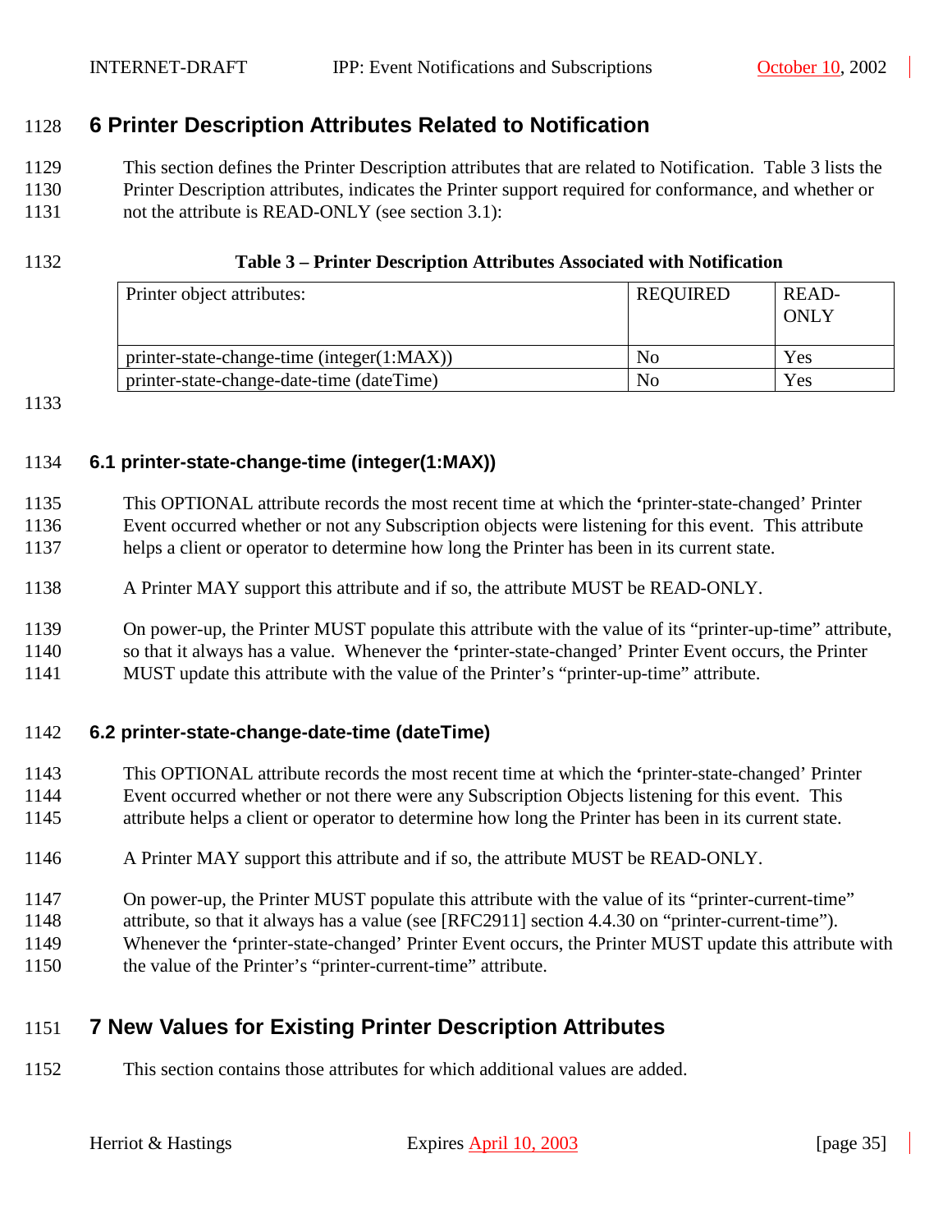# 6 Printer Description Attributes Related to Notification

This section defines the Printer Description attributes that are related to Notification. Table 3 lists the Printer Description attributes, indicates the Printer support required for conformance, and whether or not the attribute is READ-ONLY (see section 3.1):

**Table 3 – Printer Description Attributes Associated with Notification**

| Printer object attributes: | REQUIRED | READ-ONLY |
|---|---|---|
| printer-state-change-time (integer(1:MAX)) | No | Yes |
| printer-state-change-date-time (dateTime) | No | Yes |

## 6.1 printer-state-change-time (integer(1:MAX))

This OPTIONAL attribute records the most recent time at which the 'printer-state-changed' Printer Event occurred whether or not any Subscription objects were listening for this event. This attribute helps a client or operator to determine how long the Printer has been in its current state.

A Printer MAY support this attribute and if so, the attribute MUST be READ-ONLY.

On power-up, the Printer MUST populate this attribute with the value of its "printer-up-time" attribute, so that it always has a value. Whenever the 'printer-state-changed' Printer Event occurs, the Printer MUST update this attribute with the value of the Printer's "printer-up-time" attribute.

## 6.2 printer-state-change-date-time (dateTime)

This OPTIONAL attribute records the most recent time at which the 'printer-state-changed' Printer Event occurred whether or not there were any Subscription Objects listening for this event. This attribute helps a client or operator to determine how long the Printer has been in its current state.

A Printer MAY support this attribute and if so, the attribute MUST be READ-ONLY.

On power-up, the Printer MUST populate this attribute with the value of its "printer-current-time" attribute, so that it always has a value (see [RFC2911] section 4.4.30 on "printer-current-time"). Whenever the 'printer-state-changed' Printer Event occurs, the Printer MUST update this attribute with the value of the Printer's "printer-current-time" attribute.

# 7 New Values for Existing Printer Description Attributes

This section contains those attributes for which additional values are added.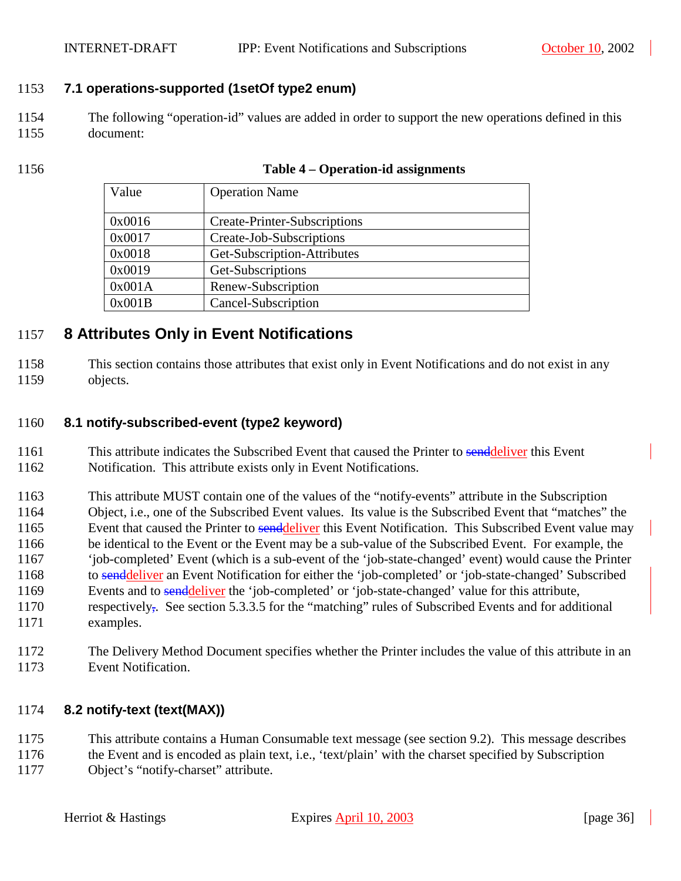### 7.1 operations-supported (1setOf type2 enum)

The following "operation-id" values are added in order to support the new operations defined in this document:

**Table 4 – Operation-id assignments**

| Value | Operation Name |
|---|---|
| 0x0016 | Create-Printer-Subscriptions |
| 0x0017 | Create-Job-Subscriptions |
| 0x0018 | Get-Subscription-Attributes |
| 0x0019 | Get-Subscriptions |
| 0x001A | Renew-Subscription |
| 0x001B | Cancel-Subscription |

## 8 Attributes Only in Event Notifications

This section contains those attributes that exist only in Event Notifications and do not exist in any objects.

### 8.1 notify-subscribed-event (type2 keyword)

This attribute indicates the Subscribed Event that caused the Printer to ~~send~~deliver this Event Notification. This attribute exists only in Event Notifications.

This attribute MUST contain one of the values of the "notify-events" attribute in the Subscription Object, i.e., one of the Subscribed Event values. Its value is the Subscribed Event that "matches" the Event that caused the Printer to ~~send~~deliver this Event Notification. This Subscribed Event value may be identical to the Event or the Event may be a sub-value of the Subscribed Event. For example, the 'job-completed' Event (which is a sub-event of the 'job-state-changed' event) would cause the Printer to ~~send~~deliver an Event Notification for either the 'job-completed' or 'job-state-changed' Subscribed Events and to ~~send~~deliver the 'job-completed' or 'job-state-changed' value for this attribute, respectively~~,~~. See section 5.3.3.5 for the "matching" rules of Subscribed Events and for additional examples.

The Delivery Method Document specifies whether the Printer includes the value of this attribute in an Event Notification.

### 8.2 notify-text (text(MAX))

This attribute contains a Human Consumable text message (see section 9.2). This message describes the Event and is encoded as plain text, i.e., 'text/plain' with the charset specified by Subscription Object's "notify-charset" attribute.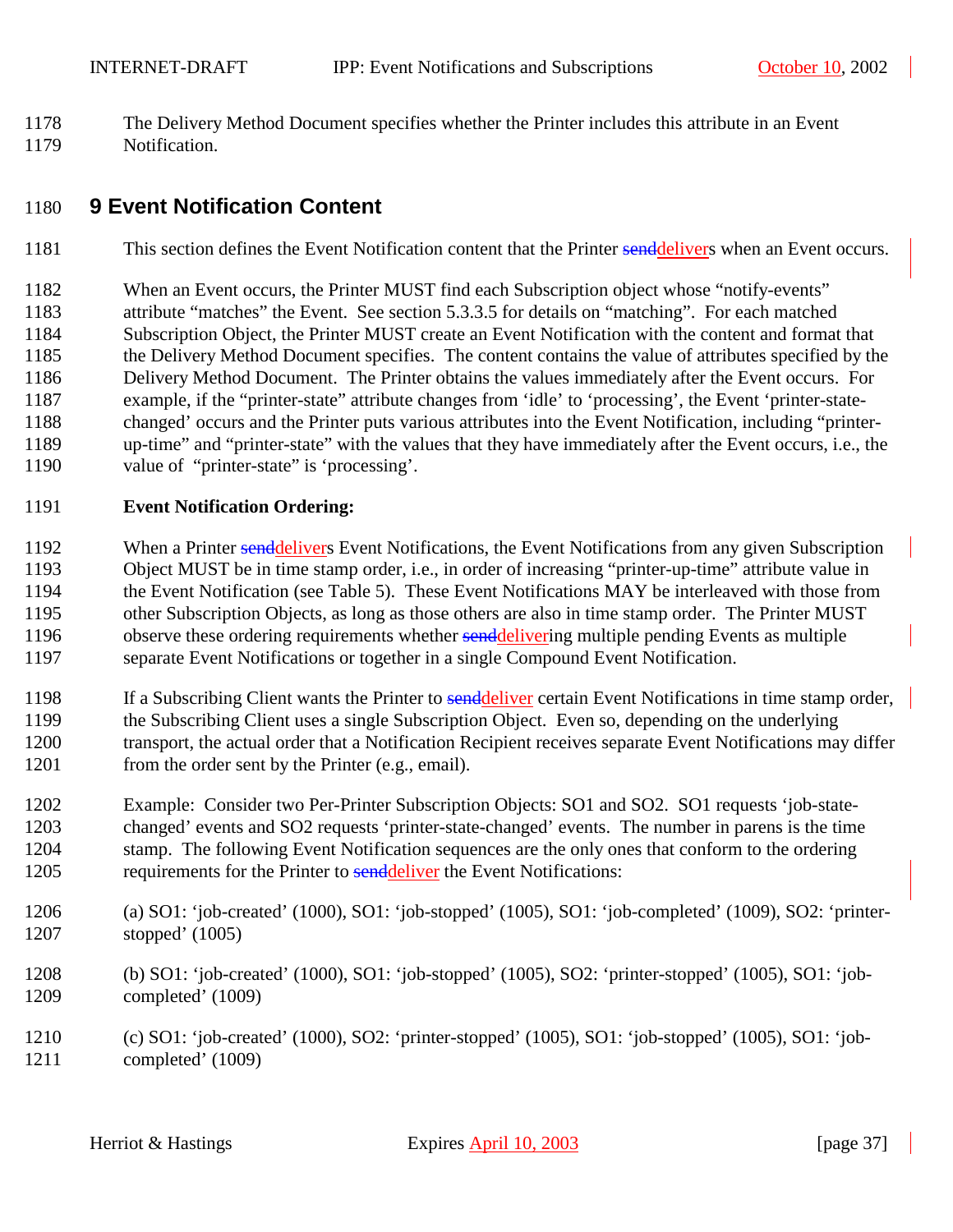The Delivery Method Document specifies whether the Printer includes this attribute in an Event Notification.

# 9 Event Notification Content

This section defines the Event Notification content that the Printer ~~send~~delivers when an Event occurs.

When an Event occurs, the Printer MUST find each Subscription object whose "notify-events" attribute "matches" the Event. See section 5.3.3.5 for details on "matching". For each matched Subscription Object, the Printer MUST create an Event Notification with the content and format that the Delivery Method Document specifies. The content contains the value of attributes specified by the Delivery Method Document. The Printer obtains the values immediately after the Event occurs. For example, if the "printer-state" attribute changes from 'idle' to 'processing', the Event 'printer-state-changed' occurs and the Printer puts various attributes into the Event Notification, including "printer-up-time" and "printer-state" with the values that they have immediately after the Event occurs, i.e., the value of "printer-state" is 'processing'.

**Event Notification Ordering:**

When a Printer ~~send~~delivers Event Notifications, the Event Notifications from any given Subscription Object MUST be in time stamp order, i.e., in order of increasing "printer-up-time" attribute value in the Event Notification (see Table 5). These Event Notifications MAY be interleaved with those from other Subscription Objects, as long as those others are also in time stamp order. The Printer MUST observe these ordering requirements whether ~~send~~delivering multiple pending Events as multiple separate Event Notifications or together in a single Compound Event Notification.

If a Subscribing Client wants the Printer to ~~send~~deliver certain Event Notifications in time stamp order, the Subscribing Client uses a single Subscription Object. Even so, depending on the underlying transport, the actual order that a Notification Recipient receives separate Event Notifications may differ from the order sent by the Printer (e.g., email).

Example: Consider two Per-Printer Subscription Objects: SO1 and SO2. SO1 requests 'job-state-changed' events and SO2 requests 'printer-state-changed' events. The number in parens is the time stamp. The following Event Notification sequences are the only ones that conform to the ordering requirements for the Printer to ~~send~~deliver the Event Notifications:

(a) SO1: 'job-created' (1000), SO1: 'job-stopped' (1005), SO1: 'job-completed' (1009), SO2: 'printer-stopped' (1005)

(b) SO1: 'job-created' (1000), SO1: 'job-stopped' (1005), SO2: 'printer-stopped' (1005), SO1: 'job-completed' (1009)

(c) SO1: 'job-created' (1000), SO2: 'printer-stopped' (1005), SO1: 'job-stopped' (1005), SO1: 'job-completed' (1009)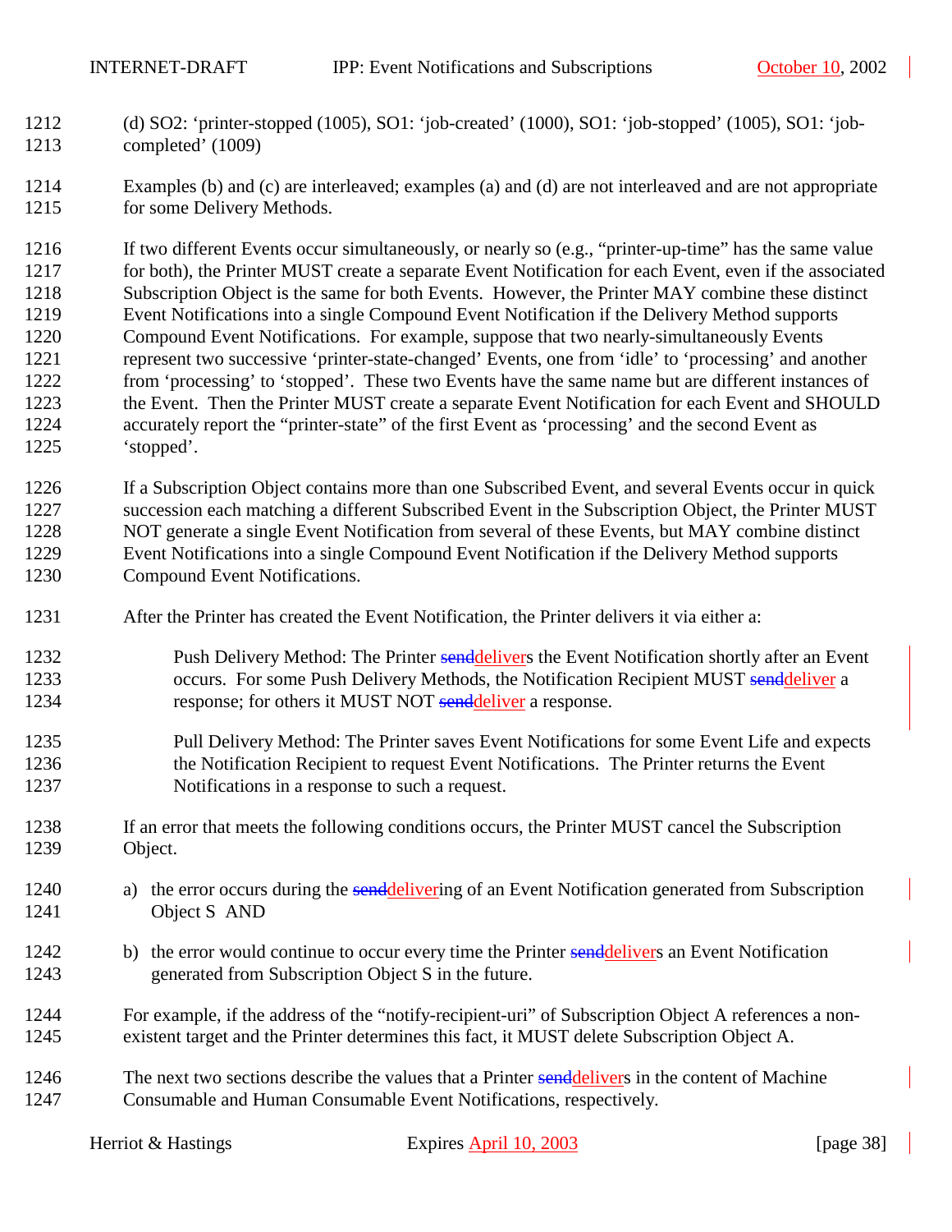(d) SO2: 'printer-stopped (1005), SO1: 'job-created' (1000), SO1: 'job-stopped' (1005), SO1: 'job-completed' (1009)

Examples (b) and (c) are interleaved; examples (a) and (d) are not interleaved and are not appropriate for some Delivery Methods.

If two different Events occur simultaneously, or nearly so (e.g., "printer-up-time" has the same value for both), the Printer MUST create a separate Event Notification for each Event, even if the associated Subscription Object is the same for both Events. However, the Printer MAY combine these distinct Event Notifications into a single Compound Event Notification if the Delivery Method supports Compound Event Notifications. For example, suppose that two nearly-simultaneously Events represent two successive 'printer-state-changed' Events, one from 'idle' to 'processing' and another from 'processing' to 'stopped'. These two Events have the same name but are different instances of the Event. Then the Printer MUST create a separate Event Notification for each Event and SHOULD accurately report the "printer-state" of the first Event as 'processing' and the second Event as 'stopped'.

If a Subscription Object contains more than one Subscribed Event, and several Events occur in quick succession each matching a different Subscribed Event in the Subscription Object, the Printer MUST NOT generate a single Event Notification from several of these Events, but MAY combine distinct Event Notifications into a single Compound Event Notification if the Delivery Method supports Compound Event Notifications.

After the Printer has created the Event Notification, the Printer delivers it via either a:

> Push Delivery Method: The Printer ~~send~~delivers the Event Notification shortly after an Event occurs. For some Push Delivery Methods, the Notification Recipient MUST ~~send~~deliver a response; for others it MUST NOT ~~send~~deliver a response.
>
> Pull Delivery Method: The Printer saves Event Notifications for some Event Life and expects the Notification Recipient to request Event Notifications. The Printer returns the Event Notifications in a response to such a request.

If an error that meets the following conditions occurs, the Printer MUST cancel the Subscription Object.

a) the error occurs during the ~~send~~delivering of an Event Notification generated from Subscription Object S AND

b) the error would continue to occur every time the Printer ~~send~~delivers an Event Notification generated from Subscription Object S in the future.

For example, if the address of the "notify-recipient-uri" of Subscription Object A references a non-existent target and the Printer determines this fact, it MUST delete Subscription Object A.

The next two sections describe the values that a Printer ~~send~~delivers in the content of Machine Consumable and Human Consumable Event Notifications, respectively.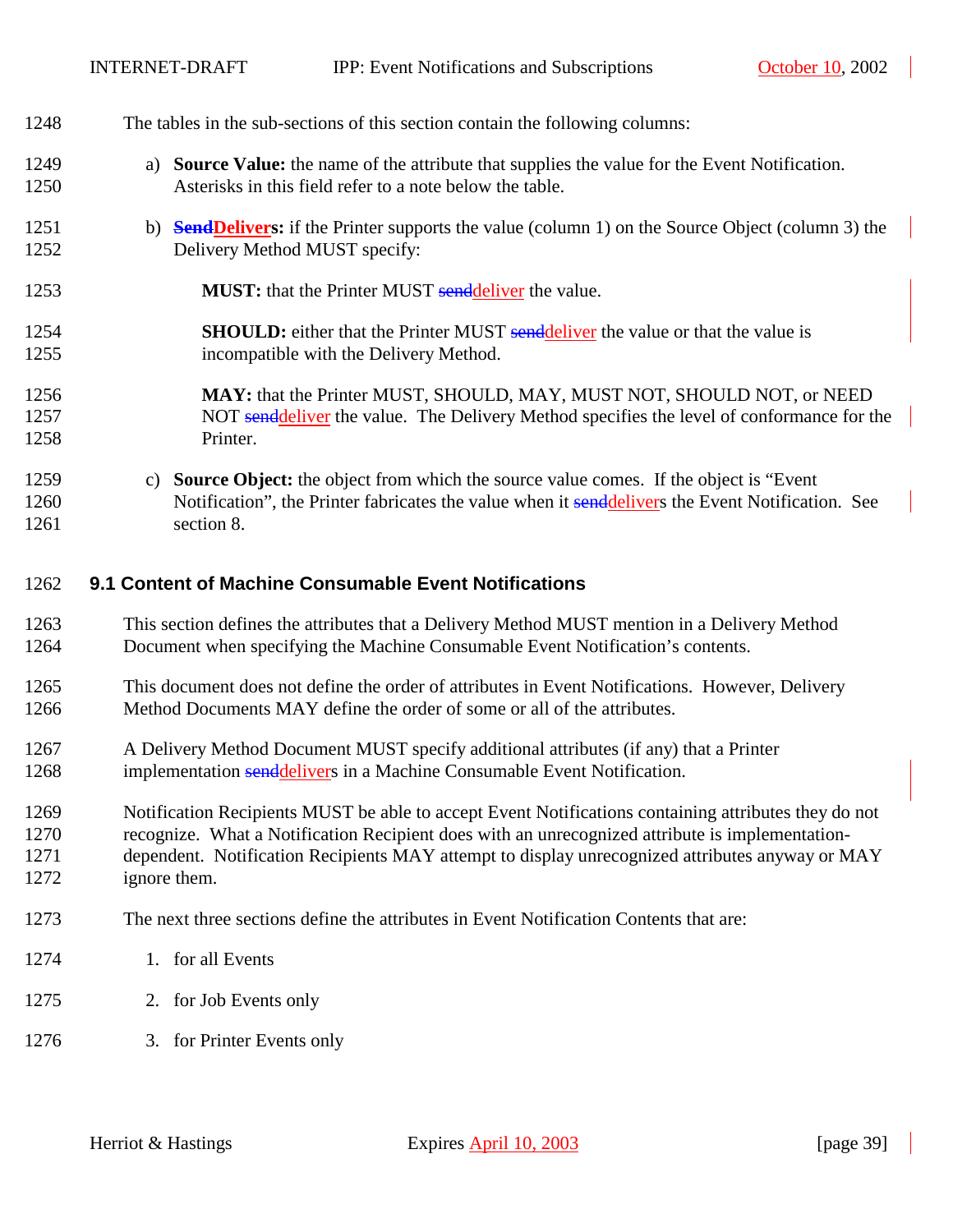The tables in the sub-sections of this section contain the following columns:

a) **Source Value:** the name of the attribute that supplies the value for the Event Notification. Asterisks in this field refer to a note below the table.

b) **~~Send~~Delivers:** if the Printer supports the value (column 1) on the Source Object (column 3) the Delivery Method MUST specify:

   **MUST:** that the Printer MUST ~~send~~deliver the value.

   **SHOULD:** either that the Printer MUST ~~send~~deliver the value or that the value is incompatible with the Delivery Method.

   **MAY:** that the Printer MUST, SHOULD, MAY, MUST NOT, SHOULD NOT, or NEED NOT ~~send~~deliver the value. The Delivery Method specifies the level of conformance for the Printer.

c) **Source Object:** the object from which the source value comes. If the object is "Event Notification", the Printer fabricates the value when it ~~send~~delivers the Event Notification. See section 8.

## 9.1 Content of Machine Consumable Event Notifications

This section defines the attributes that a Delivery Method MUST mention in a Delivery Method Document when specifying the Machine Consumable Event Notification's contents.

This document does not define the order of attributes in Event Notifications. However, Delivery Method Documents MAY define the order of some or all of the attributes.

A Delivery Method Document MUST specify additional attributes (if any) that a Printer implementation ~~send~~delivers in a Machine Consumable Event Notification.

Notification Recipients MUST be able to accept Event Notifications containing attributes they do not recognize. What a Notification Recipient does with an unrecognized attribute is implementation-dependent. Notification Recipients MAY attempt to display unrecognized attributes anyway or MAY ignore them.

The next three sections define the attributes in Event Notification Contents that are:

1. for all Events
2. for Job Events only
3. for Printer Events only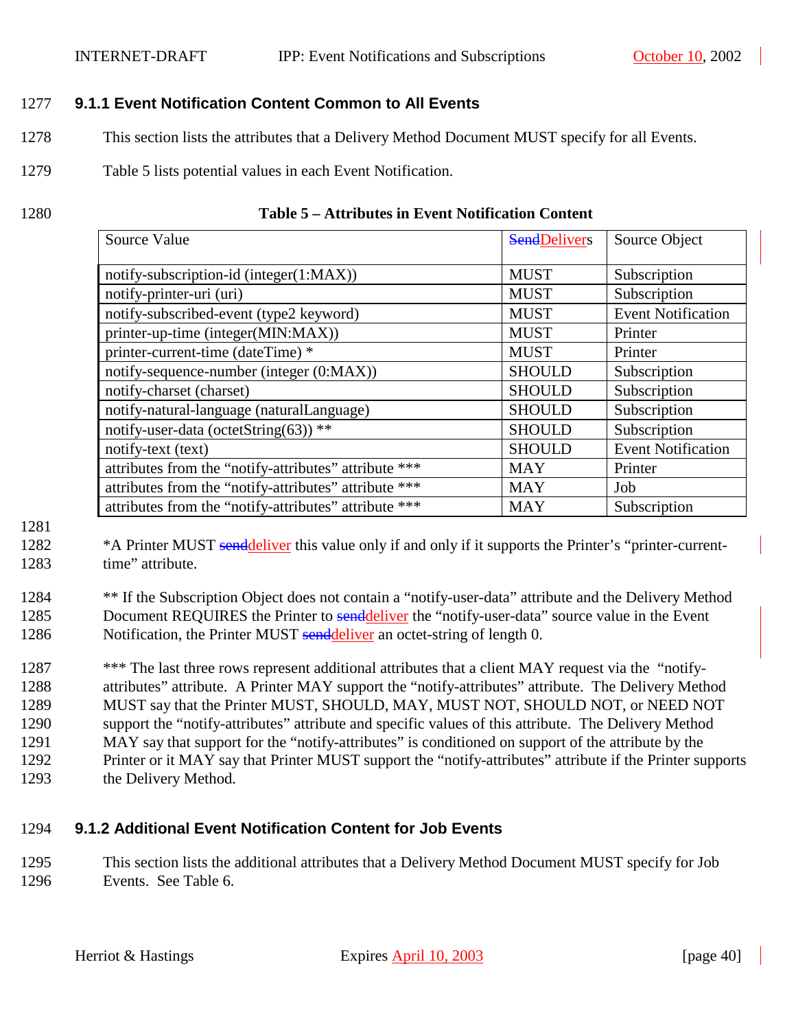### 9.1.1 Event Notification Content Common to All Events

This section lists the attributes that a Delivery Method Document MUST specify for all Events.

Table 5 lists potential values in each Event Notification.

**Table 5 – Attributes in Event Notification Content**

| Source Value | ~~Send~~Delivers | Source Object |
|---|---|---|
| notify-subscription-id (integer(1:MAX)) | MUST | Subscription |
| notify-printer-uri (uri) | MUST | Subscription |
| notify-subscribed-event (type2 keyword) | MUST | Event Notification |
| printer-up-time (integer(MIN:MAX)) | MUST | Printer |
| printer-current-time (dateTime) * | MUST | Printer |
| notify-sequence-number (integer (0:MAX)) | SHOULD | Subscription |
| notify-charset (charset) | SHOULD | Subscription |
| notify-natural-language (naturalLanguage) | SHOULD | Subscription |
| notify-user-data (octetString(63)) ** | SHOULD | Subscription |
| notify-text (text) | SHOULD | Event Notification |
| attributes from the "notify-attributes" attribute *** | MAY | Printer |
| attributes from the "notify-attributes" attribute *** | MAY | Job |
| attributes from the "notify-attributes" attribute *** | MAY | Subscription |

*A Printer MUST ~~send~~deliver this value only if and only if it supports the Printer's "printer-current-time" attribute.

** If the Subscription Object does not contain a "notify-user-data" attribute and the Delivery Method Document REQUIRES the Printer to ~~send~~deliver the "notify-user-data" source value in the Event Notification, the Printer MUST ~~send~~deliver an octet-string of length 0.

*** The last three rows represent additional attributes that a client MAY request via the "notify-attributes" attribute. A Printer MAY support the "notify-attributes" attribute. The Delivery Method MUST say that the Printer MUST, SHOULD, MAY, MUST NOT, SHOULD NOT, or NEED NOT support the "notify-attributes" attribute and specific values of this attribute. The Delivery Method MAY say that support for the "notify-attributes" is conditioned on support of the attribute by the Printer or it MAY say that Printer MUST support the "notify-attributes" attribute if the Printer supports the Delivery Method.

### 9.1.2 Additional Event Notification Content for Job Events

This section lists the additional attributes that a Delivery Method Document MUST specify for Job Events. See Table 6.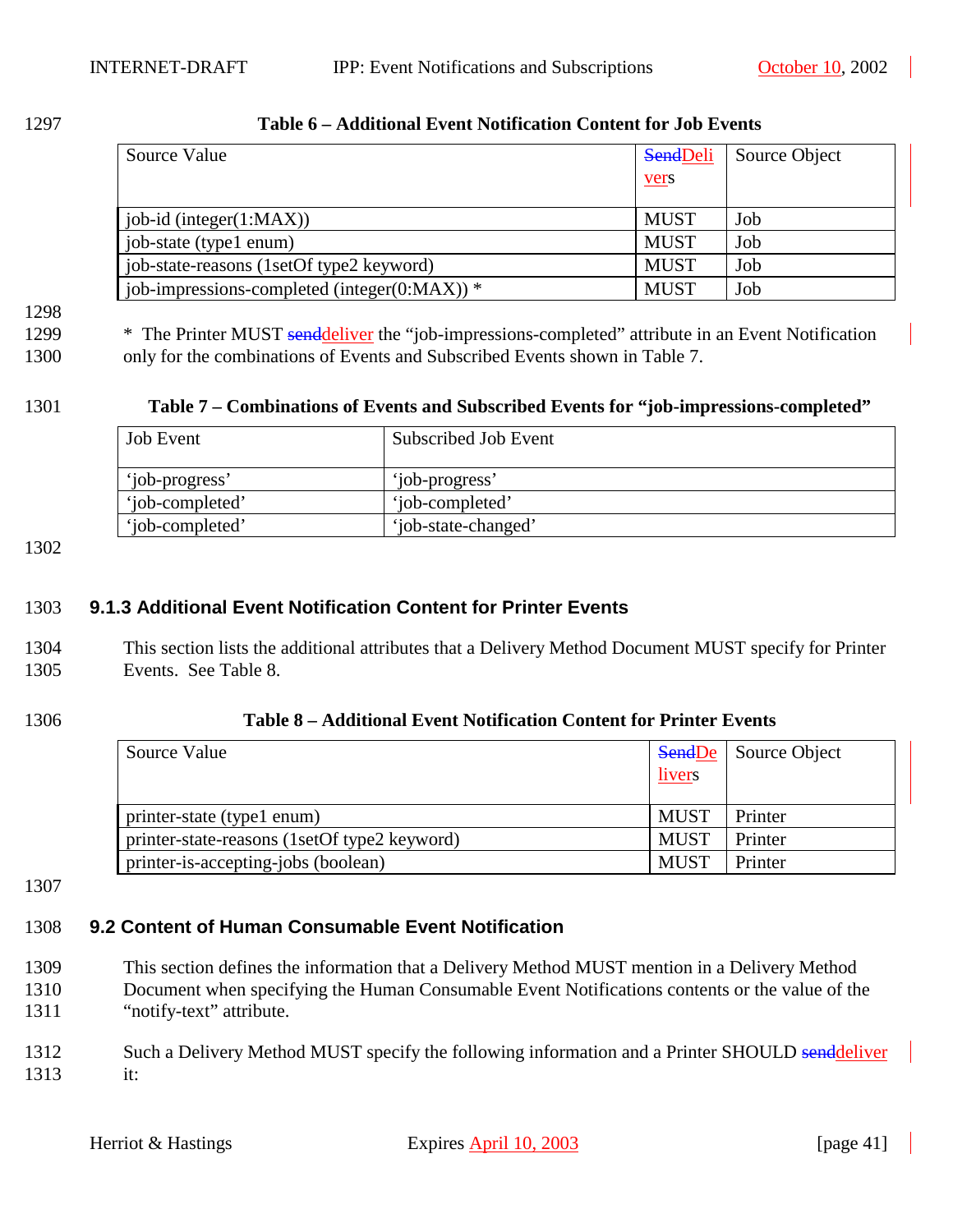**Table 6 – Additional Event Notification Content for Job Events**

| Source Value | SendDelivers | Source Object |
|---|---|---|
| job-id (integer(1:MAX)) | MUST | Job |
| job-state (type1 enum) | MUST | Job |
| job-state-reasons (1setOf type2 keyword) | MUST | Job |
| job-impressions-completed (integer(0:MAX)) * | MUST | Job |

* The Printer MUST senddeliver the "job-impressions-completed" attribute in an Event Notification only for the combinations of Events and Subscribed Events shown in Table 7.

**Table 7 – Combinations of Events and Subscribed Events for "job-impressions-completed"**

| Job Event | Subscribed Job Event |
|---|---|
| 'job-progress' | 'job-progress' |
| 'job-completed' | 'job-completed' |
| 'job-completed' | 'job-state-changed' |

### 9.1.3 Additional Event Notification Content for Printer Events

This section lists the additional attributes that a Delivery Method Document MUST specify for Printer Events. See Table 8.

**Table 8 – Additional Event Notification Content for Printer Events**

| Source Value | SendDelivers | Source Object |
|---|---|---|
| printer-state (type1 enum) | MUST | Printer |
| printer-state-reasons (1setOf type2 keyword) | MUST | Printer |
| printer-is-accepting-jobs (boolean) | MUST | Printer |

## 9.2 Content of Human Consumable Event Notification

This section defines the information that a Delivery Method MUST mention in a Delivery Method Document when specifying the Human Consumable Event Notifications contents or the value of the "notify-text" attribute.

Such a Delivery Method MUST specify the following information and a Printer SHOULD senddeliver it: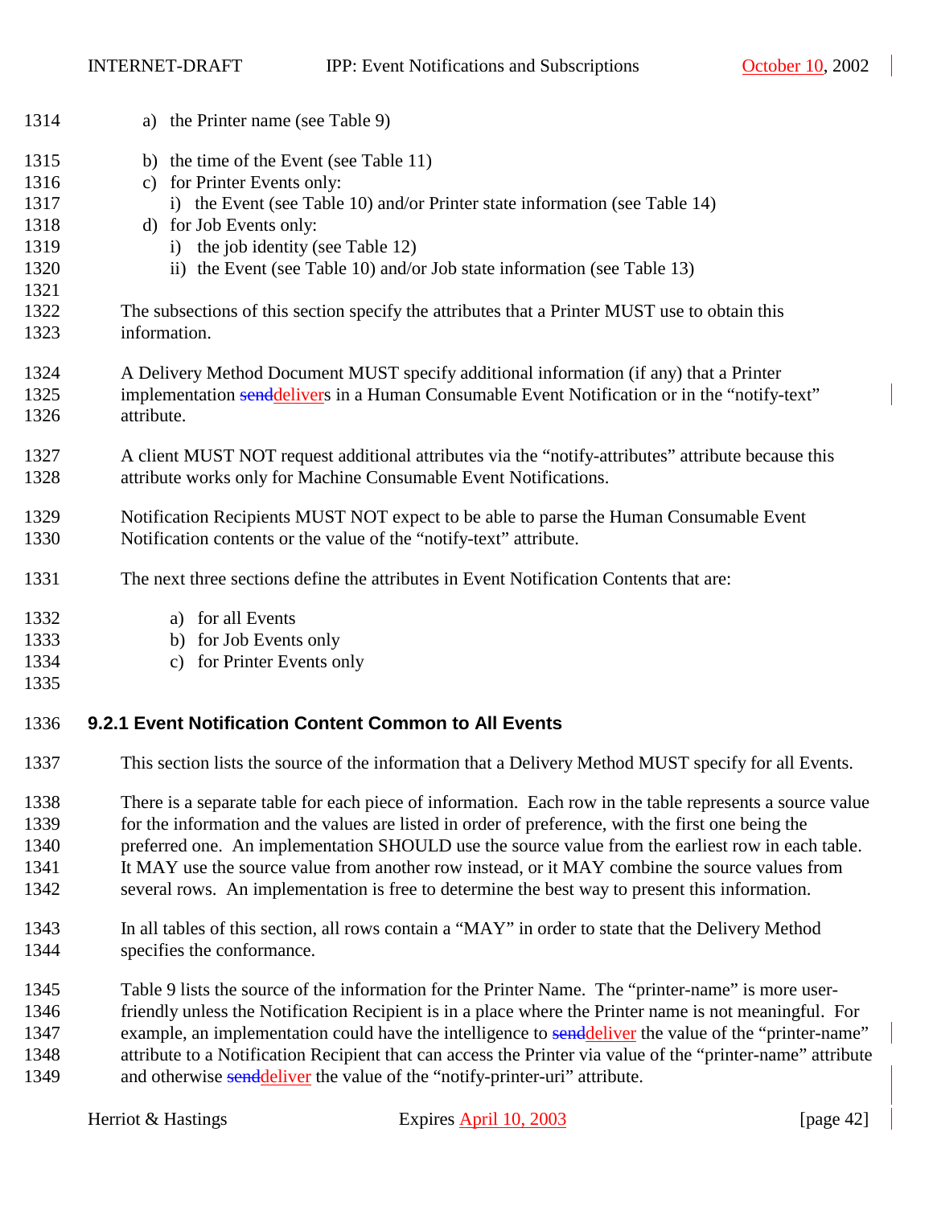a) the Printer name (see Table 9)

b) the time of the Event (see Table 11)
c) for Printer Events only:
   i) the Event (see Table 10) and/or Printer state information (see Table 14)
d) for Job Events only:
   i) the job identity (see Table 12)
   ii) the Event (see Table 10) and/or Job state information (see Table 13)

The subsections of this section specify the attributes that a Printer MUST use to obtain this information.

A Delivery Method Document MUST specify additional information (if any) that a Printer implementation ~~send~~delivers in a Human Consumable Event Notification or in the "notify-text" attribute.

A client MUST NOT request additional attributes via the "notify-attributes" attribute because this attribute works only for Machine Consumable Event Notifications.

Notification Recipients MUST NOT expect to be able to parse the Human Consumable Event Notification contents or the value of the "notify-text" attribute.

The next three sections define the attributes in Event Notification Contents that are:

a) for all Events
b) for Job Events only
c) for Printer Events only

### 9.2.1 Event Notification Content Common to All Events

This section lists the source of the information that a Delivery Method MUST specify for all Events.

There is a separate table for each piece of information. Each row in the table represents a source value for the information and the values are listed in order of preference, with the first one being the preferred one. An implementation SHOULD use the source value from the earliest row in each table. It MAY use the source value from another row instead, or it MAY combine the source values from several rows. An implementation is free to determine the best way to present this information.

In all tables of this section, all rows contain a "MAY" in order to state that the Delivery Method specifies the conformance.

Table 9 lists the source of the information for the Printer Name. The "printer-name" is more user-friendly unless the Notification Recipient is in a place where the Printer name is not meaningful. For example, an implementation could have the intelligence to ~~send~~deliver the value of the "printer-name" attribute to a Notification Recipient that can access the Printer via value of the "printer-name" attribute and otherwise ~~send~~deliver the value of the "notify-printer-uri" attribute.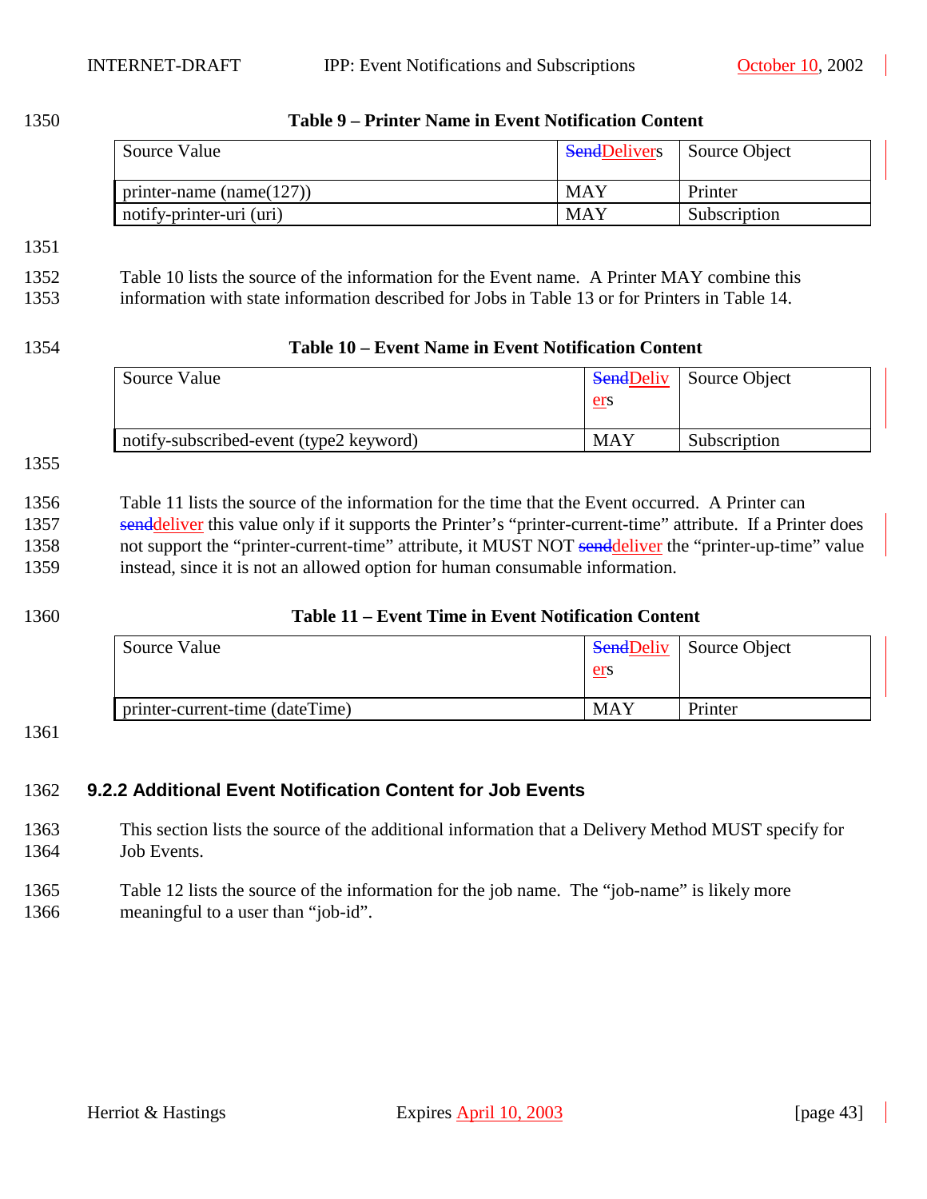**Table 9 – Printer Name in Event Notification Content**

| Source Value | SendDelivers | Source Object |
|---|---|---|
| printer-name (name(127)) | MAY | Printer |
| notify-printer-uri (uri) | MAY | Subscription |

Table 10 lists the source of the information for the Event name. A Printer MAY combine this information with state information described for Jobs in Table 13 or for Printers in Table 14.

**Table 10 – Event Name in Event Notification Content**

| Source Value | SendDelivers | Source Object |
|---|---|---|
| notify-subscribed-event (type2 keyword) | MAY | Subscription |

Table 11 lists the source of the information for the time that the Event occurred. A Printer can senddeliver this value only if it supports the Printer's "printer-current-time" attribute. If a Printer does not support the "printer-current-time" attribute, it MUST NOT senddeliver the "printer-up-time" value instead, since it is not an allowed option for human consumable information.

**Table 11 – Event Time in Event Notification Content**

| Source Value | SendDelivers | Source Object |
|---|---|---|
| printer-current-time (dateTime) | MAY | Printer |

### 9.2.2 Additional Event Notification Content for Job Events

This section lists the source of the additional information that a Delivery Method MUST specify for Job Events.

Table 12 lists the source of the information for the job name. The "job-name" is likely more meaningful to a user than "job-id".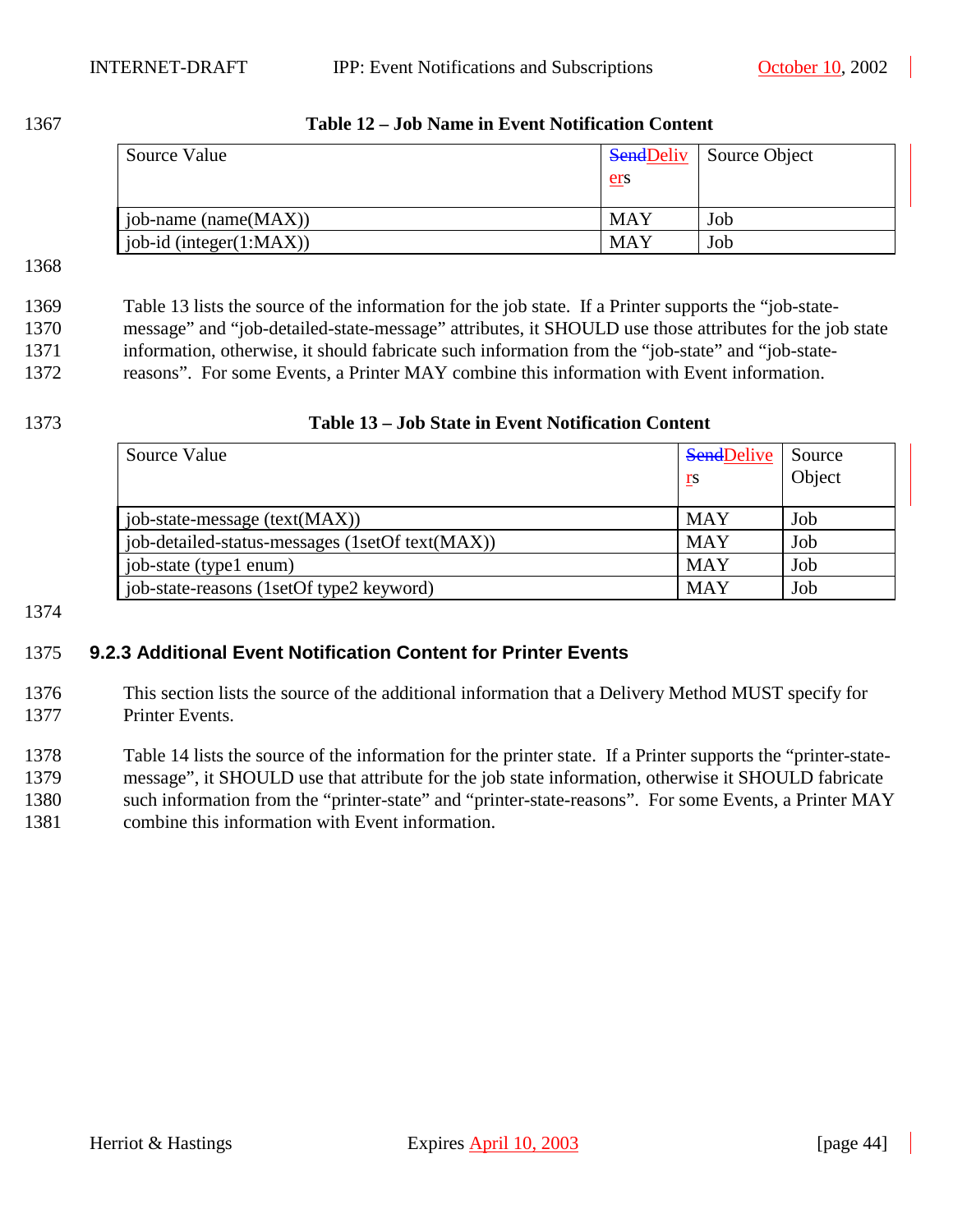**Table 12 – Job Name in Event Notification Content**

| Source Value | ~~Send~~Delivers | Source Object |
|---|---|---|
| job-name (name(MAX)) | MAY | Job |
| job-id (integer(1:MAX)) | MAY | Job |

Table 13 lists the source of the information for the job state. If a Printer supports the "job-state-message" and "job-detailed-state-message" attributes, it SHOULD use those attributes for the job state information, otherwise, it should fabricate such information from the "job-state" and "job-state-reasons". For some Events, a Printer MAY combine this information with Event information.

**Table 13 – Job State in Event Notification Content**

| Source Value | ~~Send~~Delivers | Source Object |
|---|---|---|
| job-state-message (text(MAX)) | MAY | Job |
| job-detailed-status-messages (1setOf text(MAX)) | MAY | Job |
| job-state (type1 enum) | MAY | Job |
| job-state-reasons (1setOf type2 keyword) | MAY | Job |

### 9.2.3 Additional Event Notification Content for Printer Events

This section lists the source of the additional information that a Delivery Method MUST specify for Printer Events.

Table 14 lists the source of the information for the printer state. If a Printer supports the "printer-state-message", it SHOULD use that attribute for the job state information, otherwise it SHOULD fabricate such information from the "printer-state" and "printer-state-reasons". For some Events, a Printer MAY combine this information with Event information.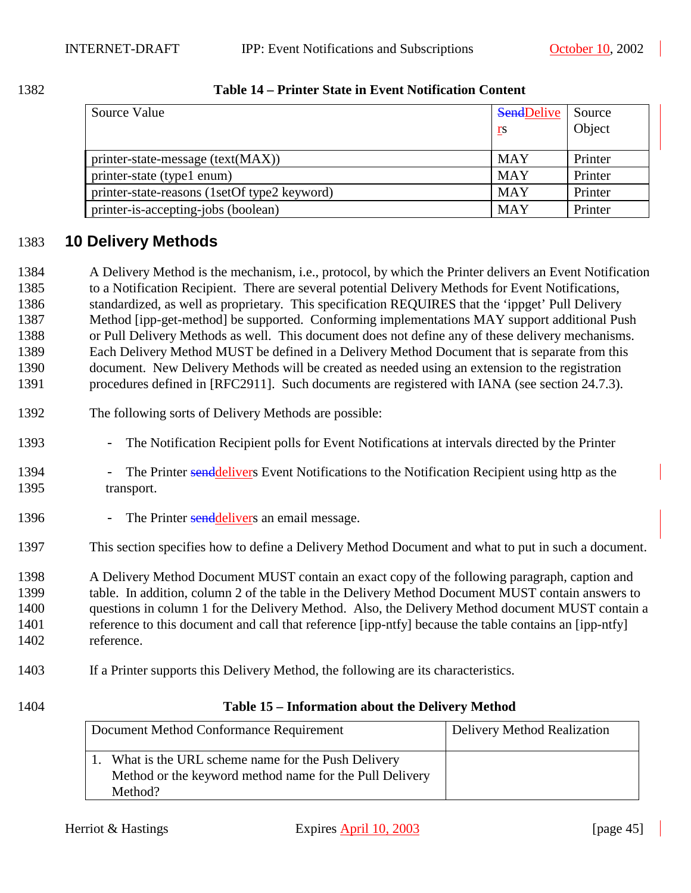**Table 14 – Printer State in Event Notification Content**

| Source Value | ~~Send~~Delivers | Source Object |
|---|---|---|
| printer-state-message (text(MAX)) | MAY | Printer |
| printer-state (type1 enum) | MAY | Printer |
| printer-state-reasons (1setOf type2 keyword) | MAY | Printer |
| printer-is-accepting-jobs (boolean) | MAY | Printer |

# 10 Delivery Methods

A Delivery Method is the mechanism, i.e., protocol, by which the Printer delivers an Event Notification to a Notification Recipient. There are several potential Delivery Methods for Event Notifications, standardized, as well as proprietary. This specification REQUIRES that the 'ippget' Pull Delivery Method [ipp-get-method] be supported. Conforming implementations MAY support additional Push or Pull Delivery Methods as well. This document does not define any of these delivery mechanisms. Each Delivery Method MUST be defined in a Delivery Method Document that is separate from this document. New Delivery Methods will be created as needed using an extension to the registration procedures defined in [RFC2911]. Such documents are registered with IANA (see section 24.7.3).

The following sorts of Delivery Methods are possible:

- The Notification Recipient polls for Event Notifications at intervals directed by the Printer
- The Printer ~~send~~delivers Event Notifications to the Notification Recipient using http as the transport.
- The Printer ~~send~~delivers an email message.

This section specifies how to define a Delivery Method Document and what to put in such a document.

A Delivery Method Document MUST contain an exact copy of the following paragraph, caption and table. In addition, column 2 of the table in the Delivery Method Document MUST contain answers to questions in column 1 for the Delivery Method. Also, the Delivery Method document MUST contain a reference to this document and call that reference [ipp-ntfy] because the table contains an [ipp-ntfy] reference.

If a Printer supports this Delivery Method, the following are its characteristics.

**Table 15 – Information about the Delivery Method**

| Document Method Conformance Requirement | Delivery Method Realization |
|---|---|
| 1. What is the URL scheme name for the Push Delivery Method or the keyword method name for the Pull Delivery Method? | |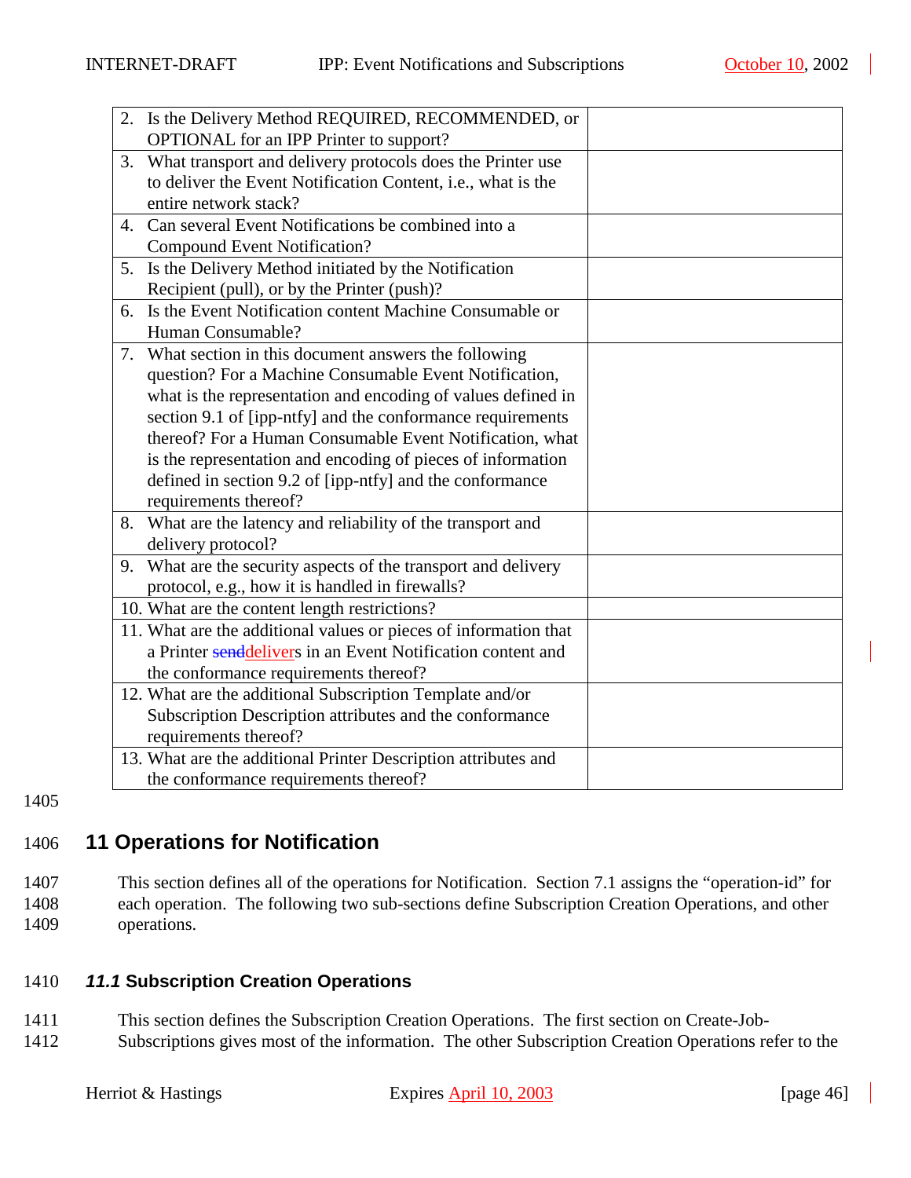| | |
|---|---|
| 2. Is the Delivery Method REQUIRED, RECOMMENDED, or OPTIONAL for an IPP Printer to support? | |
| 3. What transport and delivery protocols does the Printer use to deliver the Event Notification Content, i.e., what is the entire network stack? | |
| 4. Can several Event Notifications be combined into a Compound Event Notification? | |
| 5. Is the Delivery Method initiated by the Notification Recipient (pull), or by the Printer (push)? | |
| 6. Is the Event Notification content Machine Consumable or Human Consumable? | |
| 7. What section in this document answers the following question? For a Machine Consumable Event Notification, what is the representation and encoding of values defined in section 9.1 of [ipp-ntfy] and the conformance requirements thereof? For a Human Consumable Event Notification, what is the representation and encoding of pieces of information defined in section 9.2 of [ipp-ntfy] and the conformance requirements thereof? | |
| 8. What are the latency and reliability of the transport and delivery protocol? | |
| 9. What are the security aspects of the transport and delivery protocol, e.g., how it is handled in firewalls? | |
| 10. What are the content length restrictions? | |
| 11. What are the additional values or pieces of information that a Printer ~~send~~delivers in an Event Notification content and the conformance requirements thereof? | |
| 12. What are the additional Subscription Template and/or Subscription Description attributes and the conformance requirements thereof? | |
| 13. What are the additional Printer Description attributes and the conformance requirements thereof? | |

# 11 Operations for Notification

This section defines all of the operations for Notification. Section 7.1 assigns the "operation-id" for each operation. The following two sub-sections define Subscription Creation Operations, and other operations.

## *11.1* Subscription Creation Operations

This section defines the Subscription Creation Operations. The first section on Create-Job-Subscriptions gives most of the information. The other Subscription Creation Operations refer to the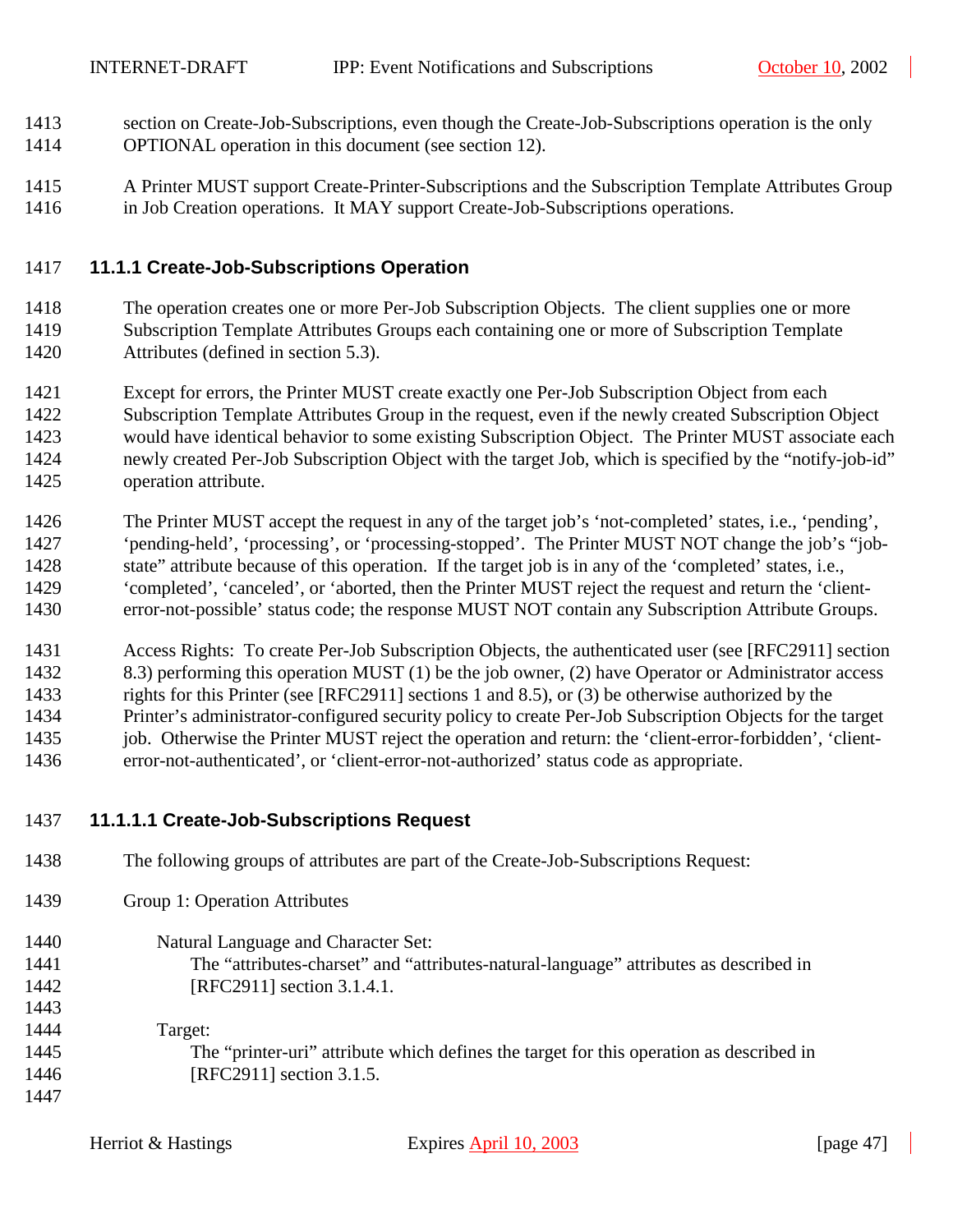section on Create-Job-Subscriptions, even though the Create-Job-Subscriptions operation is the only OPTIONAL operation in this document (see section 12).

A Printer MUST support Create-Printer-Subscriptions and the Subscription Template Attributes Group in Job Creation operations. It MAY support Create-Job-Subscriptions operations.

### 11.1.1 Create-Job-Subscriptions Operation

The operation creates one or more Per-Job Subscription Objects. The client supplies one or more Subscription Template Attributes Groups each containing one or more of Subscription Template Attributes (defined in section 5.3).

Except for errors, the Printer MUST create exactly one Per-Job Subscription Object from each Subscription Template Attributes Group in the request, even if the newly created Subscription Object would have identical behavior to some existing Subscription Object. The Printer MUST associate each newly created Per-Job Subscription Object with the target Job, which is specified by the “notify-job-id” operation attribute.

The Printer MUST accept the request in any of the target job’s ‘not-completed’ states, i.e., ‘pending’, ‘pending-held’, ‘processing’, or ‘processing-stopped’. The Printer MUST NOT change the job’s “job-state” attribute because of this operation. If the target job is in any of the ‘completed’ states, i.e., ‘completed’, ‘canceled’, or ‘aborted, then the Printer MUST reject the request and return the ‘client-error-not-possible’ status code; the response MUST NOT contain any Subscription Attribute Groups.

Access Rights: To create Per-Job Subscription Objects, the authenticated user (see [RFC2911] section 8.3) performing this operation MUST (1) be the job owner, (2) have Operator or Administrator access rights for this Printer (see [RFC2911] sections 1 and 8.5), or (3) be otherwise authorized by the Printer’s administrator-configured security policy to create Per-Job Subscription Objects for the target job. Otherwise the Printer MUST reject the operation and return: the ‘client-error-forbidden’, ‘client-error-not-authenticated’, or ‘client-error-not-authorized’ status code as appropriate.

#### 11.1.1.1 Create-Job-Subscriptions Request

The following groups of attributes are part of the Create-Job-Subscriptions Request:

Group 1: Operation Attributes

Natural Language and Character Set:
The “attributes-charset” and “attributes-natural-language” attributes as described in [RFC2911] section 3.1.4.1.

Target:
The “printer-uri” attribute which defines the target for this operation as described in [RFC2911] section 3.1.5.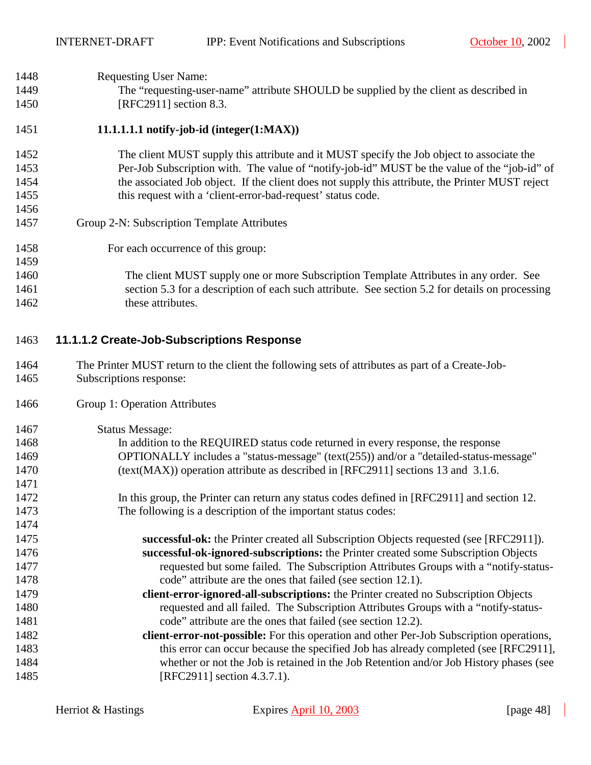Requesting User Name:

The "requesting-user-name" attribute SHOULD be supplied by the client as described in [RFC2911] section 8.3.

**11.1.1.1.1 notify-job-id (integer(1:MAX))**

The client MUST supply this attribute and it MUST specify the Job object to associate the Per-Job Subscription with. The value of "notify-job-id" MUST be the value of the "job-id" of the associated Job object. If the client does not supply this attribute, the Printer MUST reject this request with a 'client-error-bad-request' status code.

Group 2-N: Subscription Template Attributes

For each occurrence of this group:

The client MUST supply one or more Subscription Template Attributes in any order. See section 5.3 for a description of each such attribute. See section 5.2 for details on processing these attributes.

### 11.1.1.2 Create-Job-Subscriptions Response

The Printer MUST return to the client the following sets of attributes as part of a Create-Job-Subscriptions response:

Group 1: Operation Attributes

Status Message:

In addition to the REQUIRED status code returned in every response, the response OPTIONALLY includes a "status-message" (text(255)) and/or a "detailed-status-message" (text(MAX)) operation attribute as described in [RFC2911] sections 13 and 3.1.6.

In this group, the Printer can return any status codes defined in [RFC2911] and section 12. The following is a description of the important status codes:

**successful-ok:** the Printer created all Subscription Objects requested (see [RFC2911]).
**successful-ok-ignored-subscriptions:** the Printer created some Subscription Objects requested but some failed. The Subscription Attributes Groups with a "notify-status-code" attribute are the ones that failed (see section 12.1).
**client-error-ignored-all-subscriptions:** the Printer created no Subscription Objects requested and all failed. The Subscription Attributes Groups with a "notify-status-code" attribute are the ones that failed (see section 12.2).
**client-error-not-possible:** For this operation and other Per-Job Subscription operations, this error can occur because the specified Job has already completed (see [RFC2911], whether or not the Job is retained in the Job Retention and/or Job History phases (see [RFC2911] section 4.3.7.1).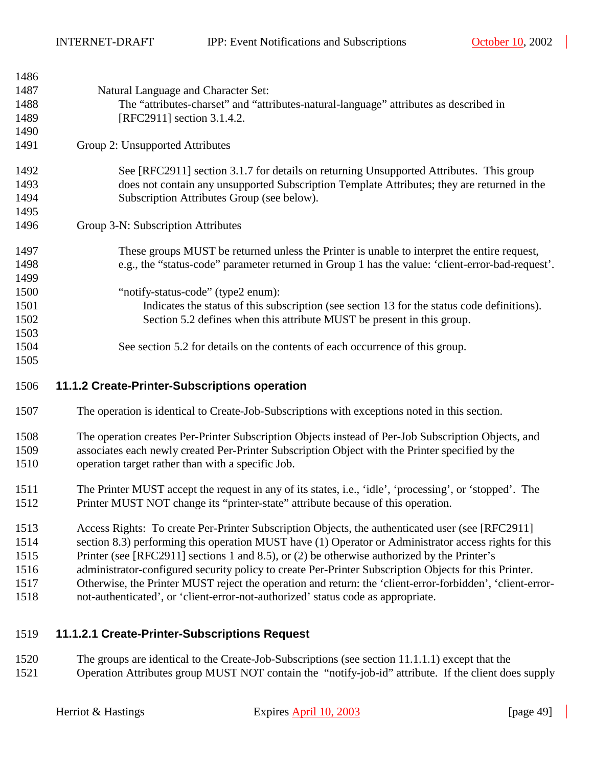Natural Language and Character Set:

The “attributes-charset” and “attributes-natural-language” attributes as described in [RFC2911] section 3.1.4.2.

Group 2: Unsupported Attributes

See [RFC2911] section 3.1.7 for details on returning Unsupported Attributes. This group does not contain any unsupported Subscription Template Attributes; they are returned in the Subscription Attributes Group (see below).

Group 3-N: Subscription Attributes

These groups MUST be returned unless the Printer is unable to interpret the entire request, e.g., the “status-code” parameter returned in Group 1 has the value: ‘client-error-bad-request’.

“notify-status-code” (type2 enum):

Indicates the status of this subscription (see section 13 for the status code definitions). Section 5.2 defines when this attribute MUST be present in this group.

See section 5.2 for details on the contents of each occurrence of this group.

### 11.1.2 Create-Printer-Subscriptions operation

The operation is identical to Create-Job-Subscriptions with exceptions noted in this section.

The operation creates Per-Printer Subscription Objects instead of Per-Job Subscription Objects, and associates each newly created Per-Printer Subscription Object with the Printer specified by the operation target rather than with a specific Job.

The Printer MUST accept the request in any of its states, i.e., ‘idle’, ‘processing’, or ‘stopped’. The Printer MUST NOT change its “printer-state” attribute because of this operation.

Access Rights: To create Per-Printer Subscription Objects, the authenticated user (see [RFC2911] section 8.3) performing this operation MUST have (1) Operator or Administrator access rights for this Printer (see [RFC2911] sections 1 and 8.5), or (2) be otherwise authorized by the Printer’s administrator-configured security policy to create Per-Printer Subscription Objects for this Printer. Otherwise, the Printer MUST reject the operation and return: the ‘client-error-forbidden’, ‘client-error-not-authenticated’, or ‘client-error-not-authorized’ status code as appropriate.

#### 11.1.2.1 Create-Printer-Subscriptions Request

The groups are identical to the Create-Job-Subscriptions (see section 11.1.1.1) except that the Operation Attributes group MUST NOT contain the “notify-job-id” attribute. If the client does supply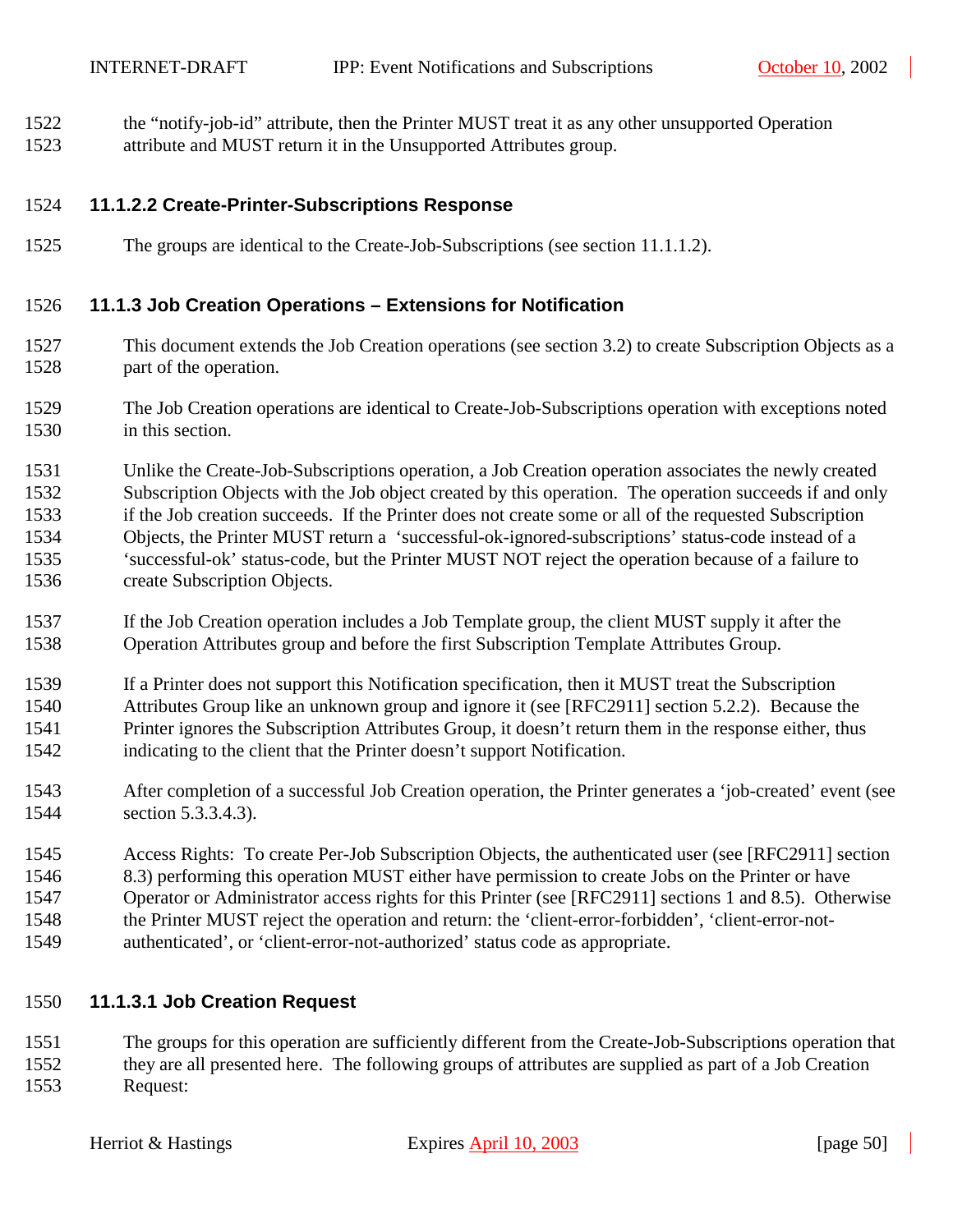the "notify-job-id" attribute, then the Printer MUST treat it as any other unsupported Operation attribute and MUST return it in the Unsupported Attributes group.

#### 11.1.2.2 Create-Printer-Subscriptions Response

The groups are identical to the Create-Job-Subscriptions (see section 11.1.1.2).

### 11.1.3 Job Creation Operations – Extensions for Notification

This document extends the Job Creation operations (see section 3.2) to create Subscription Objects as a part of the operation.

The Job Creation operations are identical to Create-Job-Subscriptions operation with exceptions noted in this section.

Unlike the Create-Job-Subscriptions operation, a Job Creation operation associates the newly created Subscription Objects with the Job object created by this operation. The operation succeeds if and only if the Job creation succeeds. If the Printer does not create some or all of the requested Subscription Objects, the Printer MUST return a 'successful-ok-ignored-subscriptions' status-code instead of a 'successful-ok' status-code, but the Printer MUST NOT reject the operation because of a failure to create Subscription Objects.

If the Job Creation operation includes a Job Template group, the client MUST supply it after the Operation Attributes group and before the first Subscription Template Attributes Group.

If a Printer does not support this Notification specification, then it MUST treat the Subscription Attributes Group like an unknown group and ignore it (see [RFC2911] section 5.2.2). Because the Printer ignores the Subscription Attributes Group, it doesn't return them in the response either, thus indicating to the client that the Printer doesn't support Notification.

After completion of a successful Job Creation operation, the Printer generates a 'job-created' event (see section 5.3.3.4.3).

Access Rights: To create Per-Job Subscription Objects, the authenticated user (see [RFC2911] section 8.3) performing this operation MUST either have permission to create Jobs on the Printer or have Operator or Administrator access rights for this Printer (see [RFC2911] sections 1 and 8.5). Otherwise the Printer MUST reject the operation and return: the 'client-error-forbidden', 'client-error-not-authenticated', or 'client-error-not-authorized' status code as appropriate.

#### 11.1.3.1 Job Creation Request

The groups for this operation are sufficiently different from the Create-Job-Subscriptions operation that they are all presented here. The following groups of attributes are supplied as part of a Job Creation Request: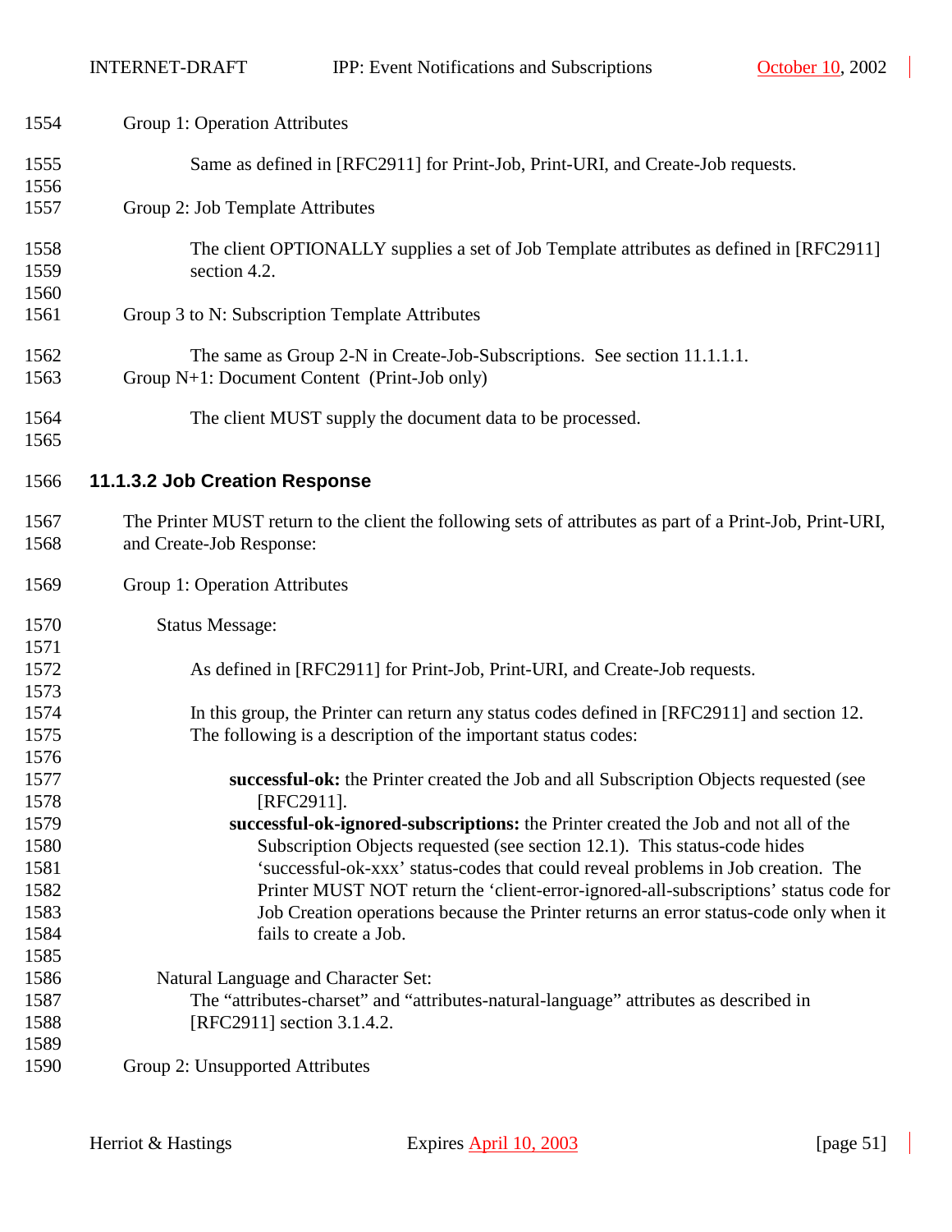Group 1: Operation Attributes

Same as defined in [RFC2911] for Print-Job, Print-URI, and Create-Job requests.

Group 2: Job Template Attributes

The client OPTIONALLY supplies a set of Job Template attributes as defined in [RFC2911] section 4.2.

Group 3 to N: Subscription Template Attributes

The same as Group 2-N in Create-Job-Subscriptions. See section 11.1.1.1.

Group N+1: Document Content (Print-Job only)

The client MUST supply the document data to be processed.

#### 11.1.3.2 Job Creation Response

The Printer MUST return to the client the following sets of attributes as part of a Print-Job, Print-URI, and Create-Job Response:

Group 1: Operation Attributes

Status Message:

As defined in [RFC2911] for Print-Job, Print-URI, and Create-Job requests.

In this group, the Printer can return any status codes defined in [RFC2911] and section 12. The following is a description of the important status codes:

**successful-ok:** the Printer created the Job and all Subscription Objects requested (see [RFC2911].

**successful-ok-ignored-subscriptions:** the Printer created the Job and not all of the Subscription Objects requested (see section 12.1). This status-code hides 'successful-ok-xxx' status-codes that could reveal problems in Job creation. The Printer MUST NOT return the 'client-error-ignored-all-subscriptions' status code for Job Creation operations because the Printer returns an error status-code only when it fails to create a Job.

Natural Language and Character Set:

The "attributes-charset" and "attributes-natural-language" attributes as described in [RFC2911] section 3.1.4.2.

Group 2: Unsupported Attributes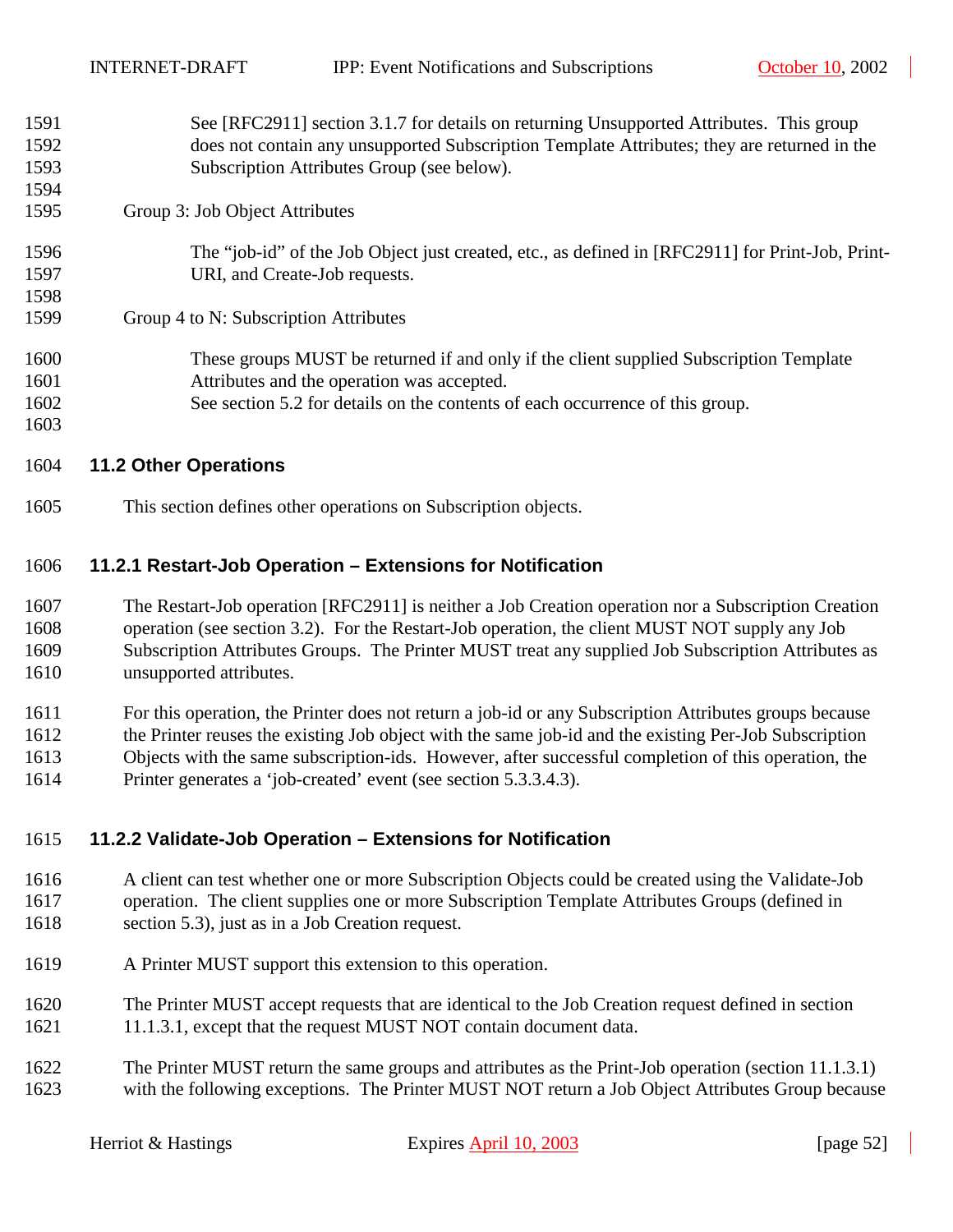See [RFC2911] section 3.1.7 for details on returning Unsupported Attributes. This group does not contain any unsupported Subscription Template Attributes; they are returned in the Subscription Attributes Group (see below).

Group 3: Job Object Attributes

The "job-id" of the Job Object just created, etc., as defined in [RFC2911] for Print-Job, Print-URI, and Create-Job requests.

Group 4 to N: Subscription Attributes

These groups MUST be returned if and only if the client supplied Subscription Template Attributes and the operation was accepted.
See section 5.2 for details on the contents of each occurrence of this group.

## 11.2 Other Operations

This section defines other operations on Subscription objects.

### 11.2.1 Restart-Job Operation – Extensions for Notification

The Restart-Job operation [RFC2911] is neither a Job Creation operation nor a Subscription Creation operation (see section 3.2). For the Restart-Job operation, the client MUST NOT supply any Job Subscription Attributes Groups. The Printer MUST treat any supplied Job Subscription Attributes as unsupported attributes.

For this operation, the Printer does not return a job-id or any Subscription Attributes groups because the Printer reuses the existing Job object with the same job-id and the existing Per-Job Subscription Objects with the same subscription-ids. However, after successful completion of this operation, the Printer generates a 'job-created' event (see section 5.3.3.4.3).

### 11.2.2 Validate-Job Operation – Extensions for Notification

A client can test whether one or more Subscription Objects could be created using the Validate-Job operation. The client supplies one or more Subscription Template Attributes Groups (defined in section 5.3), just as in a Job Creation request.

A Printer MUST support this extension to this operation.

The Printer MUST accept requests that are identical to the Job Creation request defined in section 11.1.3.1, except that the request MUST NOT contain document data.

The Printer MUST return the same groups and attributes as the Print-Job operation (section 11.1.3.1) with the following exceptions. The Printer MUST NOT return a Job Object Attributes Group because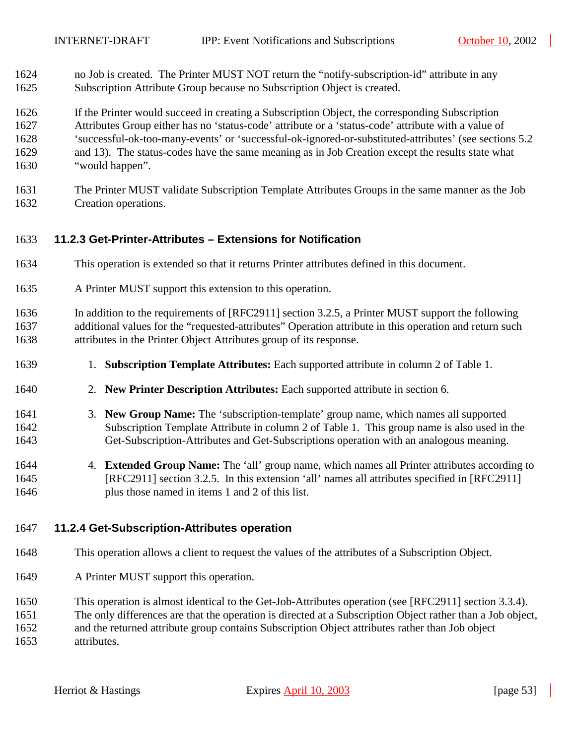no Job is created. The Printer MUST NOT return the "notify-subscription-id" attribute in any Subscription Attribute Group because no Subscription Object is created.

If the Printer would succeed in creating a Subscription Object, the corresponding Subscription Attributes Group either has no 'status-code' attribute or a 'status-code' attribute with a value of 'successful-ok-too-many-events' or 'successful-ok-ignored-or-substituted-attributes' (see sections 5.2 and 13). The status-codes have the same meaning as in Job Creation except the results state what "would happen".

The Printer MUST validate Subscription Template Attributes Groups in the same manner as the Job Creation operations.

### 11.2.3 Get-Printer-Attributes – Extensions for Notification

This operation is extended so that it returns Printer attributes defined in this document.

A Printer MUST support this extension to this operation.

In addition to the requirements of [RFC2911] section 3.2.5, a Printer MUST support the following additional values for the "requested-attributes" Operation attribute in this operation and return such attributes in the Printer Object Attributes group of its response.

1. **Subscription Template Attributes:** Each supported attribute in column 2 of Table 1.
2. **New Printer Description Attributes:** Each supported attribute in section 6.
3. **New Group Name:** The 'subscription-template' group name, which names all supported Subscription Template Attribute in column 2 of Table 1. This group name is also used in the Get-Subscription-Attributes and Get-Subscriptions operation with an analogous meaning.
4. **Extended Group Name:** The 'all' group name, which names all Printer attributes according to [RFC2911] section 3.2.5. In this extension 'all' names all attributes specified in [RFC2911] plus those named in items 1 and 2 of this list.

### 11.2.4 Get-Subscription-Attributes operation

This operation allows a client to request the values of the attributes of a Subscription Object.

A Printer MUST support this operation.

This operation is almost identical to the Get-Job-Attributes operation (see [RFC2911] section 3.3.4). The only differences are that the operation is directed at a Subscription Object rather than a Job object, and the returned attribute group contains Subscription Object attributes rather than Job object attributes.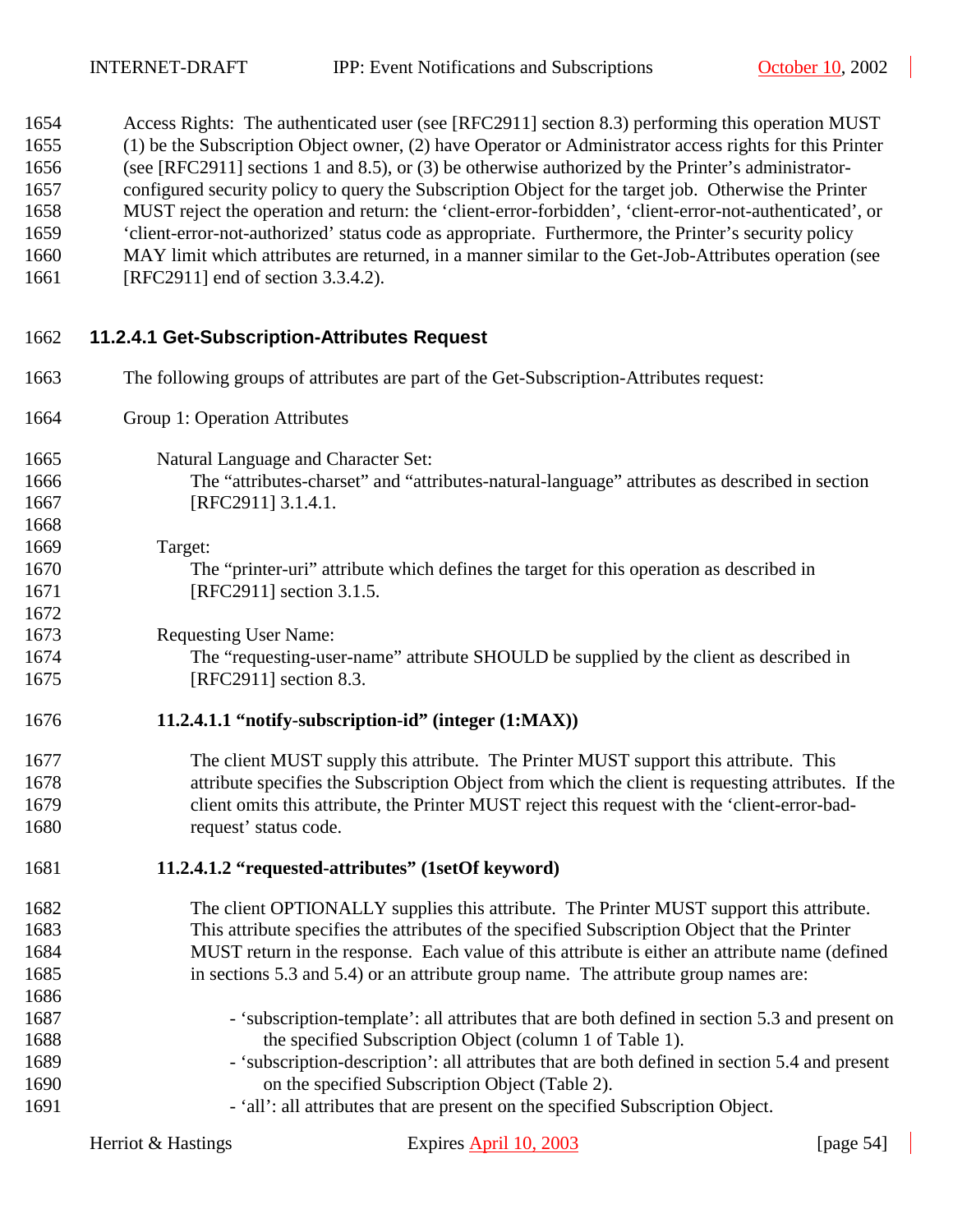Access Rights: The authenticated user (see [RFC2911] section 8.3) performing this operation MUST (1) be the Subscription Object owner, (2) have Operator or Administrator access rights for this Printer (see [RFC2911] sections 1 and 8.5), or (3) be otherwise authorized by the Printer's administrator-configured security policy to query the Subscription Object for the target job. Otherwise the Printer MUST reject the operation and return: the 'client-error-forbidden', 'client-error-not-authenticated', or 'client-error-not-authorized' status code as appropriate. Furthermore, the Printer's security policy MAY limit which attributes are returned, in a manner similar to the Get-Job-Attributes operation (see [RFC2911] end of section 3.3.4.2).

### 11.2.4.1 Get-Subscription-Attributes Request

The following groups of attributes are part of the Get-Subscription-Attributes request:

Group 1: Operation Attributes

Natural Language and Character Set:
The "attributes-charset" and "attributes-natural-language" attributes as described in section [RFC2911] 3.1.4.1.

Target:
The "printer-uri" attribute which defines the target for this operation as described in [RFC2911] section 3.1.5.

Requesting User Name:
The "requesting-user-name" attribute SHOULD be supplied by the client as described in [RFC2911] section 8.3.

#### 11.2.4.1.1 "notify-subscription-id" (integer (1:MAX))

The client MUST supply this attribute. The Printer MUST support this attribute. This attribute specifies the Subscription Object from which the client is requesting attributes. If the client omits this attribute, the Printer MUST reject this request with the 'client-error-bad-request' status code.

#### 11.2.4.1.2 "requested-attributes" (1setOf keyword)

The client OPTIONALLY supplies this attribute. The Printer MUST support this attribute. This attribute specifies the attributes of the specified Subscription Object that the Printer MUST return in the response. Each value of this attribute is either an attribute name (defined in sections 5.3 and 5.4) or an attribute group name. The attribute group names are:

- 'subscription-template': all attributes that are both defined in section 5.3 and present on the specified Subscription Object (column 1 of Table 1).
- 'subscription-description': all attributes that are both defined in section 5.4 and present on the specified Subscription Object (Table 2).
- 'all': all attributes that are present on the specified Subscription Object.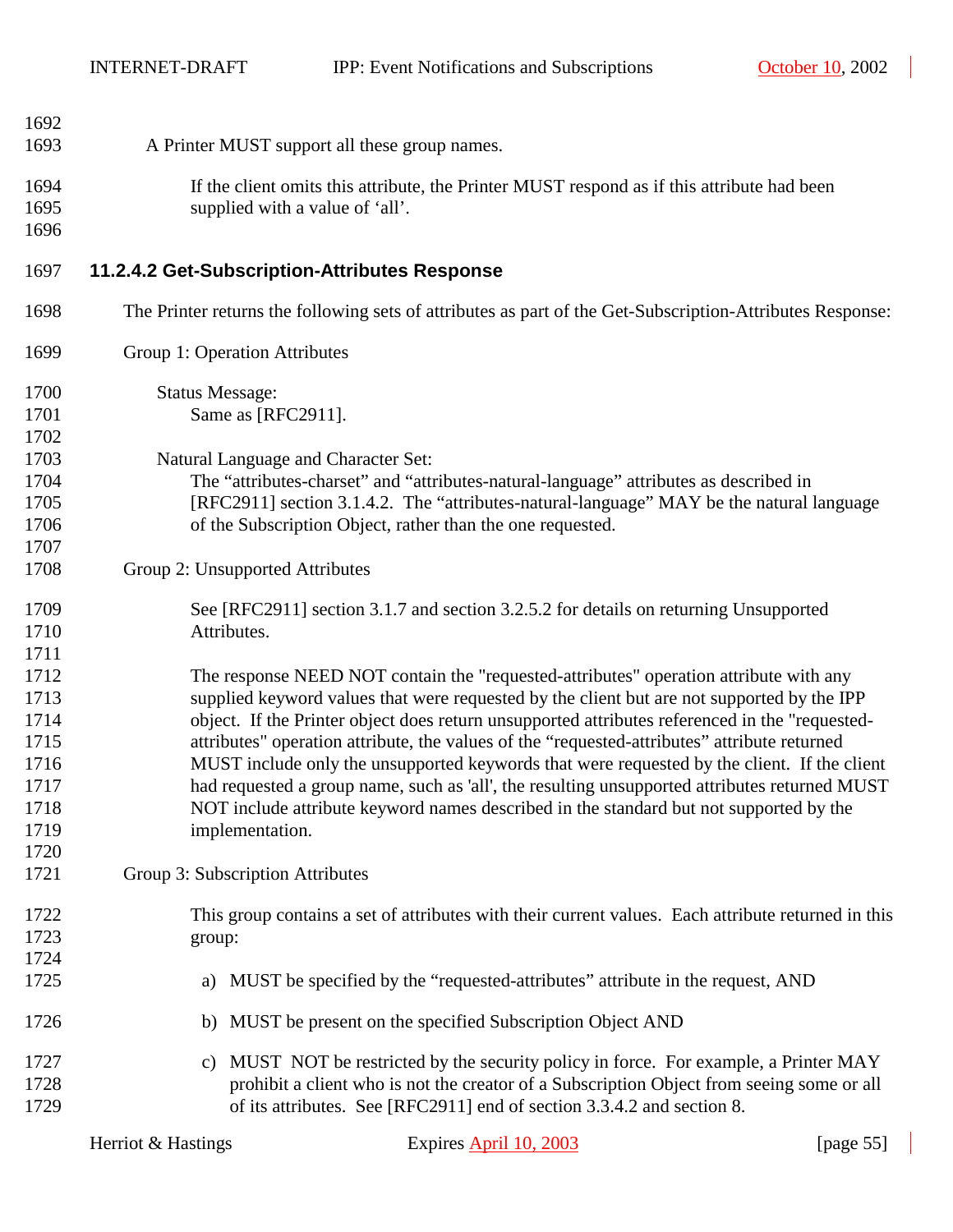A Printer MUST support all these group names.

If the client omits this attribute, the Printer MUST respond as if this attribute had been supplied with a value of 'all'.

### 11.2.4.2 Get-Subscription-Attributes Response

The Printer returns the following sets of attributes as part of the Get-Subscription-Attributes Response:

Group 1: Operation Attributes

Status Message:
Same as [RFC2911].

Natural Language and Character Set:
The "attributes-charset" and "attributes-natural-language" attributes as described in [RFC2911] section 3.1.4.2. The "attributes-natural-language" MAY be the natural language of the Subscription Object, rather than the one requested.

Group 2: Unsupported Attributes

See [RFC2911] section 3.1.7 and section 3.2.5.2 for details on returning Unsupported Attributes.

The response NEED NOT contain the "requested-attributes" operation attribute with any supplied keyword values that were requested by the client but are not supported by the IPP object. If the Printer object does return unsupported attributes referenced in the "requested-attributes" operation attribute, the values of the "requested-attributes" attribute returned MUST include only the unsupported keywords that were requested by the client. If the client had requested a group name, such as 'all', the resulting unsupported attributes returned MUST NOT include attribute keyword names described in the standard but not supported by the implementation.

Group 3: Subscription Attributes

This group contains a set of attributes with their current values. Each attribute returned in this group:

a) MUST be specified by the "requested-attributes" attribute in the request, AND

b) MUST be present on the specified Subscription Object AND

c) MUST NOT be restricted by the security policy in force. For example, a Printer MAY prohibit a client who is not the creator of a Subscription Object from seeing some or all of its attributes. See [RFC2911] end of section 3.3.4.2 and section 8.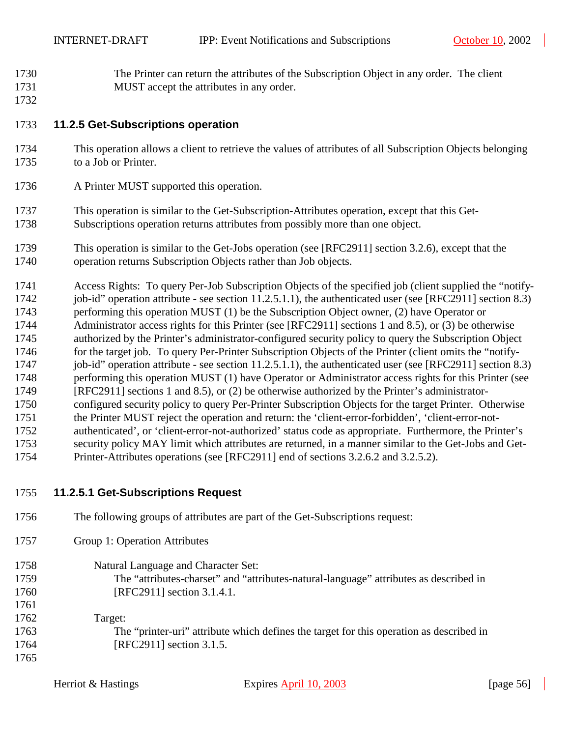The Printer can return the attributes of the Subscription Object in any order. The client MUST accept the attributes in any order.

### 11.2.5 Get-Subscriptions operation

This operation allows a client to retrieve the values of attributes of all Subscription Objects belonging to a Job or Printer.

A Printer MUST supported this operation.

This operation is similar to the Get-Subscription-Attributes operation, except that this Get-Subscriptions operation returns attributes from possibly more than one object.

This operation is similar to the Get-Jobs operation (see [RFC2911] section 3.2.6), except that the operation returns Subscription Objects rather than Job objects.

Access Rights: To query Per-Job Subscription Objects of the specified job (client supplied the "notify-job-id" operation attribute - see section 11.2.5.1.1), the authenticated user (see [RFC2911] section 8.3) performing this operation MUST (1) be the Subscription Object owner, (2) have Operator or Administrator access rights for this Printer (see [RFC2911] sections 1 and 8.5), or (3) be otherwise authorized by the Printer's administrator-configured security policy to query the Subscription Object for the target job. To query Per-Printer Subscription Objects of the Printer (client omits the "notify-job-id" operation attribute - see section 11.2.5.1.1), the authenticated user (see [RFC2911] section 8.3) performing this operation MUST (1) have Operator or Administrator access rights for this Printer (see [RFC2911] sections 1 and 8.5), or (2) be otherwise authorized by the Printer's administrator-configured security policy to query Per-Printer Subscription Objects for the target Printer. Otherwise the Printer MUST reject the operation and return: the 'client-error-forbidden', 'client-error-not-authenticated', or 'client-error-not-authorized' status code as appropriate. Furthermore, the Printer's security policy MAY limit which attributes are returned, in a manner similar to the Get-Jobs and Get-Printer-Attributes operations (see [RFC2911] end of sections 3.2.6.2 and 3.2.5.2).

#### 11.2.5.1 Get-Subscriptions Request

The following groups of attributes are part of the Get-Subscriptions request:

Group 1: Operation Attributes

Natural Language and Character Set:
The "attributes-charset" and "attributes-natural-language" attributes as described in [RFC2911] section 3.1.4.1.

Target:
The "printer-uri" attribute which defines the target for this operation as described in [RFC2911] section 3.1.5.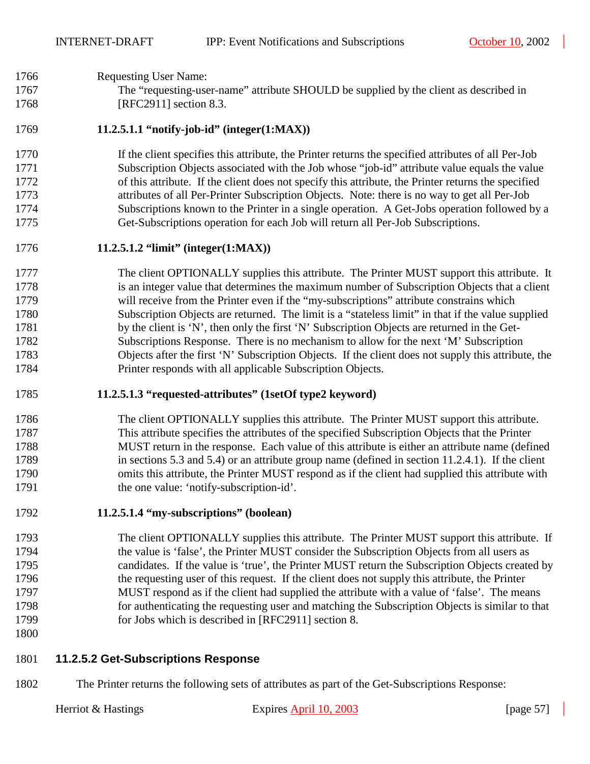Requesting User Name:

The “requesting-user-name” attribute SHOULD be supplied by the client as described in [RFC2911] section 8.3.

##### 11.2.5.1.1 “notify-job-id” (integer(1:MAX))

If the client specifies this attribute, the Printer returns the specified attributes of all Per-Job Subscription Objects associated with the Job whose “job-id” attribute value equals the value of this attribute. If the client does not specify this attribute, the Printer returns the specified attributes of all Per-Printer Subscription Objects. Note: there is no way to get all Per-Job Subscriptions known to the Printer in a single operation. A Get-Jobs operation followed by a Get-Subscriptions operation for each Job will return all Per-Job Subscriptions.

##### 11.2.5.1.2 “limit” (integer(1:MAX))

The client OPTIONALLY supplies this attribute. The Printer MUST support this attribute. It is an integer value that determines the maximum number of Subscription Objects that a client will receive from the Printer even if the “my-subscriptions” attribute constrains which Subscription Objects are returned. The limit is a “stateless limit” in that if the value supplied by the client is ‘N’, then only the first ‘N’ Subscription Objects are returned in the Get-Subscriptions Response. There is no mechanism to allow for the next ‘M’ Subscription Objects after the first ‘N’ Subscription Objects. If the client does not supply this attribute, the Printer responds with all applicable Subscription Objects.

##### 11.2.5.1.3 “requested-attributes” (1setOf type2 keyword)

The client OPTIONALLY supplies this attribute. The Printer MUST support this attribute. This attribute specifies the attributes of the specified Subscription Objects that the Printer MUST return in the response. Each value of this attribute is either an attribute name (defined in sections 5.3 and 5.4) or an attribute group name (defined in section 11.2.4.1). If the client omits this attribute, the Printer MUST respond as if the client had supplied this attribute with the one value: ‘notify-subscription-id’.

##### 11.2.5.1.4 “my-subscriptions” (boolean)

The client OPTIONALLY supplies this attribute. The Printer MUST support this attribute. If the value is ‘false’, the Printer MUST consider the Subscription Objects from all users as candidates. If the value is ‘true’, the Printer MUST return the Subscription Objects created by the requesting user of this request. If the client does not supply this attribute, the Printer MUST respond as if the client had supplied the attribute with a value of ‘false’. The means for authenticating the requesting user and matching the Subscription Objects is similar to that for Jobs which is described in [RFC2911] section 8.

#### 11.2.5.2 Get-Subscriptions Response

The Printer returns the following sets of attributes as part of the Get-Subscriptions Response: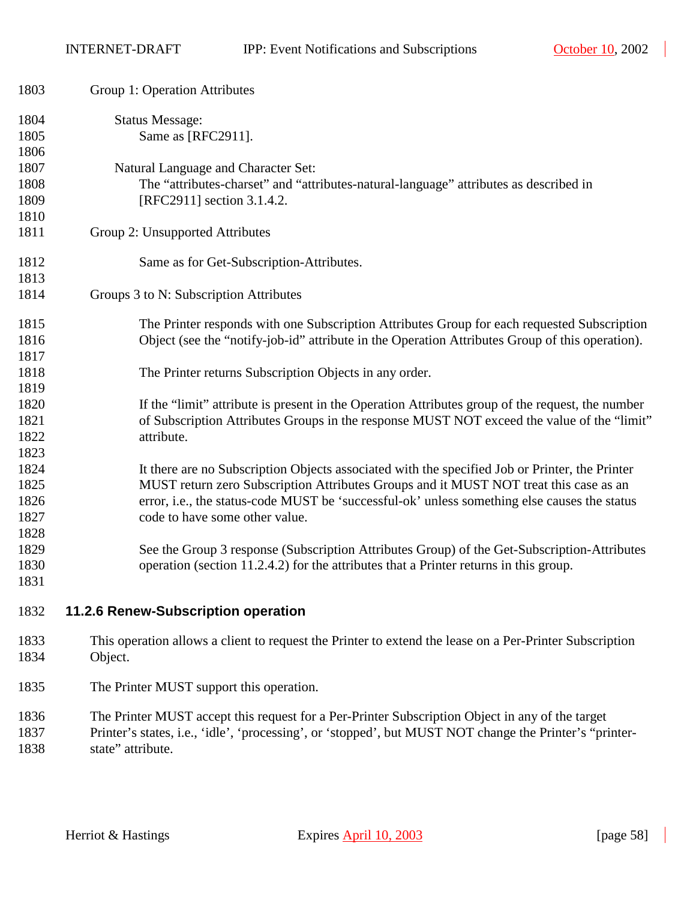Group 1: Operation Attributes

Status Message:
Same as [RFC2911].

Natural Language and Character Set:
The “attributes-charset” and “attributes-natural-language” attributes as described in [RFC2911] section 3.1.4.2.

Group 2: Unsupported Attributes

Same as for Get-Subscription-Attributes.

Groups 3 to N: Subscription Attributes

The Printer responds with one Subscription Attributes Group for each requested Subscription Object (see the “notify-job-id” attribute in the Operation Attributes Group of this operation).

The Printer returns Subscription Objects in any order.

If the “limit” attribute is present in the Operation Attributes group of the request, the number of Subscription Attributes Groups in the response MUST NOT exceed the value of the “limit” attribute.

It there are no Subscription Objects associated with the specified Job or Printer, the Printer MUST return zero Subscription Attributes Groups and it MUST NOT treat this case as an error, i.e., the status-code MUST be ‘successful-ok’ unless something else causes the status code to have some other value.

See the Group 3 response (Subscription Attributes Group) of the Get-Subscription-Attributes operation (section 11.2.4.2) for the attributes that a Printer returns in this group.

### 11.2.6 Renew-Subscription operation

This operation allows a client to request the Printer to extend the lease on a Per-Printer Subscription Object.

The Printer MUST support this operation.

The Printer MUST accept this request for a Per-Printer Subscription Object in any of the target Printer’s states, i.e., ‘idle’, ‘processing’, or ‘stopped’, but MUST NOT change the Printer’s “printer-state” attribute.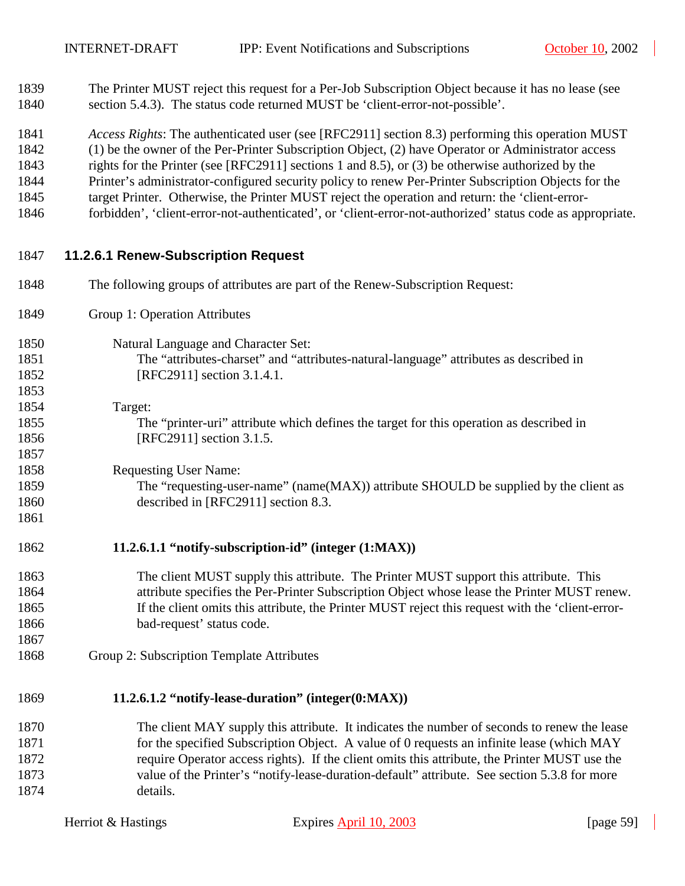The Printer MUST reject this request for a Per-Job Subscription Object because it has no lease (see section 5.4.3). The status code returned MUST be ‘client-error-not-possible’.

*Access Rights*: The authenticated user (see [RFC2911] section 8.3) performing this operation MUST (1) be the owner of the Per-Printer Subscription Object, (2) have Operator or Administrator access rights for the Printer (see [RFC2911] sections 1 and 8.5), or (3) be otherwise authorized by the Printer’s administrator-configured security policy to renew Per-Printer Subscription Objects for the target Printer. Otherwise, the Printer MUST reject the operation and return: the ‘client-error-forbidden’, ‘client-error-not-authenticated’, or ‘client-error-not-authorized’ status code as appropriate.

### 11.2.6.1 Renew-Subscription Request

The following groups of attributes are part of the Renew-Subscription Request:

Group 1: Operation Attributes

Natural Language and Character Set:
The “attributes-charset” and “attributes-natural-language” attributes as described in [RFC2911] section 3.1.4.1.

Target:
The “printer-uri” attribute which defines the target for this operation as described in [RFC2911] section 3.1.5.

Requesting User Name:
The “requesting-user-name” (name(MAX)) attribute SHOULD be supplied by the client as described in [RFC2911] section 8.3.

#### 11.2.6.1.1 “notify-subscription-id” (integer (1:MAX))

The client MUST supply this attribute. The Printer MUST support this attribute. This attribute specifies the Per-Printer Subscription Object whose lease the Printer MUST renew. If the client omits this attribute, the Printer MUST reject this request with the ‘client-error-bad-request’ status code.

Group 2: Subscription Template Attributes

#### 11.2.6.1.2 “notify-lease-duration” (integer(0:MAX))

The client MAY supply this attribute. It indicates the number of seconds to renew the lease for the specified Subscription Object. A value of 0 requests an infinite lease (which MAY require Operator access rights). If the client omits this attribute, the Printer MUST use the value of the Printer’s “notify-lease-duration-default” attribute. See section 5.3.8 for more details.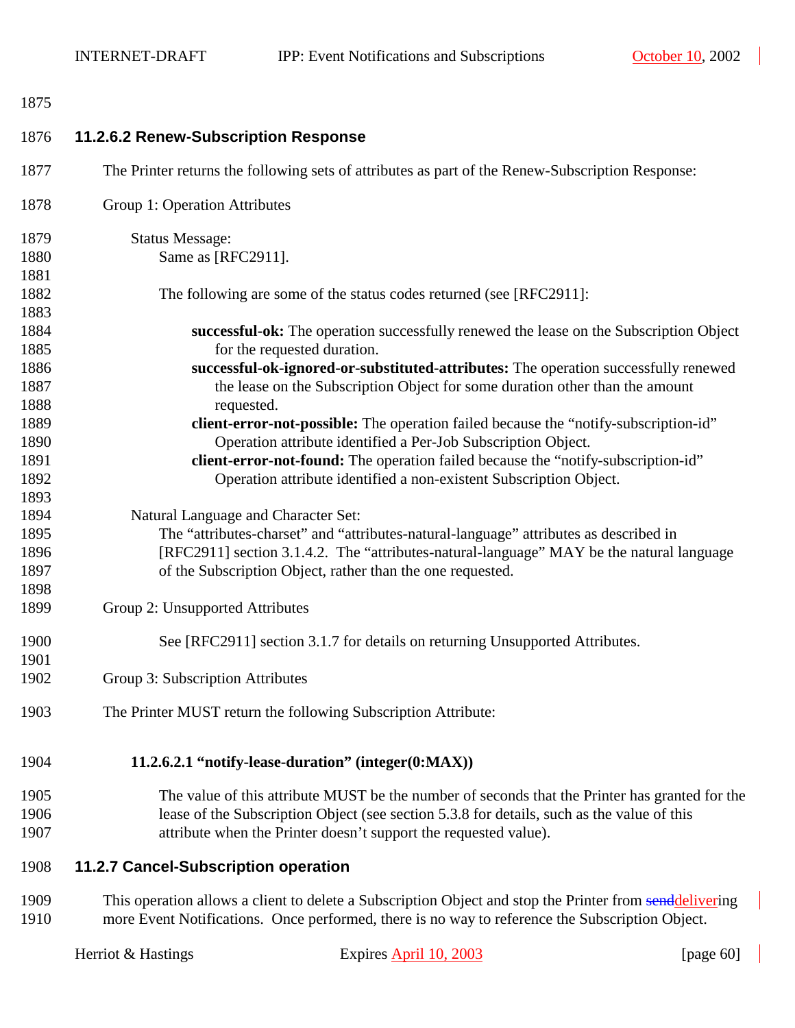#### 11.2.6.2 Renew-Subscription Response

The Printer returns the following sets of attributes as part of the Renew-Subscription Response:

Group 1: Operation Attributes

Status Message:
Same as [RFC2911].

The following are some of the status codes returned (see [RFC2911]:

**successful-ok:** The operation successfully renewed the lease on the Subscription Object for the requested duration.
**successful-ok-ignored-or-substituted-attributes:** The operation successfully renewed the lease on the Subscription Object for some duration other than the amount requested.
**client-error-not-possible:** The operation failed because the "notify-subscription-id" Operation attribute identified a Per-Job Subscription Object.
**client-error-not-found:** The operation failed because the "notify-subscription-id" Operation attribute identified a non-existent Subscription Object.

Natural Language and Character Set:
The "attributes-charset" and "attributes-natural-language" attributes as described in [RFC2911] section 3.1.4.2. The "attributes-natural-language" MAY be the natural language of the Subscription Object, rather than the one requested.

Group 2: Unsupported Attributes

See [RFC2911] section 3.1.7 for details on returning Unsupported Attributes.

Group 3: Subscription Attributes

The Printer MUST return the following Subscription Attribute:

##### 11.2.6.2.1 "notify-lease-duration" (integer(0:MAX))

The value of this attribute MUST be the number of seconds that the Printer has granted for the lease of the Subscription Object (see section 5.3.8 for details, such as the value of this attribute when the Printer doesn't support the requested value).

#### 11.2.7 Cancel-Subscription operation

This operation allows a client to delete a Subscription Object and stop the Printer from ~~send~~delivering more Event Notifications. Once performed, there is no way to reference the Subscription Object.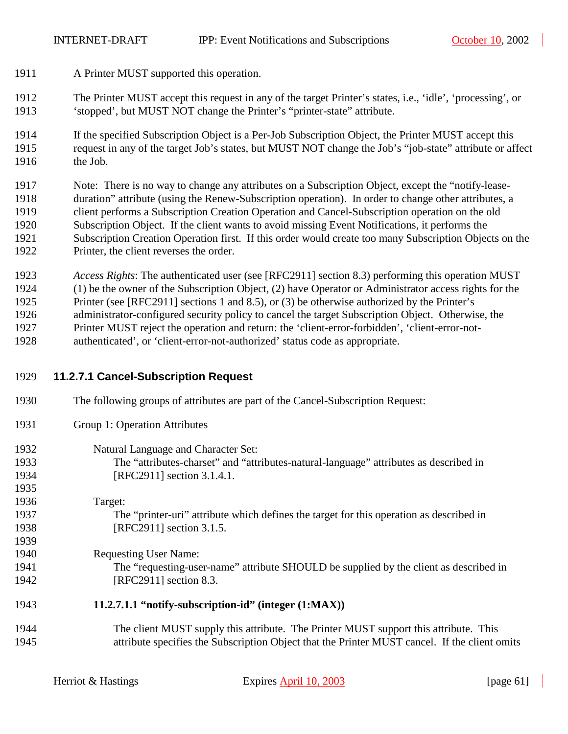A Printer MUST supported this operation.

The Printer MUST accept this request in any of the target Printer's states, i.e., 'idle', 'processing', or 'stopped', but MUST NOT change the Printer's "printer-state" attribute.

If the specified Subscription Object is a Per-Job Subscription Object, the Printer MUST accept this request in any of the target Job's states, but MUST NOT change the Job's "job-state" attribute or affect the Job.

Note: There is no way to change any attributes on a Subscription Object, except the "notify-lease-duration" attribute (using the Renew-Subscription operation). In order to change other attributes, a client performs a Subscription Creation Operation and Cancel-Subscription operation on the old Subscription Object. If the client wants to avoid missing Event Notifications, it performs the Subscription Creation Operation first. If this order would create too many Subscription Objects on the Printer, the client reverses the order.

*Access Rights*: The authenticated user (see [RFC2911] section 8.3) performing this operation MUST (1) be the owner of the Subscription Object, (2) have Operator or Administrator access rights for the Printer (see [RFC2911] sections 1 and 8.5), or (3) be otherwise authorized by the Printer's administrator-configured security policy to cancel the target Subscription Object. Otherwise, the Printer MUST reject the operation and return: the 'client-error-forbidden', 'client-error-not-authenticated', or 'client-error-not-authorized' status code as appropriate.

#### 11.2.7.1 Cancel-Subscription Request

The following groups of attributes are part of the Cancel-Subscription Request:

Group 1: Operation Attributes

Natural Language and Character Set:
The "attributes-charset" and "attributes-natural-language" attributes as described in [RFC2911] section 3.1.4.1.

Target:
The "printer-uri" attribute which defines the target for this operation as described in [RFC2911] section 3.1.5.

Requesting User Name:
The "requesting-user-name" attribute SHOULD be supplied by the client as described in [RFC2911] section 8.3.

**11.2.7.1.1 "notify-subscription-id" (integer (1:MAX))**

The client MUST supply this attribute. The Printer MUST support this attribute. This attribute specifies the Subscription Object that the Printer MUST cancel. If the client omits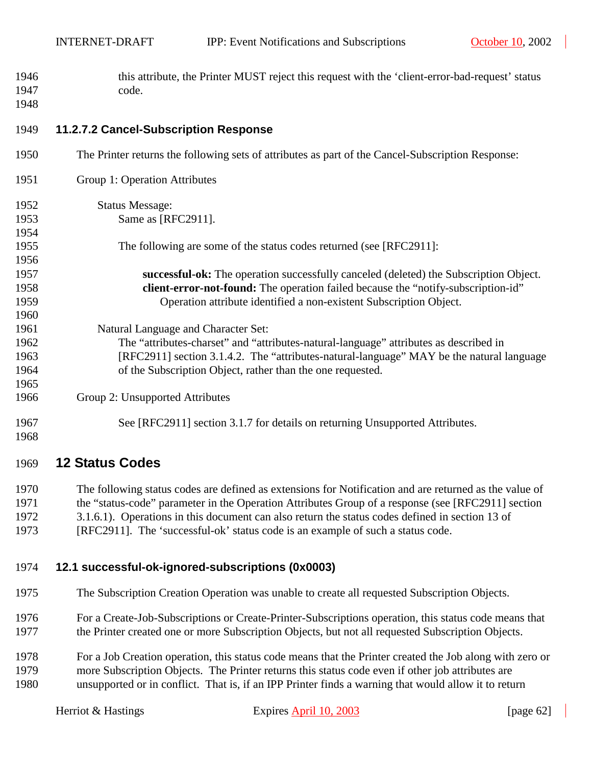this attribute, the Printer MUST reject this request with the ‘client-error-bad-request’ status code.

#### 11.2.7.2 Cancel-Subscription Response

The Printer returns the following sets of attributes as part of the Cancel-Subscription Response:

Group 1: Operation Attributes

Status Message:
Same as [RFC2911].

The following are some of the status codes returned (see [RFC2911]:

**successful-ok:** The operation successfully canceled (deleted) the Subscription Object.
**client-error-not-found:** The operation failed because the “notify-subscription-id” Operation attribute identified a non-existent Subscription Object.

Natural Language and Character Set:
The “attributes-charset” and “attributes-natural-language” attributes as described in [RFC2911] section 3.1.4.2. The “attributes-natural-language” MAY be the natural language of the Subscription Object, rather than the one requested.

Group 2: Unsupported Attributes

See [RFC2911] section 3.1.7 for details on returning Unsupported Attributes.

# 12 Status Codes

The following status codes are defined as extensions for Notification and are returned as the value of the “status-code” parameter in the Operation Attributes Group of a response (see [RFC2911] section 3.1.6.1). Operations in this document can also return the status codes defined in section 13 of [RFC2911]. The ‘successful-ok’ status code is an example of such a status code.

## 12.1 successful-ok-ignored-subscriptions (0x0003)

The Subscription Creation Operation was unable to create all requested Subscription Objects.

For a Create-Job-Subscriptions or Create-Printer-Subscriptions operation, this status code means that the Printer created one or more Subscription Objects, but not all requested Subscription Objects.

For a Job Creation operation, this status code means that the Printer created the Job along with zero or more Subscription Objects. The Printer returns this status code even if other job attributes are unsupported or in conflict. That is, if an IPP Printer finds a warning that would allow it to return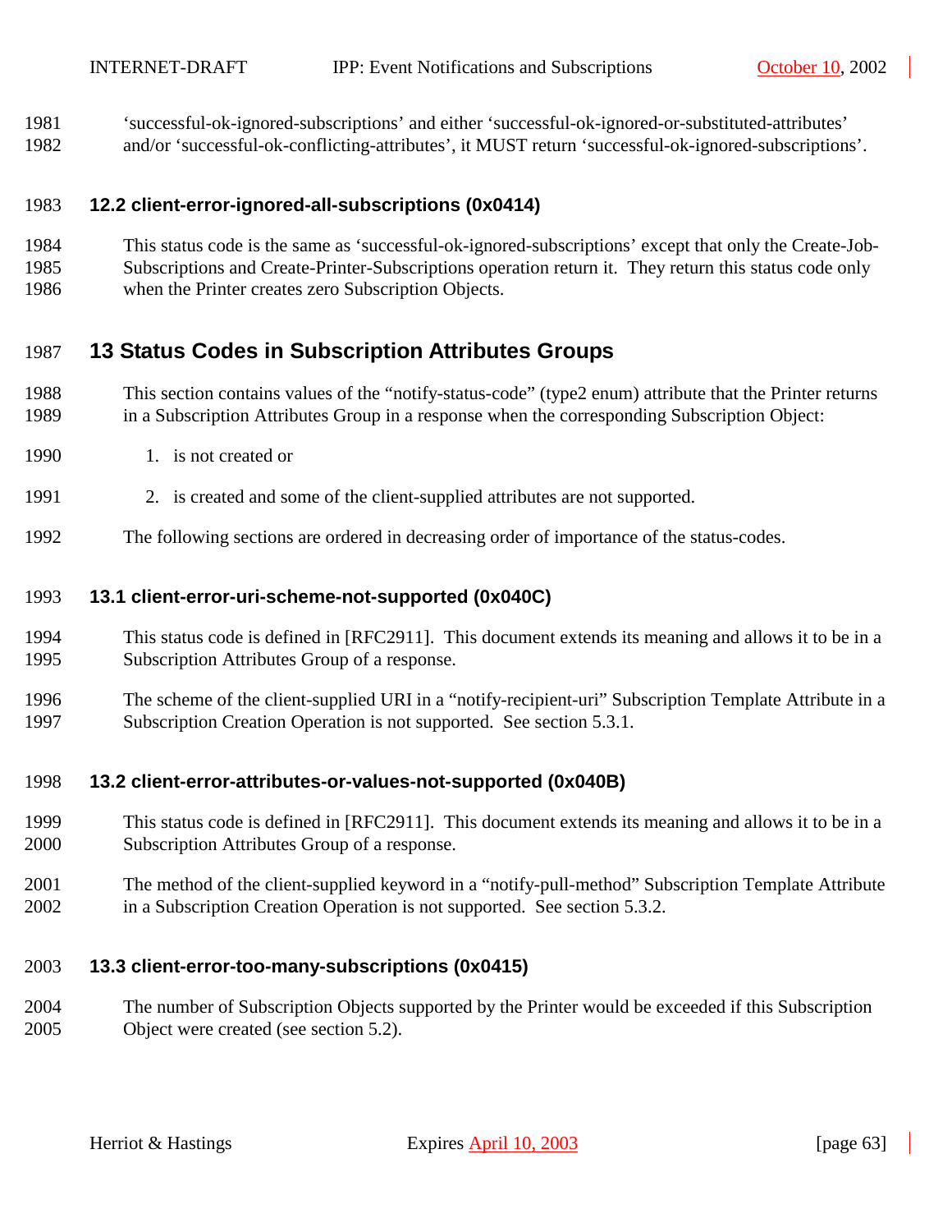'successful-ok-ignored-subscriptions' and either 'successful-ok-ignored-or-substituted-attributes' and/or 'successful-ok-conflicting-attributes', it MUST return 'successful-ok-ignored-subscriptions'.

### 12.2 client-error-ignored-all-subscriptions (0x0414)

This status code is the same as 'successful-ok-ignored-subscriptions' except that only the Create-Job-Subscriptions and Create-Printer-Subscriptions operation return it. They return this status code only when the Printer creates zero Subscription Objects.

## 13 Status Codes in Subscription Attributes Groups

This section contains values of the "notify-status-code" (type2 enum) attribute that the Printer returns in a Subscription Attributes Group in a response when the corresponding Subscription Object:

1. is not created or

2. is created and some of the client-supplied attributes are not supported.

The following sections are ordered in decreasing order of importance of the status-codes.

### 13.1 client-error-uri-scheme-not-supported (0x040C)

This status code is defined in [RFC2911]. This document extends its meaning and allows it to be in a Subscription Attributes Group of a response.

The scheme of the client-supplied URI in a "notify-recipient-uri" Subscription Template Attribute in a Subscription Creation Operation is not supported. See section 5.3.1.

### 13.2 client-error-attributes-or-values-not-supported (0x040B)

This status code is defined in [RFC2911]. This document extends its meaning and allows it to be in a Subscription Attributes Group of a response.

The method of the client-supplied keyword in a "notify-pull-method" Subscription Template Attribute in a Subscription Creation Operation is not supported. See section 5.3.2.

### 13.3 client-error-too-many-subscriptions (0x0415)

The number of Subscription Objects supported by the Printer would be exceeded if this Subscription Object were created (see section 5.2).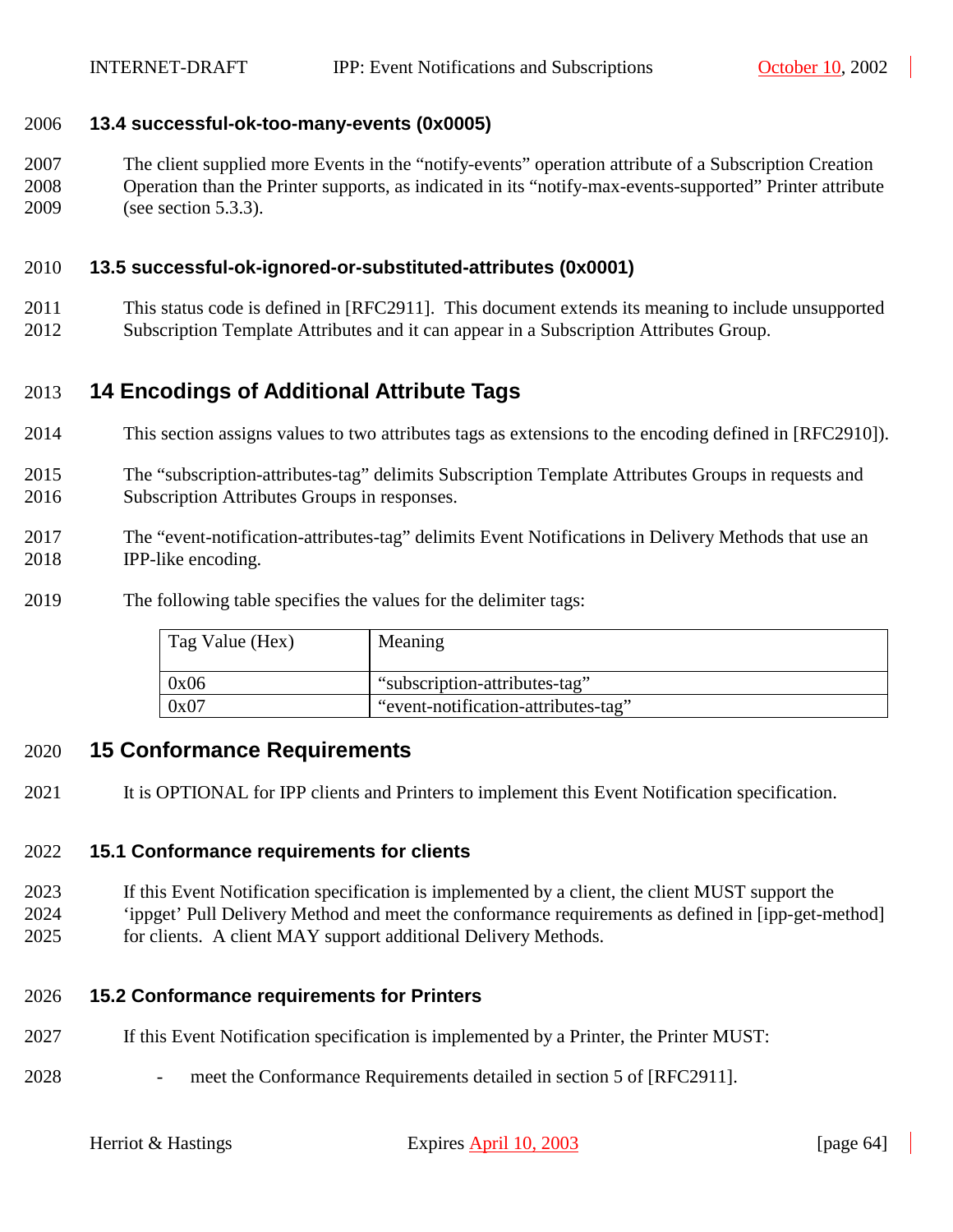### 13.4 successful-ok-too-many-events (0x0005)

The client supplied more Events in the “notify-events” operation attribute of a Subscription Creation Operation than the Printer supports, as indicated in its “notify-max-events-supported” Printer attribute (see section 5.3.3).

### 13.5 successful-ok-ignored-or-substituted-attributes (0x0001)

This status code is defined in [RFC2911]. This document extends its meaning to include unsupported Subscription Template Attributes and it can appear in a Subscription Attributes Group.

## 14 Encodings of Additional Attribute Tags

This section assigns values to two attributes tags as extensions to the encoding defined in [RFC2910]).

The “subscription-attributes-tag” delimits Subscription Template Attributes Groups in requests and Subscription Attributes Groups in responses.

The “event-notification-attributes-tag” delimits Event Notifications in Delivery Methods that use an IPP-like encoding.

The following table specifies the values for the delimiter tags:

| Tag Value (Hex) | Meaning |
|---|---|
| 0x06 | “subscription-attributes-tag” |
| 0x07 | “event-notification-attributes-tag” |

## 15 Conformance Requirements

It is OPTIONAL for IPP clients and Printers to implement this Event Notification specification.

### 15.1 Conformance requirements for clients

If this Event Notification specification is implemented by a client, the client MUST support the ‘ippget’ Pull Delivery Method and meet the conformance requirements as defined in [ipp-get-method] for clients. A client MAY support additional Delivery Methods.

### 15.2 Conformance requirements for Printers

If this Event Notification specification is implemented by a Printer, the Printer MUST:

- meet the Conformance Requirements detailed in section 5 of [RFC2911].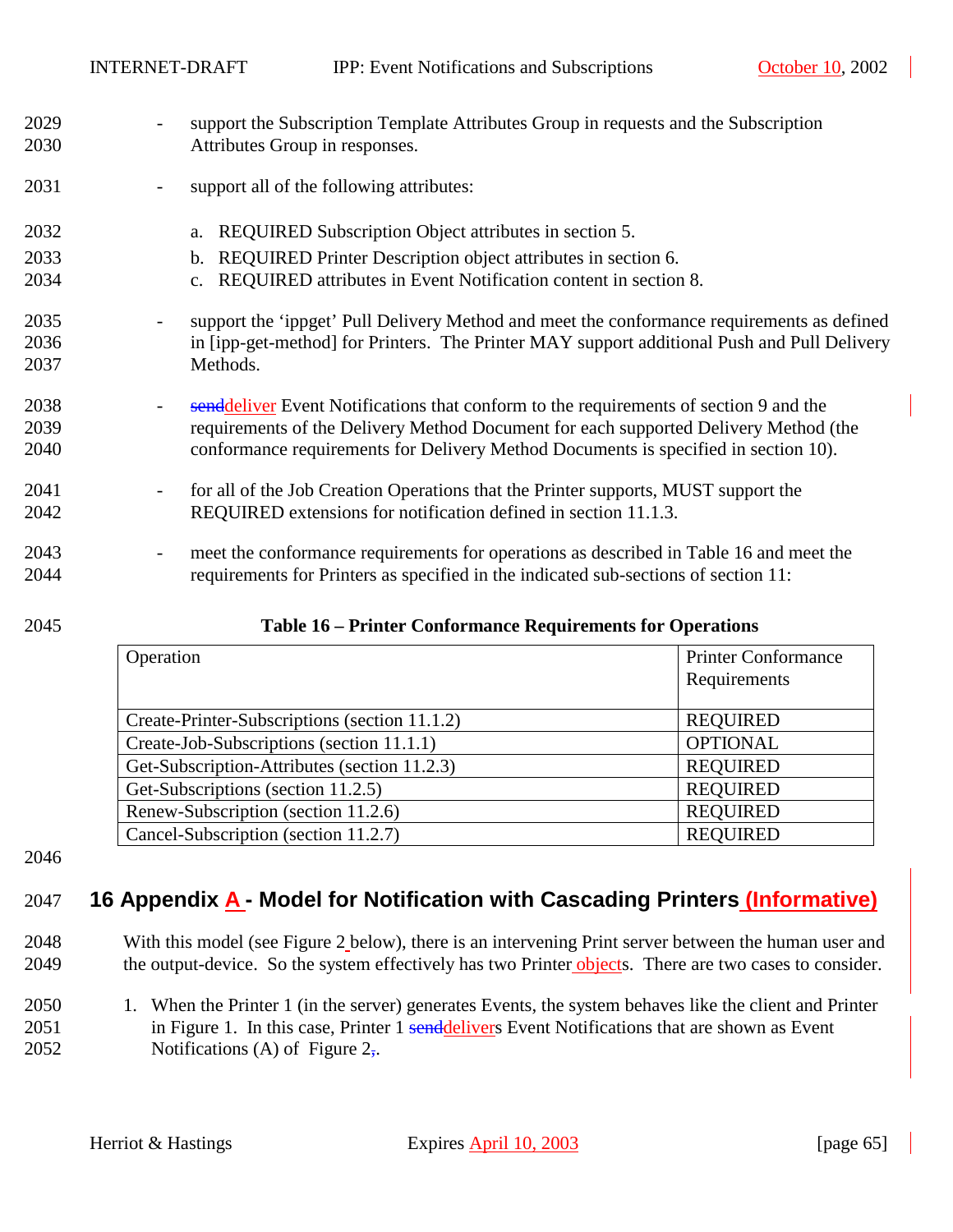- support the Subscription Template Attributes Group in requests and the Subscription Attributes Group in responses.

- support all of the following attributes:

  a. REQUIRED Subscription Object attributes in section 5.
  b. REQUIRED Printer Description object attributes in section 6.
  c. REQUIRED attributes in Event Notification content in section 8.

- support the 'ippget' Pull Delivery Method and meet the conformance requirements as defined in [ipp-get-method] for Printers. The Printer MAY support additional Push and Pull Delivery Methods.

- ~~send~~deliver Event Notifications that conform to the requirements of section 9 and the requirements of the Delivery Method Document for each supported Delivery Method (the conformance requirements for Delivery Method Documents is specified in section 10).

- for all of the Job Creation Operations that the Printer supports, MUST support the REQUIRED extensions for notification defined in section 11.1.3.

- meet the conformance requirements for operations as described in Table 16 and meet the requirements for Printers as specified in the indicated sub-sections of section 11:

**Table 16 – Printer Conformance Requirements for Operations**

| Operation | Printer Conformance Requirements |
|---|---|
| Create-Printer-Subscriptions (section 11.1.2) | REQUIRED |
| Create-Job-Subscriptions (section 11.1.1) | OPTIONAL |
| Get-Subscription-Attributes (section 11.2.3) | REQUIRED |
| Get-Subscriptions (section 11.2.5) | REQUIRED |
| Renew-Subscription (section 11.2.6) | REQUIRED |
| Cancel-Subscription (section 11.2.7) | REQUIRED |

# 16 Appendix A - Model for Notification with Cascading Printers (Informative)

With this model (see Figure 2 below), there is an intervening Print server between the human user and the output-device. So the system effectively has two Printer objects. There are two cases to consider.

1. When the Printer 1 (in the server) generates Events, the system behaves like the client and Printer in Figure 1. In this case, Printer 1 ~~send~~delivers Event Notifications that are shown as Event Notifications (A) of Figure 2~~,~~.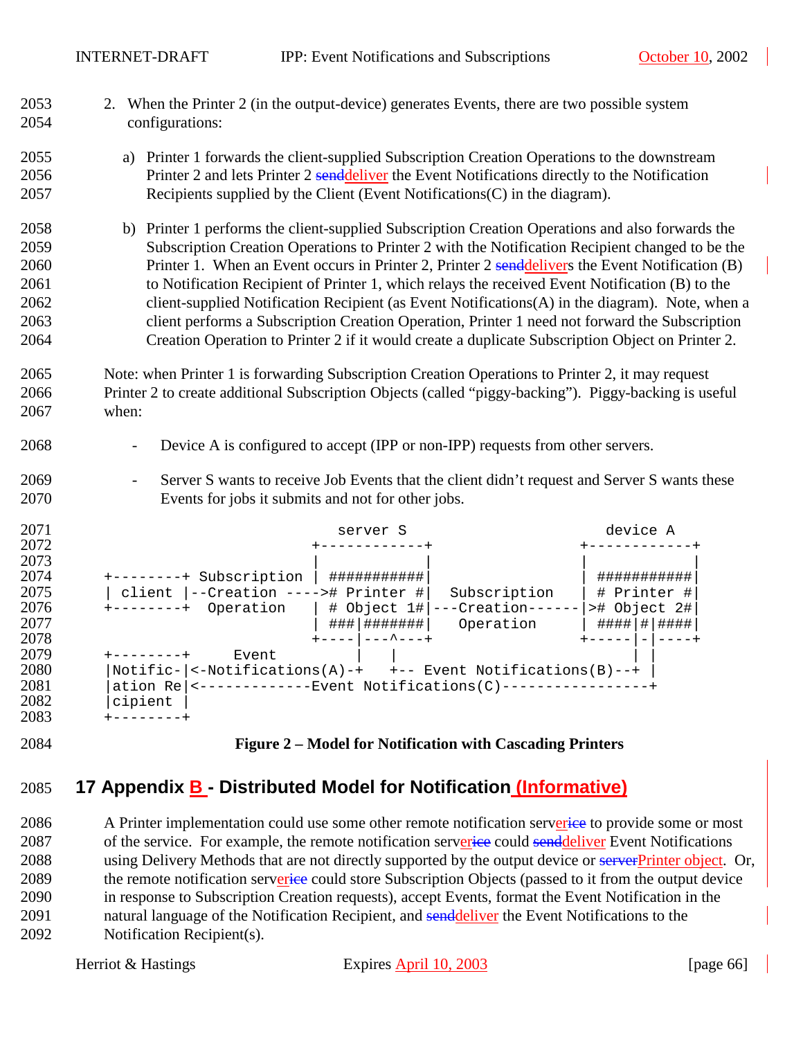2. When the Printer 2 (in the output-device) generates Events, there are two possible system configurations:

   a) Printer 1 forwards the client-supplied Subscription Creation Operations to the downstream Printer 2 and lets Printer 2 senddeliver the Event Notifications directly to the Notification Recipients supplied by the Client (Event Notifications(C) in the diagram).

   b) Printer 1 performs the client-supplied Subscription Creation Operations and also forwards the Subscription Creation Operations to Printer 2 with the Notification Recipient changed to be the Printer 1. When an Event occurs in Printer 2, Printer 2 senddelivers the Event Notification (B) to Notification Recipient of Printer 1, which relays the received Event Notification (B) to the client-supplied Notification Recipient (as Event Notifications(A) in the diagram). Note, when a client performs a Subscription Creation Operation, Printer 1 need not forward the Subscription Creation Operation to Printer 2 if it would create a duplicate Subscription Object on Printer 2.

Note: when Printer 1 is forwarding Subscription Creation Operations to Printer 2, it may request Printer 2 to create additional Subscription Objects (called "piggy-backing"). Piggy-backing is useful when:

- Device A is configured to accept (IPP or non-IPP) requests from other servers.

- Server S wants to receive Job Events that the client didn't request and Server S wants these Events for jobs it submits and not for other jobs.

```
                              server S                        device A
                           +------------+                +------------+
                           |            |                |            |
+--------+ Subscription    | ###########|                | ###########|
| client |--Creation ---->  # Printer #|  Subscription  | # Printer #|
+--------+  Operation      | # Object 1#|---Creation------|># Object 2#|
                           | ###|#######|   Operation    | ####|#|####|
                           +----|---^---+                +-----|-|----+
+--------+     Event            |   |                          | |
|Notific-|<-Notifications(A)-+   +-- Event Notifications(B)--+ |
|ation Re|<-------------Event Notifications(C)-----------------+
|cipient |
+--------+
```

**Figure 2 – Model for Notification with Cascading Printers**

# 17 Appendix B - Distributed Model for Notification (Informative)

A Printer implementation could use some other remote notification servericeer to provide some or most of the service. For example, the remote notification servericeer could senddeliver Event Notifications using Delivery Methods that are not directly supported by the output device or serverPrinter object. Or, the remote notification servericeer could store Subscription Objects (passed to it from the output device in response to Subscription Creation requests), accept Events, format the Event Notification in the natural language of the Notification Recipient, and senddeliver the Event Notifications to the Notification Recipient(s).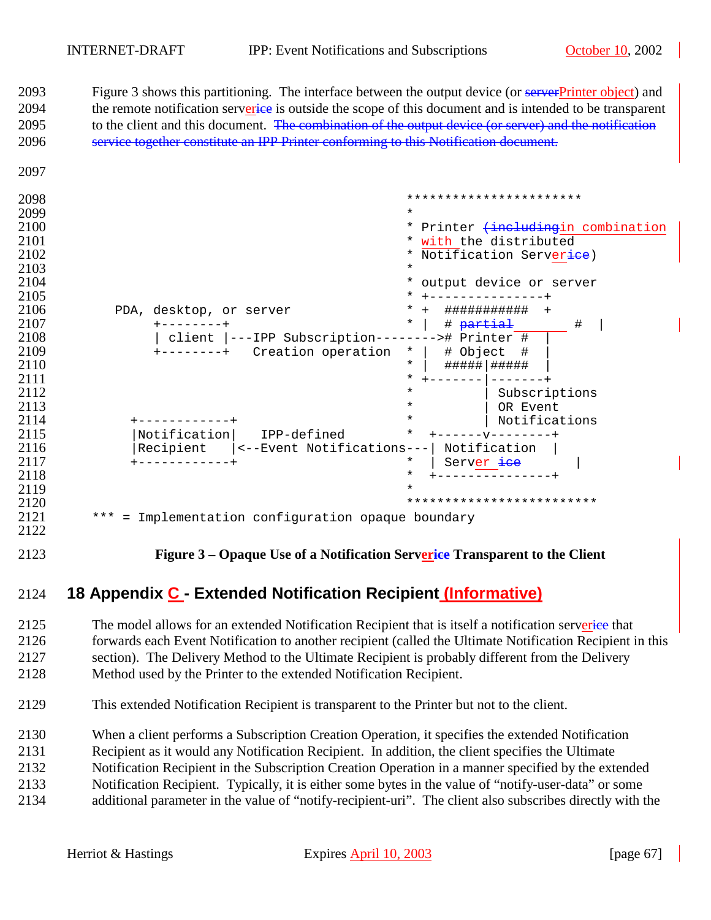Figure 3 shows this partitioning. The interface between the output device (or ~~server~~Printer object) and the remote notification serv~~ice~~er is outside the scope of this document and is intended to be transparent to the client and this document. ~~The combination of the output device (or server) and the notification service together constitute an IPP Printer conforming to this Notification document.~~

```
                                               ***********************
                                               *
                                               * Printer (includingin combination
                                               * with the distributed
                                               * Notification Servericee)
                                               *
                                               * output device or server
                                               * +---------------+
       PDA, desktop, or server                 * +  ###########  +
            +--------+                         * |  # partial       #  |
            | client |---IPP Subscription--------># Printer #   |
            +--------+   Creation operation    * |  # Object  #   |
                                               * |  #####|#####   |
                                               * +-------|-------+
                                               *         | Subscriptions
                                               *         | OR Event
                                               *         | Notifications
        +------------+                         *  +------v--------+
        |Notification|   IPP-defined           *  | Notification  |
        |Recipient   |<--Event Notifications---| Notification  |
        +------------+                         *  | Server ice     |
                                               *  +---------------+
                                               *
                                               ************************
   *** = Implementation configuration opaque boundary
```

**Figure 3 – Opaque Use of a Notification Serv~~ice~~er Transparent to the Client**

## 18 Appendix C - Extended Notification Recipient (Informative)

The model allows for an extended Notification Recipient that is itself a notification serv~~ice~~er that forwards each Event Notification to another recipient (called the Ultimate Notification Recipient in this section). The Delivery Method to the Ultimate Recipient is probably different from the Delivery Method used by the Printer to the extended Notification Recipient.

This extended Notification Recipient is transparent to the Printer but not to the client.

When a client performs a Subscription Creation Operation, it specifies the extended Notification Recipient as it would any Notification Recipient. In addition, the client specifies the Ultimate Notification Recipient in the Subscription Creation Operation in a manner specified by the extended Notification Recipient. Typically, it is either some bytes in the value of "notify-user-data" or some additional parameter in the value of "notify-recipient-uri". The client also subscribes directly with the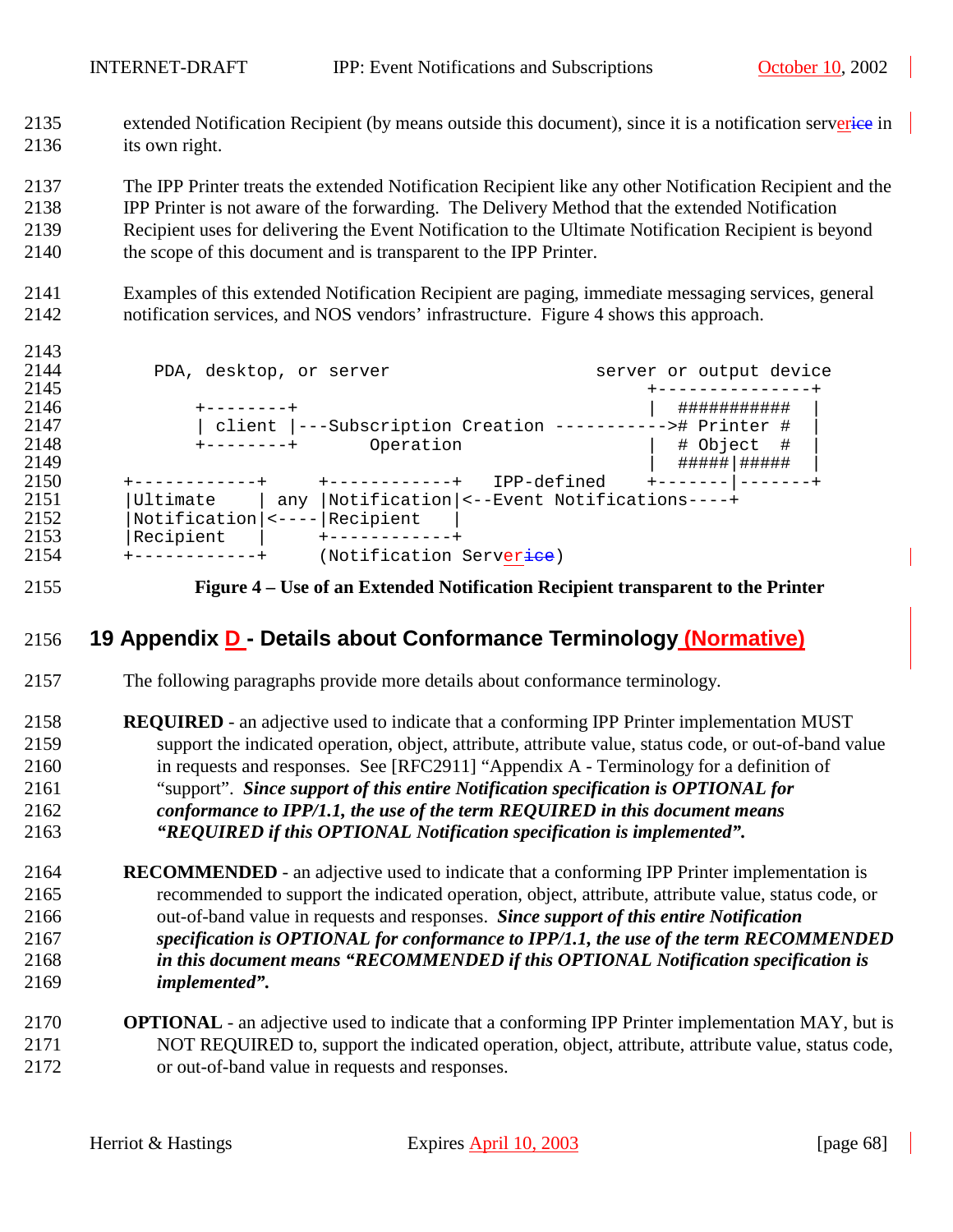extended Notification Recipient (by means outside this document), since it is a notification server in its own right.

The IPP Printer treats the extended Notification Recipient like any other Notification Recipient and the IPP Printer is not aware of the forwarding. The Delivery Method that the extended Notification Recipient uses for delivering the Event Notification to the Ultimate Notification Recipient is beyond the scope of this document and is transparent to the IPP Printer.

Examples of this extended Notification Recipient are paging, immediate messaging services, general notification services, and NOS vendors' infrastructure. Figure 4 shows this approach.

```
   PDA, desktop, or server                       server or output device
                                                +---------------+
       +--------+                               |  ###########  |
       | client |---Subscription Creation ----------->#  Printer #  |
       +--------+       Operation               |  # Object  #  |
                                                |  #####|#####  |
+------------+     +------------+   IPP-defined    +-------|-------+
|Ultimate    | any |Notification|<--Event Notifications----+
|Notification|<----|Recipient   |
|Recipient   |     +------------+
+------------+     (Notification Server)
```

**Figure 4 – Use of an Extended Notification Recipient transparent to the Printer**

## 19 Appendix D - Details about Conformance Terminology (Normative)

The following paragraphs provide more details about conformance terminology.

**REQUIRED** - an adjective used to indicate that a conforming IPP Printer implementation MUST support the indicated operation, object, attribute, attribute value, status code, or out-of-band value in requests and responses. See [RFC2911] "Appendix A - Terminology for a definition of "support". ***Since support of this entire Notification specification is OPTIONAL for conformance to IPP/1.1, the use of the term REQUIRED in this document means "REQUIRED if this OPTIONAL Notification specification is implemented".***

**RECOMMENDED** - an adjective used to indicate that a conforming IPP Printer implementation is recommended to support the indicated operation, object, attribute, attribute value, status code, or out-of-band value in requests and responses. ***Since support of this entire Notification specification is OPTIONAL for conformance to IPP/1.1, the use of the term RECOMMENDED in this document means "RECOMMENDED if this OPTIONAL Notification specification is implemented".***

**OPTIONAL** - an adjective used to indicate that a conforming IPP Printer implementation MAY, but is NOT REQUIRED to, support the indicated operation, object, attribute, attribute value, status code, or out-of-band value in requests and responses.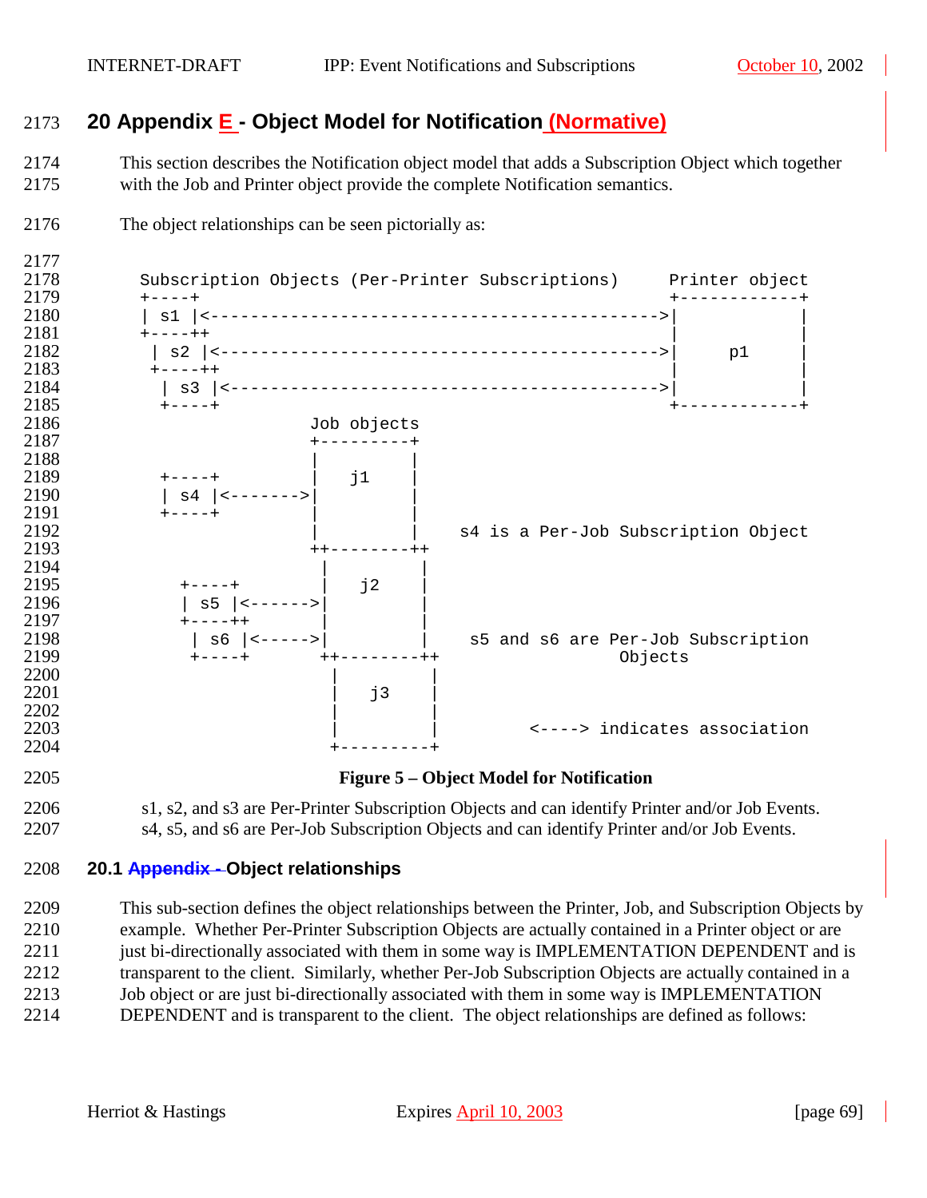# 20 Appendix E - Object Model for Notification (Normative)

This section describes the Notification object model that adds a Subscription Object which together with the Job and Printer object provide the complete Notification semantics.

The object relationships can be seen pictorially as:

```
  Subscription Objects (Per-Printer Subscriptions)     Printer object
  +----+                                               +------------+
  | s1 |<--------------------------------------------->|            |
  +----++                                              |            |
   | s2 |<-------------------------------------------->|     p1     |
   +----++                                             |            |
    | s3 |<------------------------------------------->|            |
    +----+                                             +------------+
                     Job objects
                     +---------+
                     |         |
    +----+           |   j1    |
    | s4 |<--------->|         |
    +----+           |         |
                     |         |    s4 is a Per-Job Subscription Object
                     ++--------++
                      |         |
      +----+          |   j2    |
      | s5 |<-------->|         |
      +----++         |         |
       | s6 |<------->|         |    s5 and s6 are Per-Job Subscription
       +----+         ++--------++                Objects
                       |         |
                       |   j3    |
                       |         |
                       |         |         <----> indicates association
                       +---------+
```

**Figure 5 – Object Model for Notification**

s1, s2, and s3 are Per-Printer Subscription Objects and can identify Printer and/or Job Events.
s4, s5, and s6 are Per-Job Subscription Objects and can identify Printer and/or Job Events.

## 20.1 Appendix - Object relationships

This sub-section defines the object relationships between the Printer, Job, and Subscription Objects by example. Whether Per-Printer Subscription Objects are actually contained in a Printer object or are just bi-directionally associated with them in some way is IMPLEMENTATION DEPENDENT and is transparent to the client. Similarly, whether Per-Job Subscription Objects are actually contained in a Job object or are just bi-directionally associated with them in some way is IMPLEMENTATION DEPENDENT and is transparent to the client. The object relationships are defined as follows: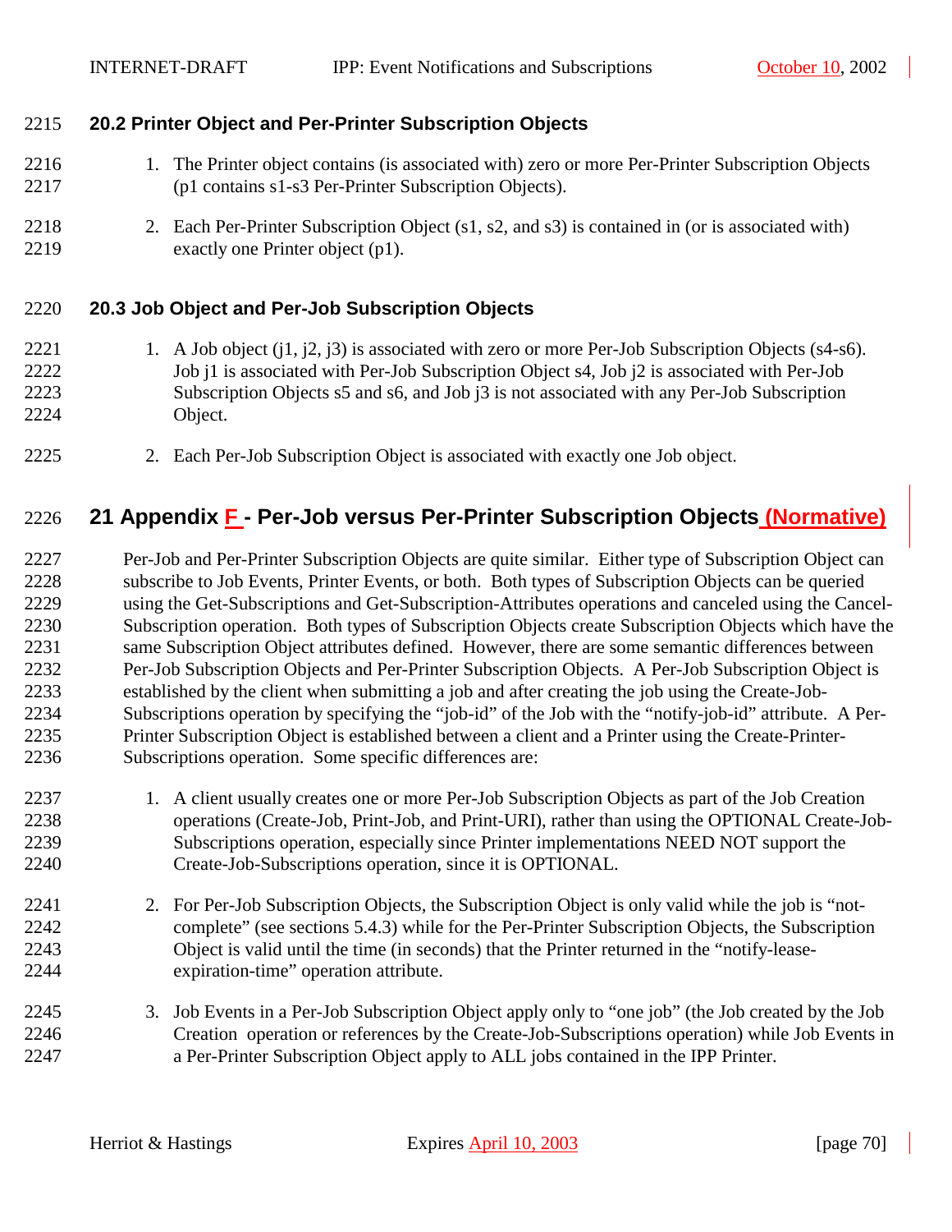### 20.2 Printer Object and Per-Printer Subscription Objects

1. The Printer object contains (is associated with) zero or more Per-Printer Subscription Objects (p1 contains s1-s3 Per-Printer Subscription Objects).

2. Each Per-Printer Subscription Object (s1, s2, and s3) is contained in (or is associated with) exactly one Printer object (p1).

### 20.3 Job Object and Per-Job Subscription Objects

1. A Job object (j1, j2, j3) is associated with zero or more Per-Job Subscription Objects (s4-s6). Job j1 is associated with Per-Job Subscription Object s4, Job j2 is associated with Per-Job Subscription Objects s5 and s6, and Job j3 is not associated with any Per-Job Subscription Object.

2. Each Per-Job Subscription Object is associated with exactly one Job object.

## 21 Appendix F - Per-Job versus Per-Printer Subscription Objects (Normative)

Per-Job and Per-Printer Subscription Objects are quite similar. Either type of Subscription Object can subscribe to Job Events, Printer Events, or both. Both types of Subscription Objects can be queried using the Get-Subscriptions and Get-Subscription-Attributes operations and canceled using the Cancel-Subscription operation. Both types of Subscription Objects create Subscription Objects which have the same Subscription Object attributes defined. However, there are some semantic differences between Per-Job Subscription Objects and Per-Printer Subscription Objects. A Per-Job Subscription Object is established by the client when submitting a job and after creating the job using the Create-Job-Subscriptions operation by specifying the "job-id" of the Job with the "notify-job-id" attribute. A Per-Printer Subscription Object is established between a client and a Printer using the Create-Printer-Subscriptions operation. Some specific differences are:

1. A client usually creates one or more Per-Job Subscription Objects as part of the Job Creation operations (Create-Job, Print-Job, and Print-URI), rather than using the OPTIONAL Create-Job-Subscriptions operation, especially since Printer implementations NEED NOT support the Create-Job-Subscriptions operation, since it is OPTIONAL.

2. For Per-Job Subscription Objects, the Subscription Object is only valid while the job is "not-complete" (see sections 5.4.3) while for the Per-Printer Subscription Objects, the Subscription Object is valid until the time (in seconds) that the Printer returned in the "notify-lease-expiration-time" operation attribute.

3. Job Events in a Per-Job Subscription Object apply only to "one job" (the Job created by the Job Creation operation or references by the Create-Job-Subscriptions operation) while Job Events in a Per-Printer Subscription Object apply to ALL jobs contained in the IPP Printer.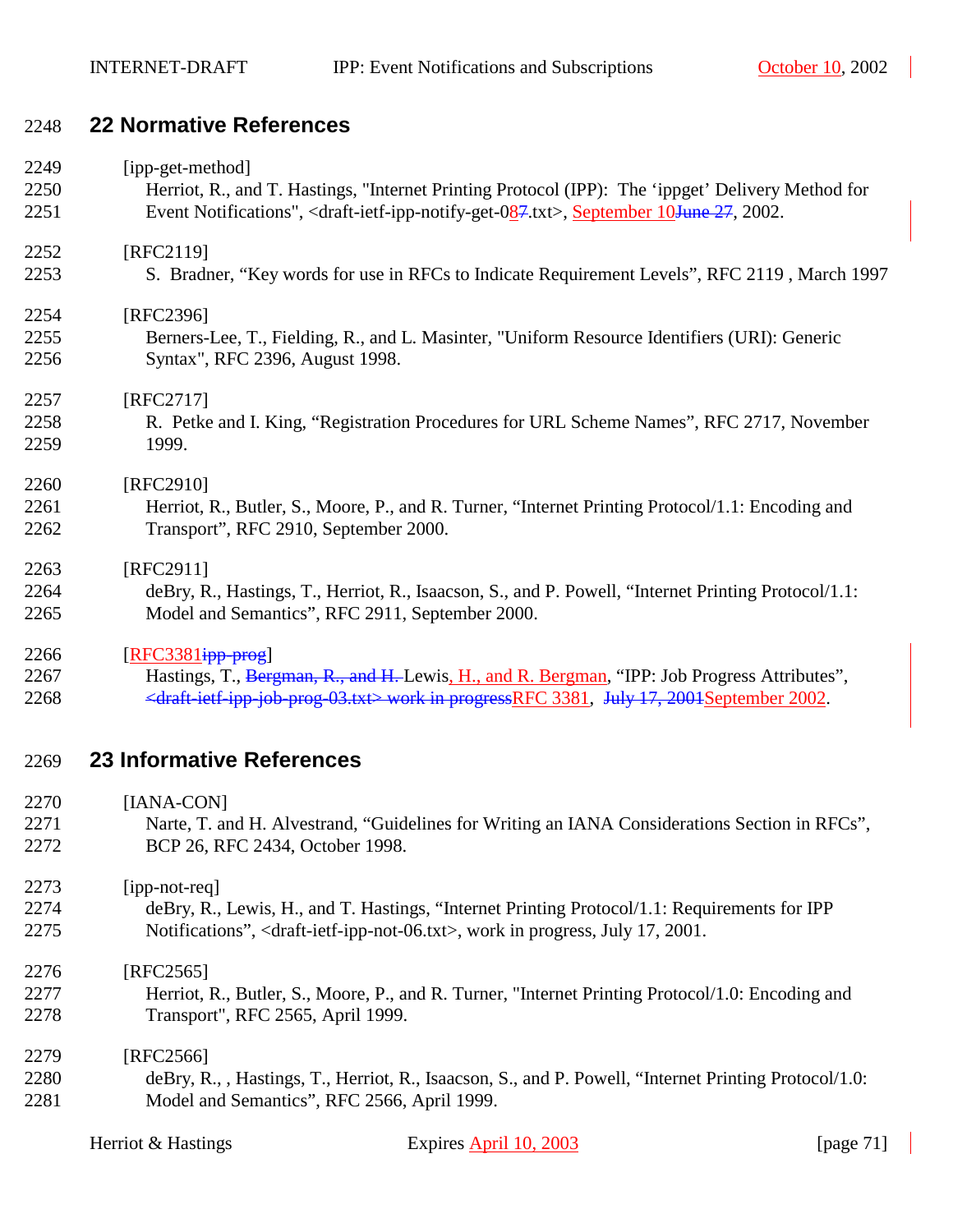## 22 Normative References

[ipp-get-method]
Herriot, R., and T. Hastings, "Internet Printing Protocol (IPP): The 'ippget' Delivery Method for Event Notifications", <draft-ietf-ipp-notify-get-08~~7~~.txt>, September 10~~June 27~~, 2002.

[RFC2119]
S. Bradner, "Key words for use in RFCs to Indicate Requirement Levels", RFC 2119 , March 1997

[RFC2396]
Berners-Lee, T., Fielding, R., and L. Masinter, "Uniform Resource Identifiers (URI): Generic Syntax", RFC 2396, August 1998.

[RFC2717]
R. Petke and I. King, "Registration Procedures for URL Scheme Names", RFC 2717, November 1999.

[RFC2910]
Herriot, R., Butler, S., Moore, P., and R. Turner, "Internet Printing Protocol/1.1: Encoding and Transport", RFC 2910, September 2000.

[RFC2911]
deBry, R., Hastings, T., Herriot, R., Isaacson, S., and P. Powell, "Internet Printing Protocol/1.1: Model and Semantics", RFC 2911, September 2000.

[RFC3381~~ipp-prog~~]
Hastings, T., ~~Bergman, R., and H.~~ Lewis, H., and R. Bergman, "IPP: Job Progress Attributes", ~~<draft-ietf-ipp-job-prog-03.txt> work in progress~~RFC 3381, ~~July 17, 2001~~September 2002.

## 23 Informative References

[IANA-CON]
Narte, T. and H. Alvestrand, "Guidelines for Writing an IANA Considerations Section in RFCs", BCP 26, RFC 2434, October 1998.

[ipp-not-req]
deBry, R., Lewis, H., and T. Hastings, "Internet Printing Protocol/1.1: Requirements for IPP Notifications", <draft-ietf-ipp-not-06.txt>, work in progress, July 17, 2001.

[RFC2565]
Herriot, R., Butler, S., Moore, P., and R. Turner, "Internet Printing Protocol/1.0: Encoding and Transport", RFC 2565, April 1999.

[RFC2566]
deBry, R., , Hastings, T., Herriot, R., Isaacson, S., and P. Powell, "Internet Printing Protocol/1.0: Model and Semantics", RFC 2566, April 1999.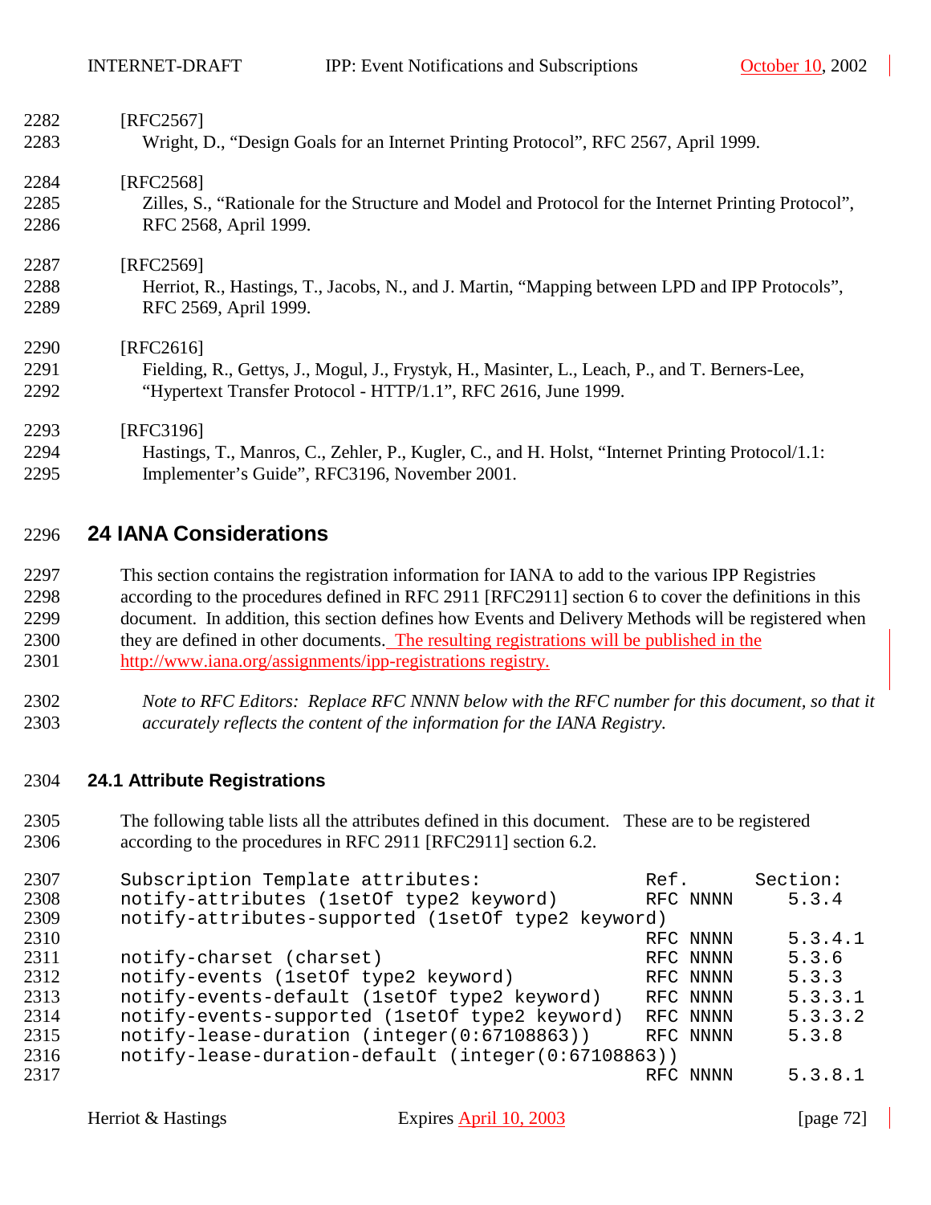[RFC2567]
Wright, D., “Design Goals for an Internet Printing Protocol”, RFC 2567, April 1999.

[RFC2568]
Zilles, S., “Rationale for the Structure and Model and Protocol for the Internet Printing Protocol”, RFC 2568, April 1999.

[RFC2569]
Herriot, R., Hastings, T., Jacobs, N., and J. Martin, “Mapping between LPD and IPP Protocols”, RFC 2569, April 1999.

[RFC2616]
Fielding, R., Gettys, J., Mogul, J., Frystyk, H., Masinter, L., Leach, P., and T. Berners-Lee, “Hypertext Transfer Protocol - HTTP/1.1”, RFC 2616, June 1999.

[RFC3196]
Hastings, T., Manros, C., Zehler, P., Kugler, C., and H. Holst, “Internet Printing Protocol/1.1: Implementer’s Guide”, RFC3196, November 2001.

# 24 IANA Considerations

This section contains the registration information for IANA to add to the various IPP Registries according to the procedures defined in RFC 2911 [RFC2911] section 6 to cover the definitions in this document. In addition, this section defines how Events and Delivery Methods will be registered when they are defined in other documents. The resulting registrations will be published in the http://www.iana.org/assignments/ipp-registrations registry.

*Note to RFC Editors: Replace RFC NNNN below with the RFC number for this document, so that it accurately reflects the content of the information for the IANA Registry.*

## 24.1 Attribute Registrations

The following table lists all the attributes defined in this document. These are to be registered according to the procedures in RFC 2911 [RFC2911] section 6.2.

```
Subscription Template attributes:               Ref.      Section:
notify-attributes (1setOf type2 keyword)        RFC NNNN     5.3.4
notify-attributes-supported (1setOf type2 keyword)
                                                RFC NNNN     5.3.4.1
notify-charset (charset)                        RFC NNNN     5.3.6
notify-events (1setOf type2 keyword)            RFC NNNN     5.3.3
notify-events-default (1setOf type2 keyword)    RFC NNNN     5.3.3.1
notify-events-supported (1setOf type2 keyword)  RFC NNNN     5.3.3.2
notify-lease-duration (integer(0:67108863))     RFC NNNN     5.3.8
notify-lease-duration-default (integer(0:67108863))
                                                RFC NNNN     5.3.8.1
```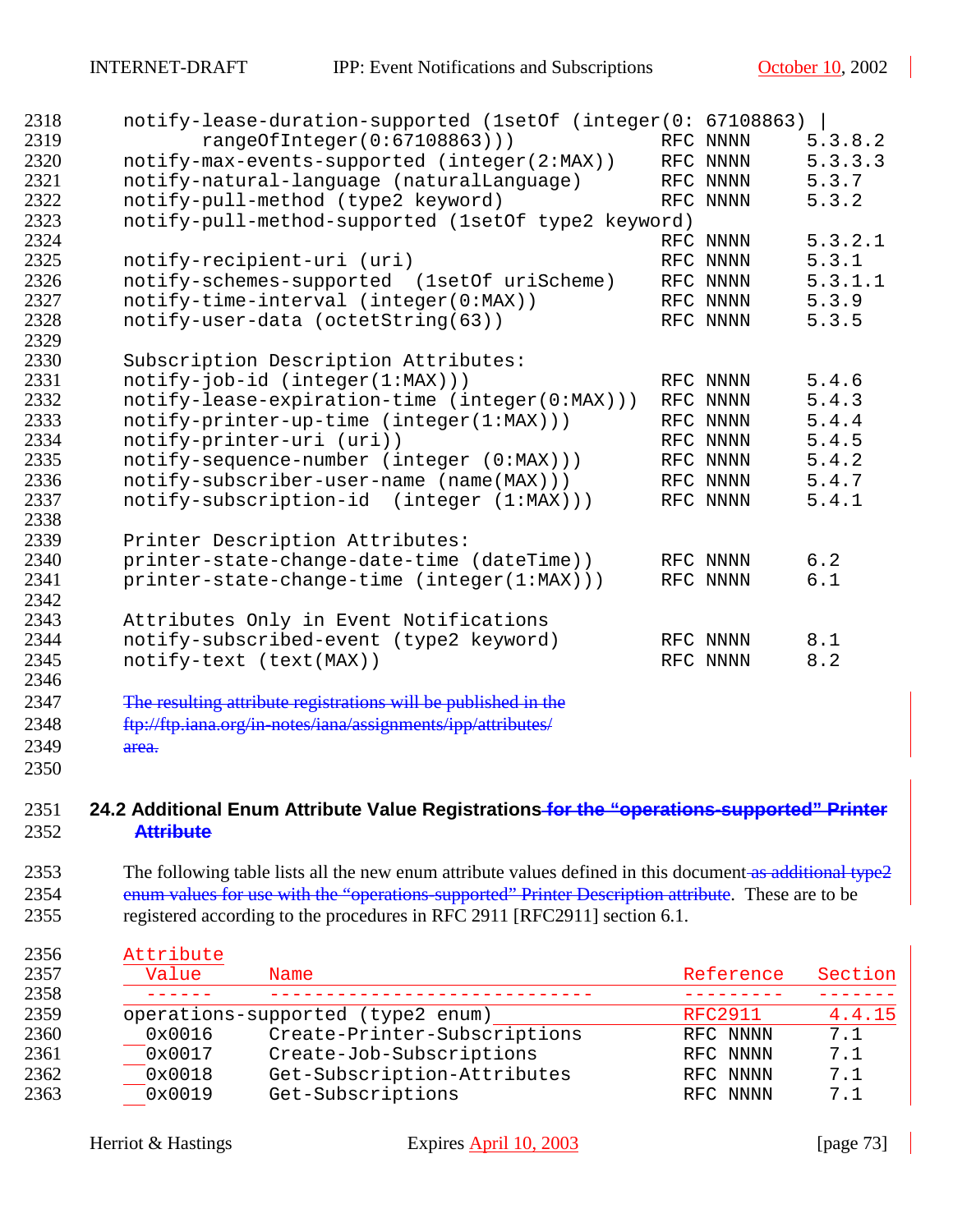```
notify-lease-duration-supported (1setOf (integer(0: 67108863) |
      rangeOfInteger(0:67108863)))              RFC NNNN     5.3.8.2
notify-max-events-supported (integer(2:MAX))    RFC NNNN     5.3.3.3
notify-natural-language (naturalLanguage)       RFC NNNN     5.3.7
notify-pull-method (type2 keyword)              RFC NNNN     5.3.2
notify-pull-method-supported (1setOf type2 keyword)
                                                RFC NNNN     5.3.2.1
notify-recipient-uri (uri)                      RFC NNNN     5.3.1
notify-schemes-supported  (1setOf uriScheme)    RFC NNNN     5.3.1.1
notify-time-interval (integer(0:MAX))           RFC NNNN     5.3.9
notify-user-data (octetString(63))              RFC NNNN     5.3.5

Subscription Description Attributes:
notify-job-id (integer(1:MAX)))                 RFC NNNN     5.4.6
notify-lease-expiration-time (integer(0:MAX)))  RFC NNNN     5.4.3
notify-printer-up-time (integer(1:MAX)))        RFC NNNN     5.4.4
notify-printer-uri (uri))                       RFC NNNN     5.4.5
notify-sequence-number (integer (0:MAX)))       RFC NNNN     5.4.2
notify-subscriber-user-name (name(MAX)))        RFC NNNN     5.4.7
notify-subscription-id  (integer (1:MAX)))      RFC NNNN     5.4.1

Printer Description Attributes:
printer-state-change-date-time (dateTime))      RFC NNNN     6.2
printer-state-change-time (integer(1:MAX)))     RFC NNNN     6.1

Attributes Only in Event Notifications
notify-subscribed-event (type2 keyword)         RFC NNNN     8.1
notify-text (text(MAX))                         RFC NNNN     8.2
```

~~The resulting attribute registrations will be published in the ftp://ftp.iana.org/in-notes/iana/assignments/ipp/attributes/ area.~~

### 24.2 Additional Enum Attribute Value Registrations ~~for the "operations-supported" Printer Attribute~~

The following table lists all the new enum attribute values defined in this document ~~as additional type2 enum values for use with the "operations-supported" Printer Description attribute~~. These are to be registered according to the procedures in RFC 2911 [RFC2911] section 6.1.

```
Attribute
  Value      Name                                 Reference   Section
  ------     ----------------------------         ---------   -------
operations-supported (type2 enum)                 RFC2911      4.4.15
  0x0016     Create-Printer-Subscriptions         RFC NNNN     7.1
  0x0017     Create-Job-Subscriptions             RFC NNNN     7.1
  0x0018     Get-Subscription-Attributes          RFC NNNN     7.1
  0x0019     Get-Subscriptions                    RFC NNNN     7.1
```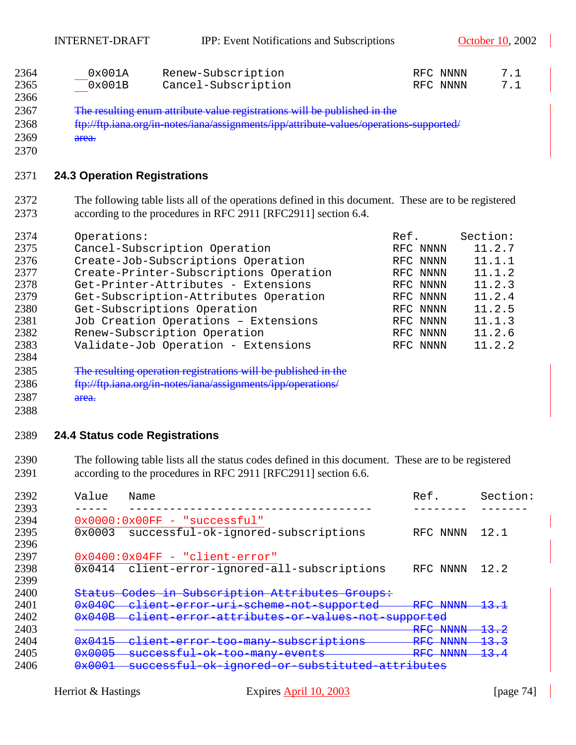```
0x001A     Renew-Subscription                          RFC NNNN     7.1
0x001B     Cancel-Subscription                         RFC NNNN     7.1
```

~~The resulting enum attribute value registrations will be published in the ftp://ftp.iana.org/in-notes/iana/assignments/ipp/attribute-values/operations-supported/ area.~~

### 24.3 Operation Registrations

The following table lists all of the operations defined in this document. These are to be registered according to the procedures in RFC 2911 [RFC2911] section 6.4.

```
Operations:                                          Ref.      Section:
Cancel-Subscription Operation                        RFC NNNN    11.2.7
Create-Job-Subscriptions Operation                   RFC NNNN    11.1.1
Create-Printer-Subscriptions Operation               RFC NNNN    11.1.2
Get-Printer-Attributes - Extensions                  RFC NNNN    11.2.3
Get-Subscription-Attributes Operation                RFC NNNN    11.2.4
Get-Subscriptions Operation                          RFC NNNN    11.2.5
Job Creation Operations – Extensions                 RFC NNNN    11.1.3
Renew-Subscription Operation                         RFC NNNN    11.2.6
Validate-Job Operation - Extensions                  RFC NNNN    11.2.2
```

~~The resulting operation registrations will be published in the ftp://ftp.iana.org/in-notes/iana/assignments/ipp/operations/ area.~~

### 24.4 Status code Registrations

The following table lists all the status codes defined in this document. These are to be registered according to the procedures in RFC 2911 [RFC2911] section 6.6.

```
Value   Name                                    Ref.      Section:
-----   ------------------------------------    --------  -------
0x0000:0x00FF - "successful"
0x0003  successful-ok-ignored-subscriptions     RFC NNNN  12.1

0x0400:0x04FF - "client-error"
0x0414  client-error-ignored-all-subscriptions  RFC NNNN  12.2
```

~~Status Codes in Subscription Attributes Groups:~~
~~0x040C client-error-uri-scheme-not-supported RFC NNNN 13.1~~
~~0x040B client-error-attributes-or-values-not-supported RFC NNNN 13.2~~
~~0x0415 client-error-too-many-subscriptions RFC NNNN 13.3~~
~~0x0005 successful-ok-too-many-events RFC NNNN 13.4~~
~~0x0001 successful-ok-ignored-or-substituted-attributes~~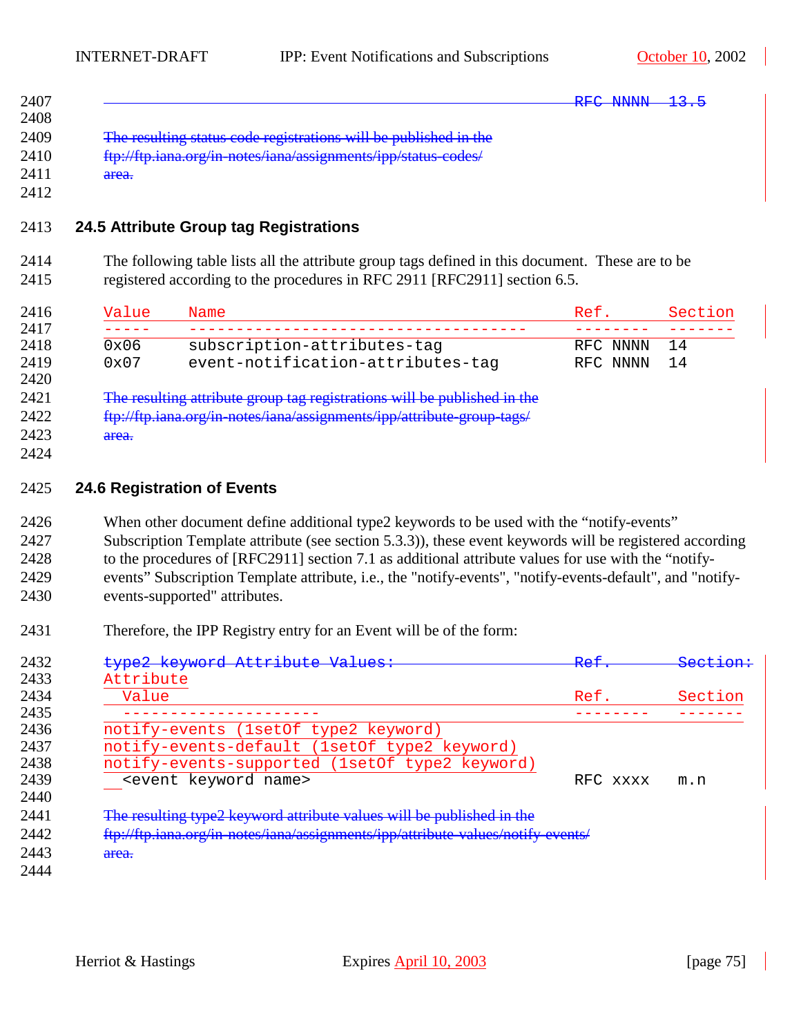RFC NNNN 13.5

The resulting status code registrations will be published in the ftp://ftp.iana.org/in-notes/iana/assignments/ipp/status-codes/ area.

## 24.5 Attribute Group tag Registrations

The following table lists all the attribute group tags defined in this document. These are to be registered according to the procedures in RFC 2911 [RFC2911] section 6.5.

| Value | Name | Ref. | Section |
|---|---|---|---|
| 0x06 | subscription-attributes-tag | RFC NNNN | 14 |
| 0x07 | event-notification-attributes-tag | RFC NNNN | 14 |

The resulting attribute group tag registrations will be published in the ftp://ftp.iana.org/in-notes/iana/assignments/ipp/attribute-group-tags/ area.

## 24.6 Registration of Events

When other document define additional type2 keywords to be used with the “notify-events” Subscription Template attribute (see section 5.3.3)), these event keywords will be registered according to the procedures of [RFC2911] section 7.1 as additional attribute values for use with the “notify-events” Subscription Template attribute, i.e., the "notify-events", "notify-events-default", and "notify-events-supported" attributes.

Therefore, the IPP Registry entry for an Event will be of the form:

```
type2 keyword Attribute Values:                       Ref.       Section:
Attribute
  Value                                               Ref.       Section
  ---------------------                               --------   -------
notify-events (1setOf type2 keyword)
notify-events-default (1setOf type2 keyword)
notify-events-supported (1setOf type2 keyword)
  <event keyword name>                                RFC xxxx   m.n
```

The resulting type2 keyword attribute values will be published in the ftp://ftp.iana.org/in-notes/iana/assignments/ipp/attribute-values/notify-events/ area.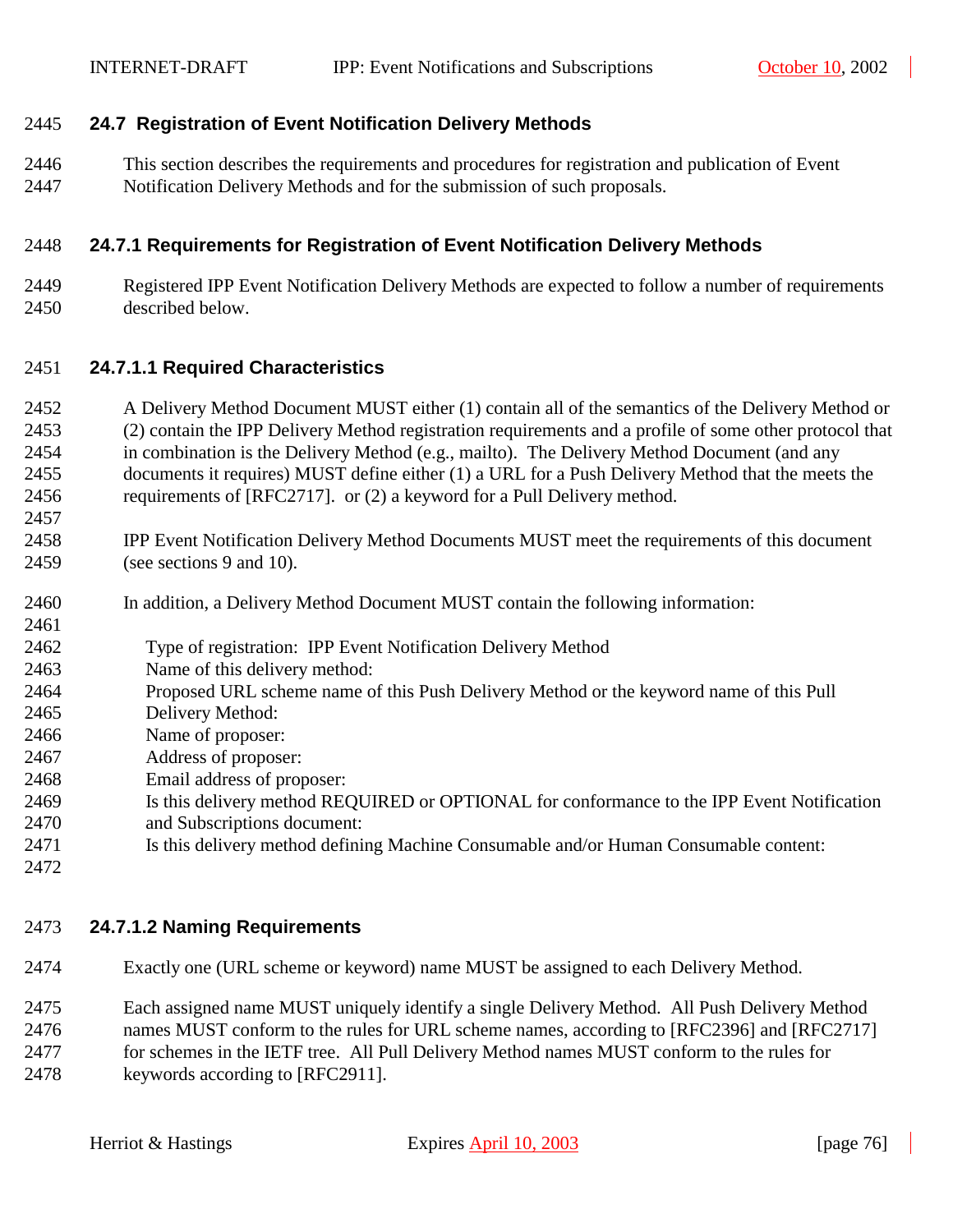## 24.7 Registration of Event Notification Delivery Methods

This section describes the requirements and procedures for registration and publication of Event Notification Delivery Methods and for the submission of such proposals.

### 24.7.1 Requirements for Registration of Event Notification Delivery Methods

Registered IPP Event Notification Delivery Methods are expected to follow a number of requirements described below.

#### 24.7.1.1 Required Characteristics

A Delivery Method Document MUST either (1) contain all of the semantics of the Delivery Method or (2) contain the IPP Delivery Method registration requirements and a profile of some other protocol that in combination is the Delivery Method (e.g., mailto). The Delivery Method Document (and any documents it requires) MUST define either (1) a URL for a Push Delivery Method that the meets the requirements of [RFC2717]. or (2) a keyword for a Pull Delivery method.

IPP Event Notification Delivery Method Documents MUST meet the requirements of this document (see sections 9 and 10).

In addition, a Delivery Method Document MUST contain the following information:

```
Type of registration:  IPP Event Notification Delivery Method
Name of this delivery method:
Proposed URL scheme name of this Push Delivery Method or the keyword name of this Pull
Delivery Method:
Name of proposer:
Address of proposer:
Email address of proposer:
Is this delivery method REQUIRED or OPTIONAL for conformance to the IPP Event Notification
and Subscriptions document:
Is this delivery method defining Machine Consumable and/or Human Consumable content:
```

#### 24.7.1.2 Naming Requirements

Exactly one (URL scheme or keyword) name MUST be assigned to each Delivery Method.

Each assigned name MUST uniquely identify a single Delivery Method. All Push Delivery Method names MUST conform to the rules for URL scheme names, according to [RFC2396] and [RFC2717] for schemes in the IETF tree. All Pull Delivery Method names MUST conform to the rules for keywords according to [RFC2911].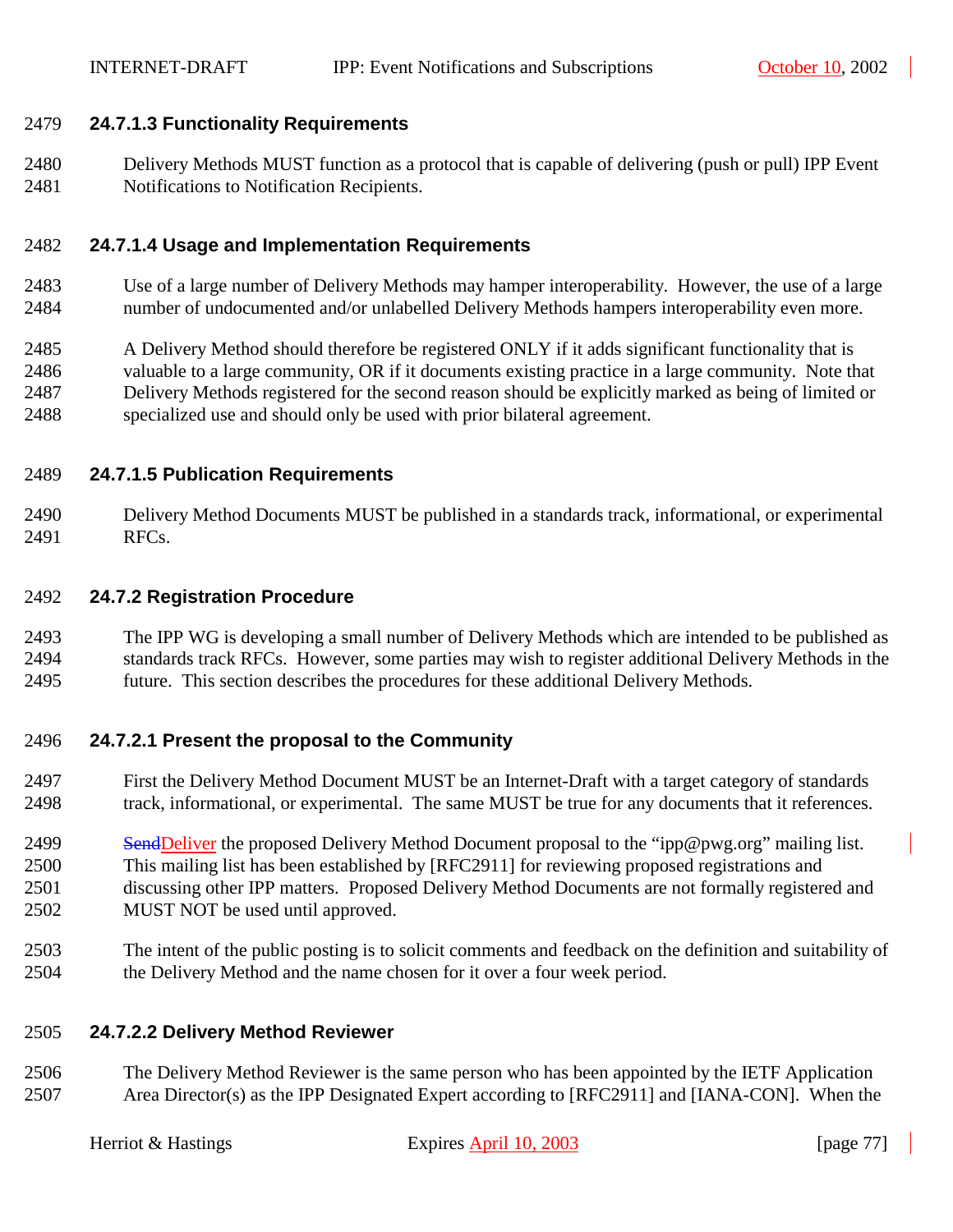#### 24.7.1.3 Functionality Requirements

Delivery Methods MUST function as a protocol that is capable of delivering (push or pull) IPP Event Notifications to Notification Recipients.

#### 24.7.1.4 Usage and Implementation Requirements

Use of a large number of Delivery Methods may hamper interoperability. However, the use of a large number of undocumented and/or unlabelled Delivery Methods hampers interoperability even more.

A Delivery Method should therefore be registered ONLY if it adds significant functionality that is valuable to a large community, OR if it documents existing practice in a large community. Note that Delivery Methods registered for the second reason should be explicitly marked as being of limited or specialized use and should only be used with prior bilateral agreement.

#### 24.7.1.5 Publication Requirements

Delivery Method Documents MUST be published in a standards track, informational, or experimental RFCs.

### 24.7.2 Registration Procedure

The IPP WG is developing a small number of Delivery Methods which are intended to be published as standards track RFCs. However, some parties may wish to register additional Delivery Methods in the future. This section describes the procedures for these additional Delivery Methods.

#### 24.7.2.1 Present the proposal to the Community

First the Delivery Method Document MUST be an Internet-Draft with a target category of standards track, informational, or experimental. The same MUST be true for any documents that it references.

~~Send~~Deliver the proposed Delivery Method Document proposal to the "ipp@pwg.org" mailing list. This mailing list has been established by [RFC2911] for reviewing proposed registrations and discussing other IPP matters. Proposed Delivery Method Documents are not formally registered and MUST NOT be used until approved.

The intent of the public posting is to solicit comments and feedback on the definition and suitability of the Delivery Method and the name chosen for it over a four week period.

#### 24.7.2.2 Delivery Method Reviewer

The Delivery Method Reviewer is the same person who has been appointed by the IETF Application Area Director(s) as the IPP Designated Expert according to [RFC2911] and [IANA-CON]. When the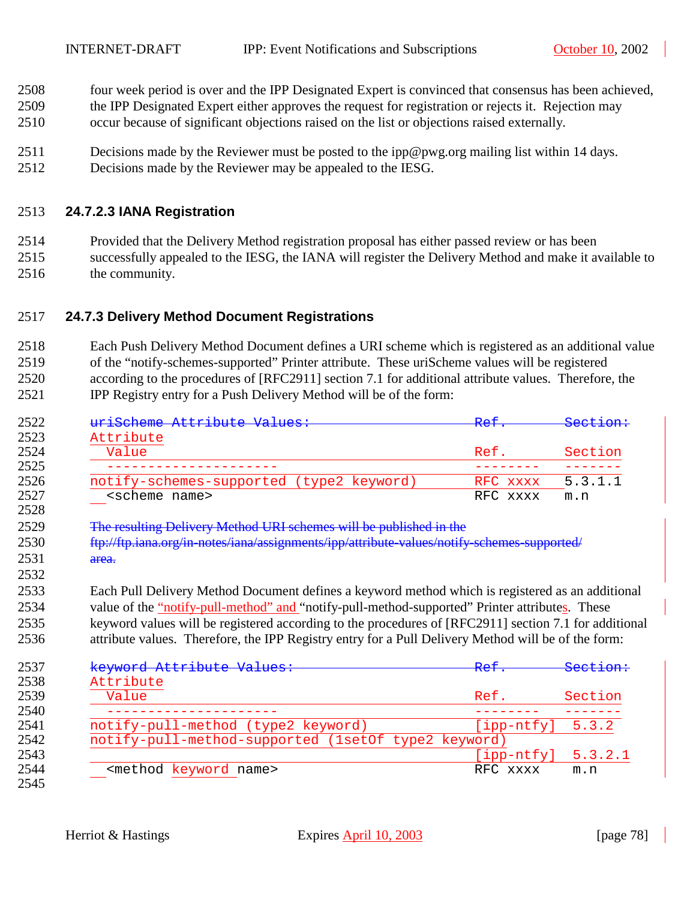four week period is over and the IPP Designated Expert is convinced that consensus has been achieved, the IPP Designated Expert either approves the request for registration or rejects it. Rejection may occur because of significant objections raised on the list or objections raised externally.

Decisions made by the Reviewer must be posted to the ipp@pwg.org mailing list within 14 days. Decisions made by the Reviewer may be appealed to the IESG.

#### 24.7.2.3 IANA Registration

Provided that the Delivery Method registration proposal has either passed review or has been successfully appealed to the IESG, the IANA will register the Delivery Method and make it available to the community.

### 24.7.3 Delivery Method Document Registrations

Each Push Delivery Method Document defines a URI scheme which is registered as an additional value of the "notify-schemes-supported" Printer attribute. These uriScheme values will be registered according to the procedures of [RFC2911] section 7.1 for additional attribute values. Therefore, the IPP Registry entry for a Push Delivery Method will be of the form:

```
uriScheme Attribute Values:                           Ref.        Section:
Attribute
  Value                                               Ref.        Section
  ---------------------                               --------    -------
notify-schemes-supported (type2 keyword)              RFC xxxx    5.3.1.1
  <scheme name>                                       RFC xxxx    m.n
```

The resulting Delivery Method URI schemes will be published in the ftp://ftp.iana.org/in-notes/iana/assignments/ipp/attribute-values/notify-schemes-supported/ area.

Each Pull Delivery Method Document defines a keyword method which is registered as an additional value of the "notify-pull-method" and "notify-pull-method-supported" Printer attributes. These keyword values will be registered according to the procedures of [RFC2911] section 7.1 for additional attribute values. Therefore, the IPP Registry entry for a Pull Delivery Method will be of the form:

```
keyword Attribute Values:                             Ref.        Section:
Attribute
  Value                                               Ref.        Section
  ---------------------                               --------    -------
notify-pull-method (type2 keyword)                    [ipp-ntfy]   5.3.2
notify-pull-method-supported (1setOf type2 keyword)
                                                      [ipp-ntfy]   5.3.2.1
  <method keyword name>                               RFC xxxx     m.n
```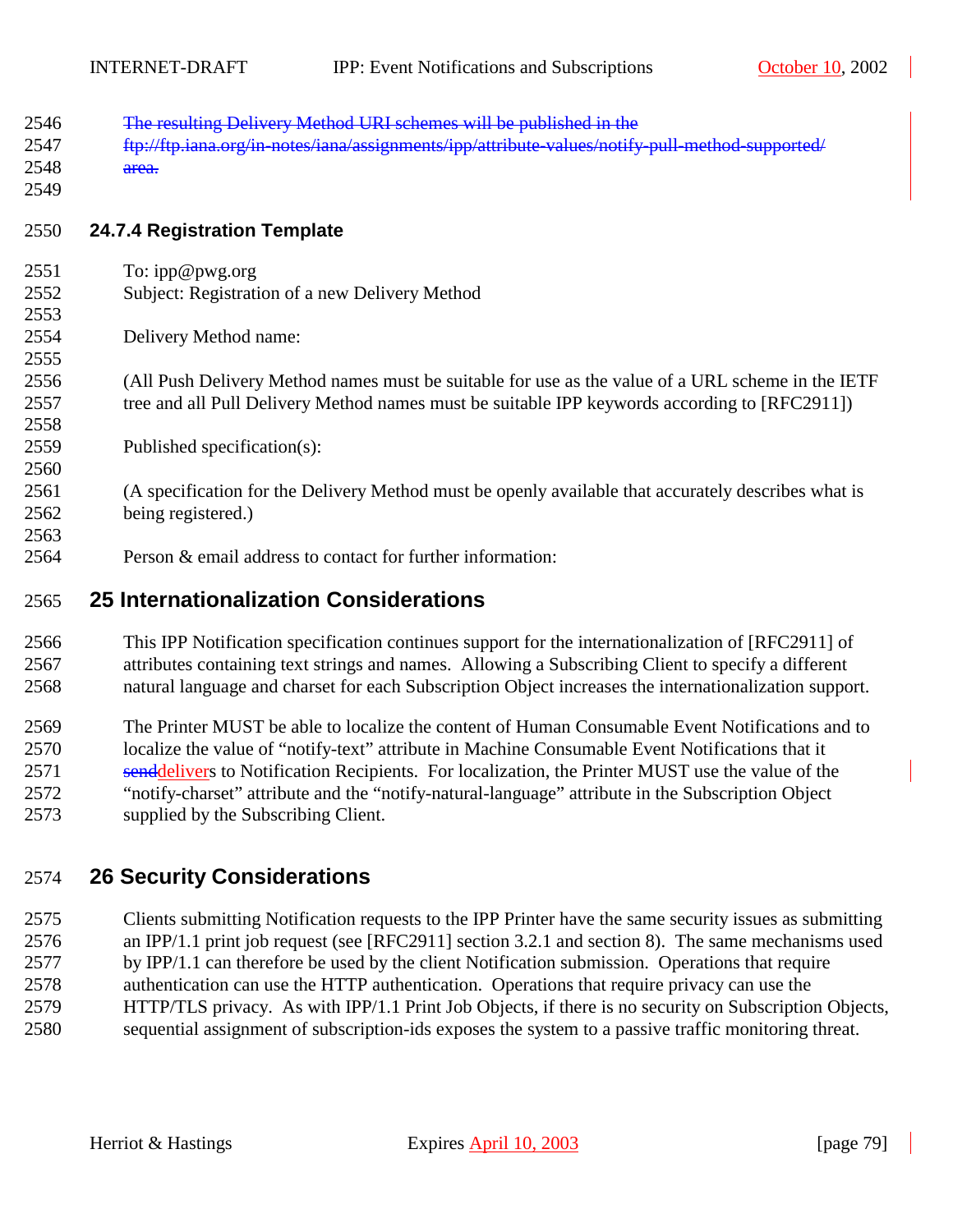~~The resulting Delivery Method URI schemes will be published in the ftp://ftp.iana.org/in-notes/iana/assignments/ipp/attribute-values/notify-pull-method-supported/ area.~~

### 24.7.4 Registration Template

To: ipp@pwg.org
Subject: Registration of a new Delivery Method

Delivery Method name:

(All Push Delivery Method names must be suitable for use as the value of a URL scheme in the IETF tree and all Pull Delivery Method names must be suitable IPP keywords according to [RFC2911])

Published specification(s):

(A specification for the Delivery Method must be openly available that accurately describes what is being registered.)

Person & email address to contact for further information:

## 25 Internationalization Considerations

This IPP Notification specification continues support for the internationalization of [RFC2911] of attributes containing text strings and names. Allowing a Subscribing Client to specify a different natural language and charset for each Subscription Object increases the internationalization support.

The Printer MUST be able to localize the content of Human Consumable Event Notifications and to localize the value of "notify-text" attribute in Machine Consumable Event Notifications that it ~~send~~delivers to Notification Recipients. For localization, the Printer MUST use the value of the "notify-charset" attribute and the "notify-natural-language" attribute in the Subscription Object supplied by the Subscribing Client.

## 26 Security Considerations

Clients submitting Notification requests to the IPP Printer have the same security issues as submitting an IPP/1.1 print job request (see [RFC2911] section 3.2.1 and section 8). The same mechanisms used by IPP/1.1 can therefore be used by the client Notification submission. Operations that require authentication can use the HTTP authentication. Operations that require privacy can use the HTTP/TLS privacy. As with IPP/1.1 Print Job Objects, if there is no security on Subscription Objects, sequential assignment of subscription-ids exposes the system to a passive traffic monitoring threat.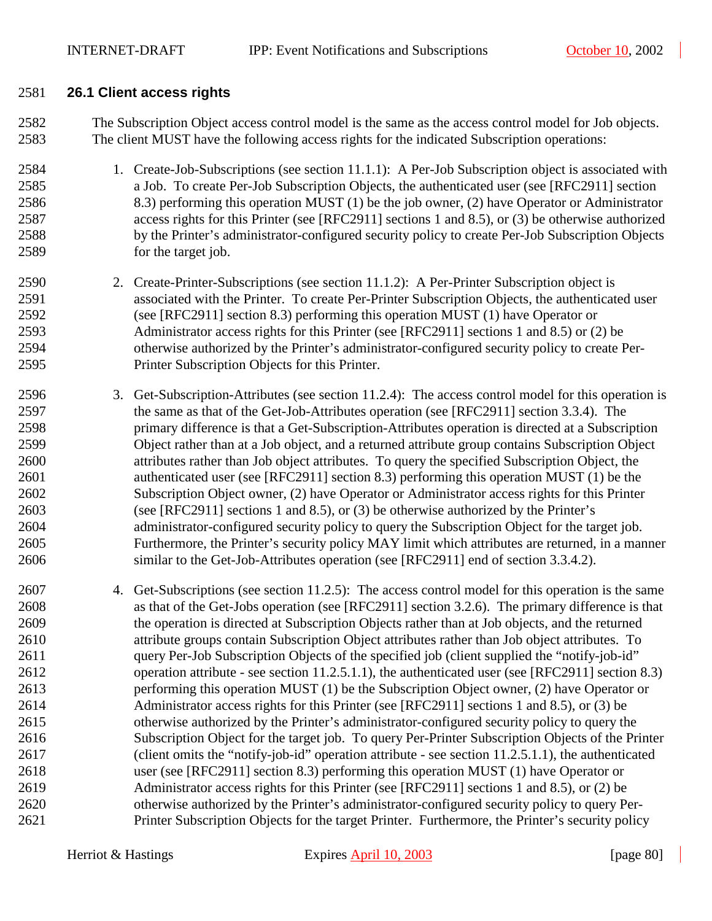### 26.1 Client access rights

The Subscription Object access control model is the same as the access control model for Job objects. The client MUST have the following access rights for the indicated Subscription operations:

1. Create-Job-Subscriptions (see section 11.1.1): A Per-Job Subscription object is associated with a Job. To create Per-Job Subscription Objects, the authenticated user (see [RFC2911] section 8.3) performing this operation MUST (1) be the job owner, (2) have Operator or Administrator access rights for this Printer (see [RFC2911] sections 1 and 8.5), or (3) be otherwise authorized by the Printer's administrator-configured security policy to create Per-Job Subscription Objects for the target job.

2. Create-Printer-Subscriptions (see section 11.1.2): A Per-Printer Subscription object is associated with the Printer. To create Per-Printer Subscription Objects, the authenticated user (see [RFC2911] section 8.3) performing this operation MUST (1) have Operator or Administrator access rights for this Printer (see [RFC2911] sections 1 and 8.5) or (2) be otherwise authorized by the Printer's administrator-configured security policy to create Per-Printer Subscription Objects for this Printer.

3. Get-Subscription-Attributes (see section 11.2.4): The access control model for this operation is the same as that of the Get-Job-Attributes operation (see [RFC2911] section 3.3.4). The primary difference is that a Get-Subscription-Attributes operation is directed at a Subscription Object rather than at a Job object, and a returned attribute group contains Subscription Object attributes rather than Job object attributes. To query the specified Subscription Object, the authenticated user (see [RFC2911] section 8.3) performing this operation MUST (1) be the Subscription Object owner, (2) have Operator or Administrator access rights for this Printer (see [RFC2911] sections 1 and 8.5), or (3) be otherwise authorized by the Printer's administrator-configured security policy to query the Subscription Object for the target job. Furthermore, the Printer's security policy MAY limit which attributes are returned, in a manner similar to the Get-Job-Attributes operation (see [RFC2911] end of section 3.3.4.2).

4. Get-Subscriptions (see section 11.2.5): The access control model for this operation is the same as that of the Get-Jobs operation (see [RFC2911] section 3.2.6). The primary difference is that the operation is directed at Subscription Objects rather than at Job objects, and the returned attribute groups contain Subscription Object attributes rather than Job object attributes. To query Per-Job Subscription Objects of the specified job (client supplied the "notify-job-id" operation attribute - see section 11.2.5.1.1), the authenticated user (see [RFC2911] section 8.3) performing this operation MUST (1) be the Subscription Object owner, (2) have Operator or Administrator access rights for this Printer (see [RFC2911] sections 1 and 8.5), or (3) be otherwise authorized by the Printer's administrator-configured security policy to query the Subscription Object for the target job. To query Per-Printer Subscription Objects of the Printer (client omits the "notify-job-id" operation attribute - see section 11.2.5.1.1), the authenticated user (see [RFC2911] section 8.3) performing this operation MUST (1) have Operator or Administrator access rights for this Printer (see [RFC2911] sections 1 and 8.5), or (2) be otherwise authorized by the Printer's administrator-configured security policy to query Per-Printer Subscription Objects for the target Printer. Furthermore, the Printer's security policy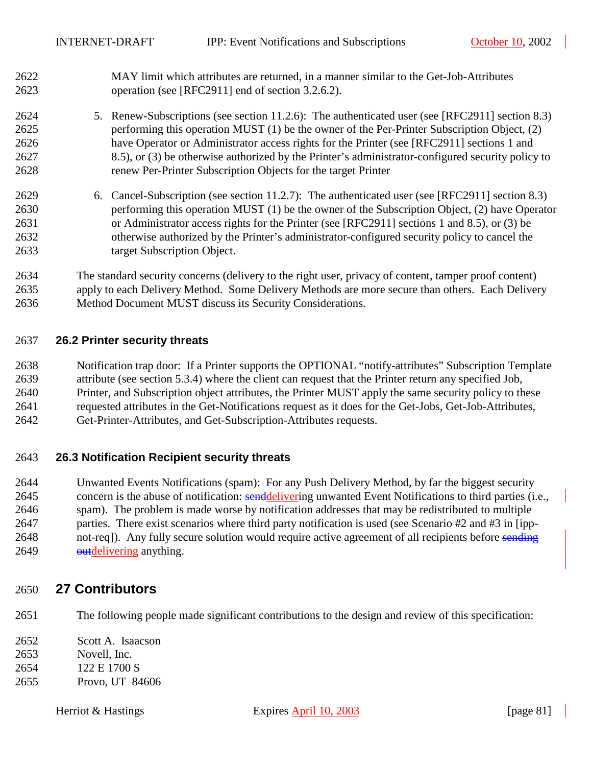MAY limit which attributes are returned, in a manner similar to the Get-Job-Attributes operation (see [RFC2911] end of section 3.2.6.2).

5. Renew-Subscriptions (see section 11.2.6): The authenticated user (see [RFC2911] section 8.3) performing this operation MUST (1) be the owner of the Per-Printer Subscription Object, (2) have Operator or Administrator access rights for the Printer (see [RFC2911] sections 1 and 8.5), or (3) be otherwise authorized by the Printer's administrator-configured security policy to renew Per-Printer Subscription Objects for the target Printer

6. Cancel-Subscription (see section 11.2.7): The authenticated user (see [RFC2911] section 8.3) performing this operation MUST (1) be the owner of the Subscription Object, (2) have Operator or Administrator access rights for the Printer (see [RFC2911] sections 1 and 8.5), or (3) be otherwise authorized by the Printer's administrator-configured security policy to cancel the target Subscription Object.

The standard security concerns (delivery to the right user, privacy of content, tamper proof content) apply to each Delivery Method. Some Delivery Methods are more secure than others. Each Delivery Method Document MUST discuss its Security Considerations.

## 26.2 Printer security threats

Notification trap door: If a Printer supports the OPTIONAL "notify-attributes" Subscription Template attribute (see section 5.3.4) where the client can request that the Printer return any specified Job, Printer, and Subscription object attributes, the Printer MUST apply the same security policy to these requested attributes in the Get-Notifications request as it does for the Get-Jobs, Get-Job-Attributes, Get-Printer-Attributes, and Get-Subscription-Attributes requests.

## 26.3 Notification Recipient security threats

Unwanted Events Notifications (spam): For any Push Delivery Method, by far the biggest security concern is the abuse of notification: ~~send~~delivering unwanted Event Notifications to third parties (i.e., spam). The problem is made worse by notification addresses that may be redistributed to multiple parties. There exist scenarios where third party notification is used (see Scenario #2 and #3 in [ipp-not-req]). Any fully secure solution would require active agreement of all recipients before ~~sending out~~delivering anything.

# 27 Contributors

The following people made significant contributions to the design and review of this specification:

Scott A. Isaacson
Novell, Inc.
122 E 1700 S
Provo, UT 84606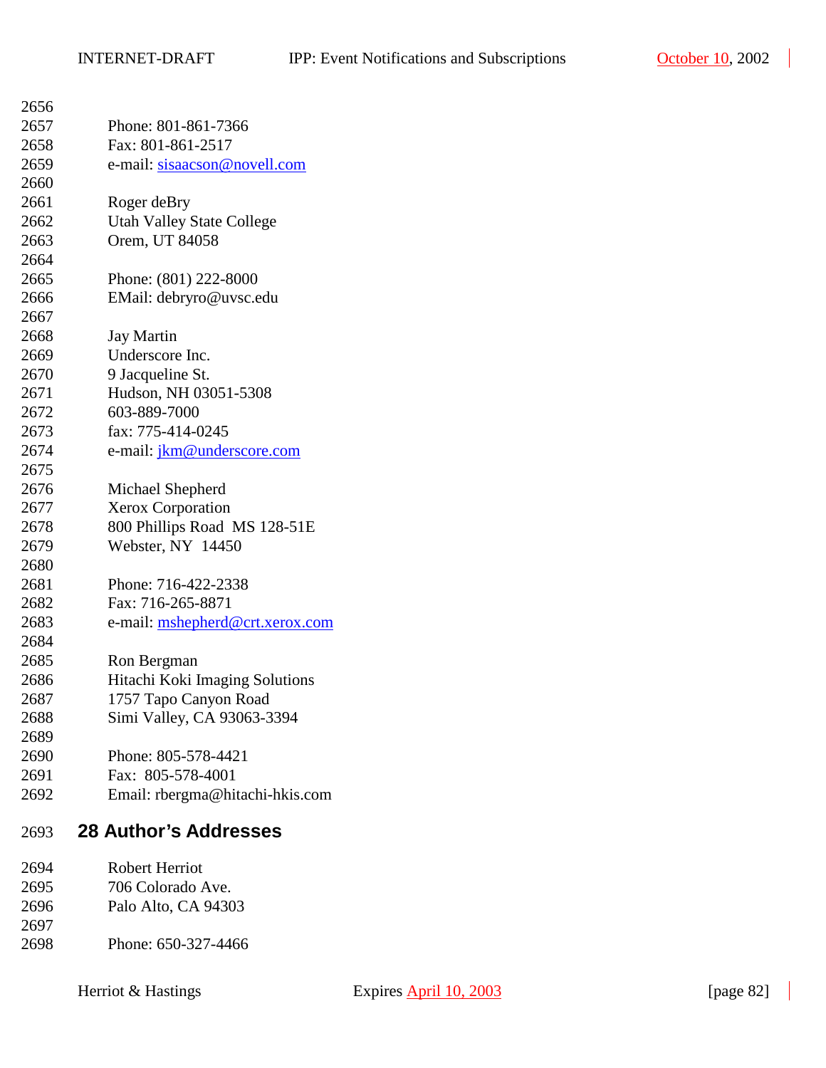Phone: 801-861-7366
Fax: 801-861-2517
e-mail: sisaacson@novell.com

Roger deBry
Utah Valley State College
Orem, UT 84058

Phone: (801) 222-8000
EMail: debryro@uvsc.edu

Jay Martin
Underscore Inc.
9 Jacqueline St.
Hudson, NH 03051-5308
603-889-7000
fax: 775-414-0245
e-mail: jkm@underscore.com

Michael Shepherd
Xerox Corporation
800 Phillips Road MS 128-51E
Webster, NY 14450

Phone: 716-422-2338
Fax: 716-265-8871
e-mail: mshepherd@crt.xerox.com

Ron Bergman
Hitachi Koki Imaging Solutions
1757 Tapo Canyon Road
Simi Valley, CA 93063-3394

Phone: 805-578-4421
Fax: 805-578-4001
Email: rbergma@hitachi-hkis.com

# 28 Author's Addresses

Robert Herriot
706 Colorado Ave.
Palo Alto, CA 94303

Phone: 650-327-4466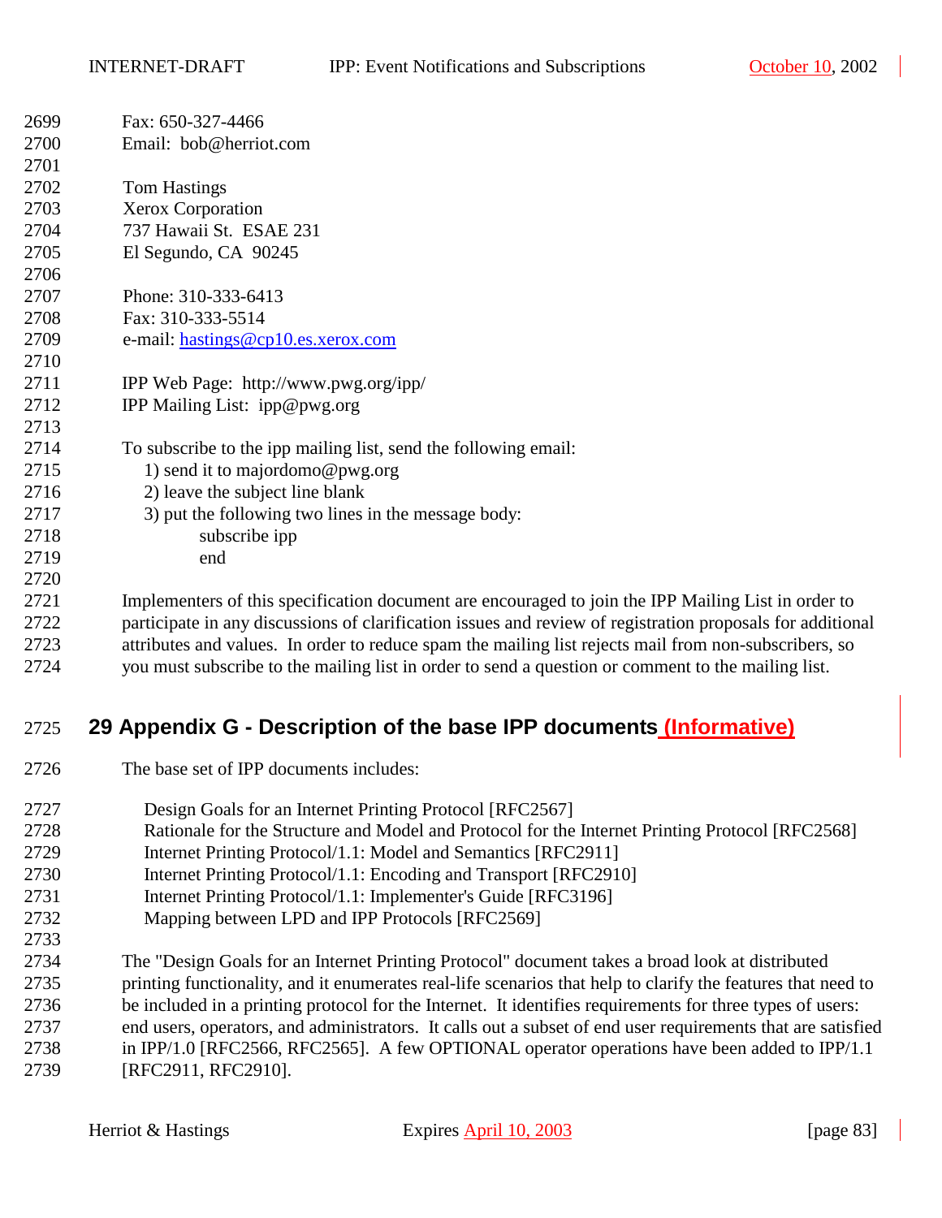Fax: 650-327-4466
Email: bob@herriot.com

Tom Hastings
Xerox Corporation
737 Hawaii St. ESAE 231
El Segundo, CA 90245

Phone: 310-333-6413
Fax: 310-333-5514
e-mail: hastings@cp10.es.xerox.com

IPP Web Page: http://www.pwg.org/ipp/
IPP Mailing List: ipp@pwg.org

To subscribe to the ipp mailing list, send the following email:

1) send it to majordomo@pwg.org
2) leave the subject line blank
3) put the following two lines in the message body:

    subscribe ipp
    end

Implementers of this specification document are encouraged to join the IPP Mailing List in order to participate in any discussions of clarification issues and review of registration proposals for additional attributes and values. In order to reduce spam the mailing list rejects mail from non-subscribers, so you must subscribe to the mailing list in order to send a question or comment to the mailing list.

# 29 Appendix G - Description of the base IPP documents (Informative)

The base set of IPP documents includes:

Design Goals for an Internet Printing Protocol [RFC2567]
Rationale for the Structure and Model and Protocol for the Internet Printing Protocol [RFC2568]
Internet Printing Protocol/1.1: Model and Semantics [RFC2911]
Internet Printing Protocol/1.1: Encoding and Transport [RFC2910]
Internet Printing Protocol/1.1: Implementer's Guide [RFC3196]
Mapping between LPD and IPP Protocols [RFC2569]

The "Design Goals for an Internet Printing Protocol" document takes a broad look at distributed printing functionality, and it enumerates real-life scenarios that help to clarify the features that need to be included in a printing protocol for the Internet. It identifies requirements for three types of users: end users, operators, and administrators. It calls out a subset of end user requirements that are satisfied in IPP/1.0 [RFC2566, RFC2565]. A few OPTIONAL operator operations have been added to IPP/1.1 [RFC2911, RFC2910].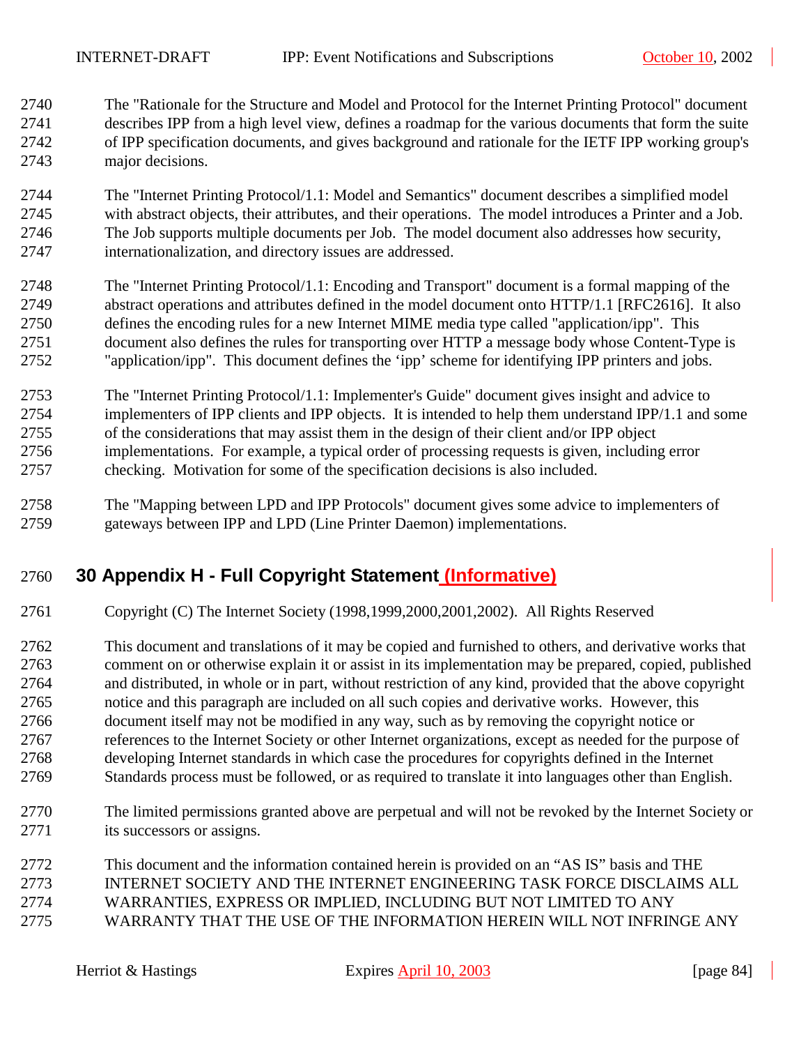The "Rationale for the Structure and Model and Protocol for the Internet Printing Protocol" document describes IPP from a high level view, defines a roadmap for the various documents that form the suite of IPP specification documents, and gives background and rationale for the IETF IPP working group's major decisions.

The "Internet Printing Protocol/1.1: Model and Semantics" document describes a simplified model with abstract objects, their attributes, and their operations. The model introduces a Printer and a Job. The Job supports multiple documents per Job. The model document also addresses how security, internationalization, and directory issues are addressed.

The "Internet Printing Protocol/1.1: Encoding and Transport" document is a formal mapping of the abstract operations and attributes defined in the model document onto HTTP/1.1 [RFC2616]. It also defines the encoding rules for a new Internet MIME media type called "application/ipp". This document also defines the rules for transporting over HTTP a message body whose Content-Type is "application/ipp". This document defines the 'ipp' scheme for identifying IPP printers and jobs.

The "Internet Printing Protocol/1.1: Implementer's Guide" document gives insight and advice to implementers of IPP clients and IPP objects. It is intended to help them understand IPP/1.1 and some of the considerations that may assist them in the design of their client and/or IPP object implementations. For example, a typical order of processing requests is given, including error checking. Motivation for some of the specification decisions is also included.

The "Mapping between LPD and IPP Protocols" document gives some advice to implementers of gateways between IPP and LPD (Line Printer Daemon) implementations.

# 30 Appendix H - Full Copyright Statement (Informative)

Copyright (C) The Internet Society (1998,1999,2000,2001,2002). All Rights Reserved

This document and translations of it may be copied and furnished to others, and derivative works that comment on or otherwise explain it or assist in its implementation may be prepared, copied, published and distributed, in whole or in part, without restriction of any kind, provided that the above copyright notice and this paragraph are included on all such copies and derivative works. However, this document itself may not be modified in any way, such as by removing the copyright notice or references to the Internet Society or other Internet organizations, except as needed for the purpose of developing Internet standards in which case the procedures for copyrights defined in the Internet Standards process must be followed, or as required to translate it into languages other than English.

The limited permissions granted above are perpetual and will not be revoked by the Internet Society or its successors or assigns.

This document and the information contained herein is provided on an "AS IS" basis and THE INTERNET SOCIETY AND THE INTERNET ENGINEERING TASK FORCE DISCLAIMS ALL WARRANTIES, EXPRESS OR IMPLIED, INCLUDING BUT NOT LIMITED TO ANY WARRANTY THAT THE USE OF THE INFORMATION HEREIN WILL NOT INFRINGE ANY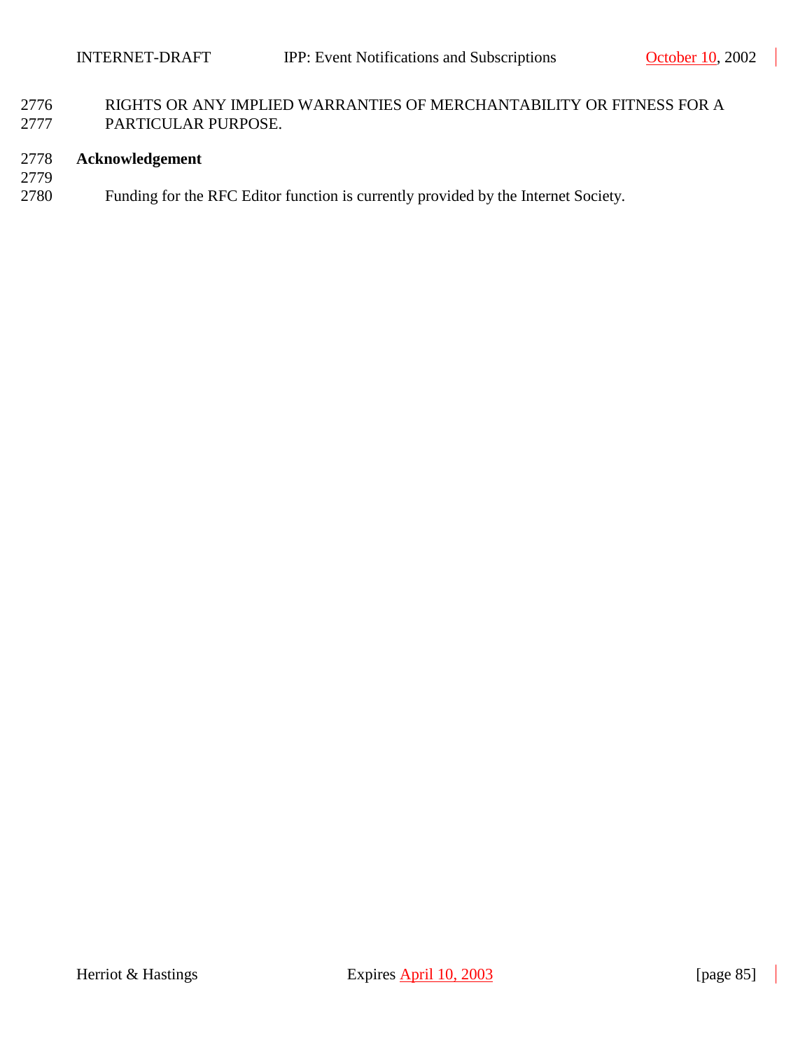RIGHTS OR ANY IMPLIED WARRANTIES OF MERCHANTABILITY OR FITNESS FOR A PARTICULAR PURPOSE.

## Acknowledgement

Funding for the RFC Editor function is currently provided by the Internet Society.